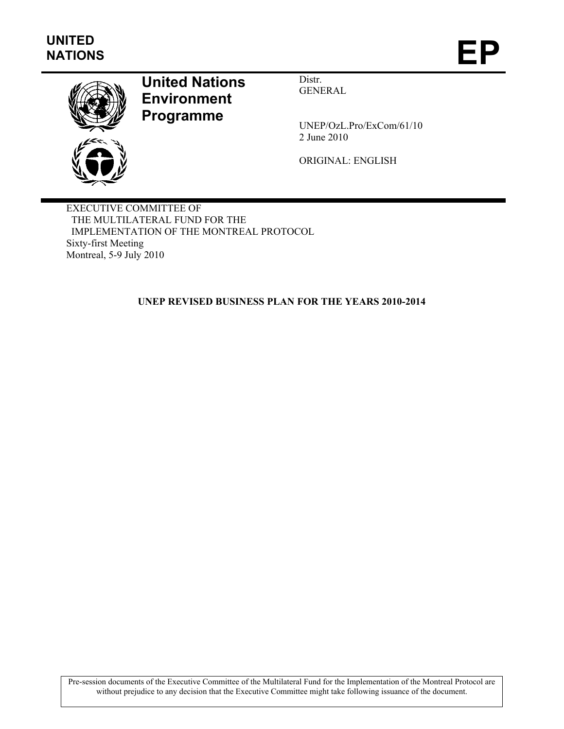UNITED NATIONS

# EP

**United Nations Environment Programme**

Distr.
GENERAL

UNEP/OzL.Pro/ExCom/61/10
2 June 2010

ORIGINAL: ENGLISH

EXECUTIVE COMMITTEE OF
THE MULTILATERAL FUND FOR THE
IMPLEMENTATION OF THE MONTREAL PROTOCOL
Sixty-first Meeting
Montreal, 5-9 July 2010

## UNEP REVISED BUSINESS PLAN FOR THE YEARS 2010-2014

Pre-session documents of the Executive Committee of the Multilateral Fund for the Implementation of the Montreal Protocol are without prejudice to any decision that the Executive Committee might take following issuance of the document.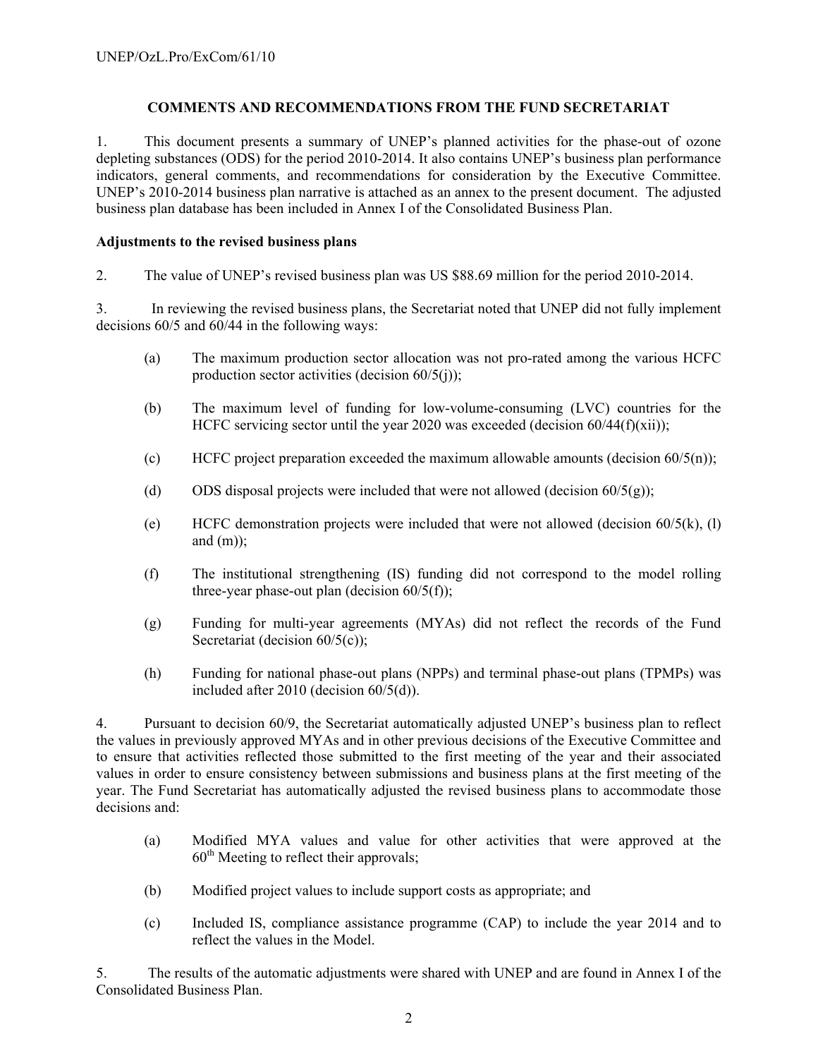### COMMENTS AND RECOMMENDATIONS FROM THE FUND SECRETARIAT

1. This document presents a summary of UNEP's planned activities for the phase-out of ozone depleting substances (ODS) for the period 2010-2014. It also contains UNEP's business plan performance indicators, general comments, and recommendations for consideration by the Executive Committee. UNEP's 2010-2014 business plan narrative is attached as an annex to the present document. The adjusted business plan database has been included in Annex I of the Consolidated Business Plan.

**Adjustments to the revised business plans**

2. The value of UNEP's revised business plan was US $88.69 million for the period 2010-2014.

3. In reviewing the revised business plans, the Secretariat noted that UNEP did not fully implement decisions 60/5 and 60/44 in the following ways:

(a) The maximum production sector allocation was not pro-rated among the various HCFC production sector activities (decision 60/5(j));

(b) The maximum level of funding for low-volume-consuming (LVC) countries for the HCFC servicing sector until the year 2020 was exceeded (decision 60/44(f)(xii));

(c) HCFC project preparation exceeded the maximum allowable amounts (decision 60/5(n));

(d) ODS disposal projects were included that were not allowed (decision 60/5(g));

(e) HCFC demonstration projects were included that were not allowed (decision 60/5(k), (l) and (m));

(f) The institutional strengthening (IS) funding did not correspond to the model rolling three-year phase-out plan (decision 60/5(f));

(g) Funding for multi-year agreements (MYAs) did not reflect the records of the Fund Secretariat (decision 60/5(c));

(h) Funding for national phase-out plans (NPPs) and terminal phase-out plans (TPMPs) was included after 2010 (decision 60/5(d)).

4. Pursuant to decision 60/9, the Secretariat automatically adjusted UNEP's business plan to reflect the values in previously approved MYAs and in other previous decisions of the Executive Committee and to ensure that activities reflected those submitted to the first meeting of the year and their associated values in order to ensure consistency between submissions and business plans at the first meeting of the year. The Fund Secretariat has automatically adjusted the revised business plans to accommodate those decisions and:

(a) Modified MYA values and value for other activities that were approved at the 60th Meeting to reflect their approvals;

(b) Modified project values to include support costs as appropriate; and

(c) Included IS, compliance assistance programme (CAP) to include the year 2014 and to reflect the values in the Model.

5. The results of the automatic adjustments were shared with UNEP and are found in Annex I of the Consolidated Business Plan.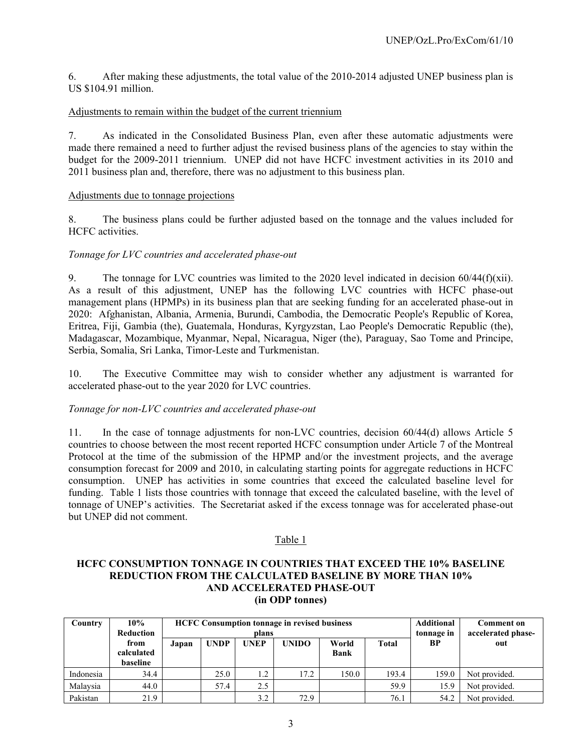6. After making these adjustments, the total value of the 2010-2014 adjusted UNEP business plan is US $104.91 million.

Adjustments to remain within the budget of the current triennium

7. As indicated in the Consolidated Business Plan, even after these automatic adjustments were made there remained a need to further adjust the revised business plans of the agencies to stay within the budget for the 2009-2011 triennium. UNEP did not have HCFC investment activities in its 2010 and 2011 business plan and, therefore, there was no adjustment to this business plan.

Adjustments due to tonnage projections

8. The business plans could be further adjusted based on the tonnage and the values included for HCFC activities.

*Tonnage for LVC countries and accelerated phase-out*

9. The tonnage for LVC countries was limited to the 2020 level indicated in decision 60/44(f)(xii). As a result of this adjustment, UNEP has the following LVC countries with HCFC phase-out management plans (HPMPs) in its business plan that are seeking funding for an accelerated phase-out in 2020: Afghanistan, Albania, Armenia, Burundi, Cambodia, the Democratic People's Republic of Korea, Eritrea, Fiji, Gambia (the), Guatemala, Honduras, Kyrgyzstan, Lao People's Democratic Republic (the), Madagascar, Mozambique, Myanmar, Nepal, Nicaragua, Niger (the), Paraguay, Sao Tome and Principe, Serbia, Somalia, Sri Lanka, Timor-Leste and Turkmenistan.

10. The Executive Committee may wish to consider whether any adjustment is warranted for accelerated phase-out to the year 2020 for LVC countries.

*Tonnage for non-LVC countries and accelerated phase-out*

11. In the case of tonnage adjustments for non-LVC countries, decision 60/44(d) allows Article 5 countries to choose between the most recent reported HCFC consumption under Article 7 of the Montreal Protocol at the time of the submission of the HPMP and/or the investment projects, and the average consumption forecast for 2009 and 2010, in calculating starting points for aggregate reductions in HCFC consumption. UNEP has activities in some countries that exceed the calculated baseline level for funding. Table 1 lists those countries with tonnage that exceed the calculated baseline, with the level of tonnage of UNEP's activities. The Secretariat asked if the excess tonnage was for accelerated phase-out but UNEP did not comment.

Table 1

**HCFC CONSUMPTION TONNAGE IN COUNTRIES THAT EXCEED THE 10% BASELINE REDUCTION FROM THE CALCULATED BASELINE BY MORE THAN 10% AND ACCELERATED PHASE-OUT (in ODP tonnes)**

| Country | 10% Reduction from calculated baseline | HCFC Consumption tonnage in revised business plans | | | | | | Additional tonnage in BP | Comment on accelerated phase-out |
|---|---|---|---|---|---|---|---|---|---|
| | | Japan | UNDP | UNEP | UNIDO | World Bank | Total | | |
| Indonesia | 34.4 | | 25.0 | 1.2 | 17.2 | 150.0 | 193.4 | 159.0 | Not provided. |
| Malaysia | 44.0 | | 57.4 | 2.5 | | | 59.9 | 15.9 | Not provided. |
| Pakistan | 21.9 | | | 3.2 | 72.9 | | 76.1 | 54.2 | Not provided. |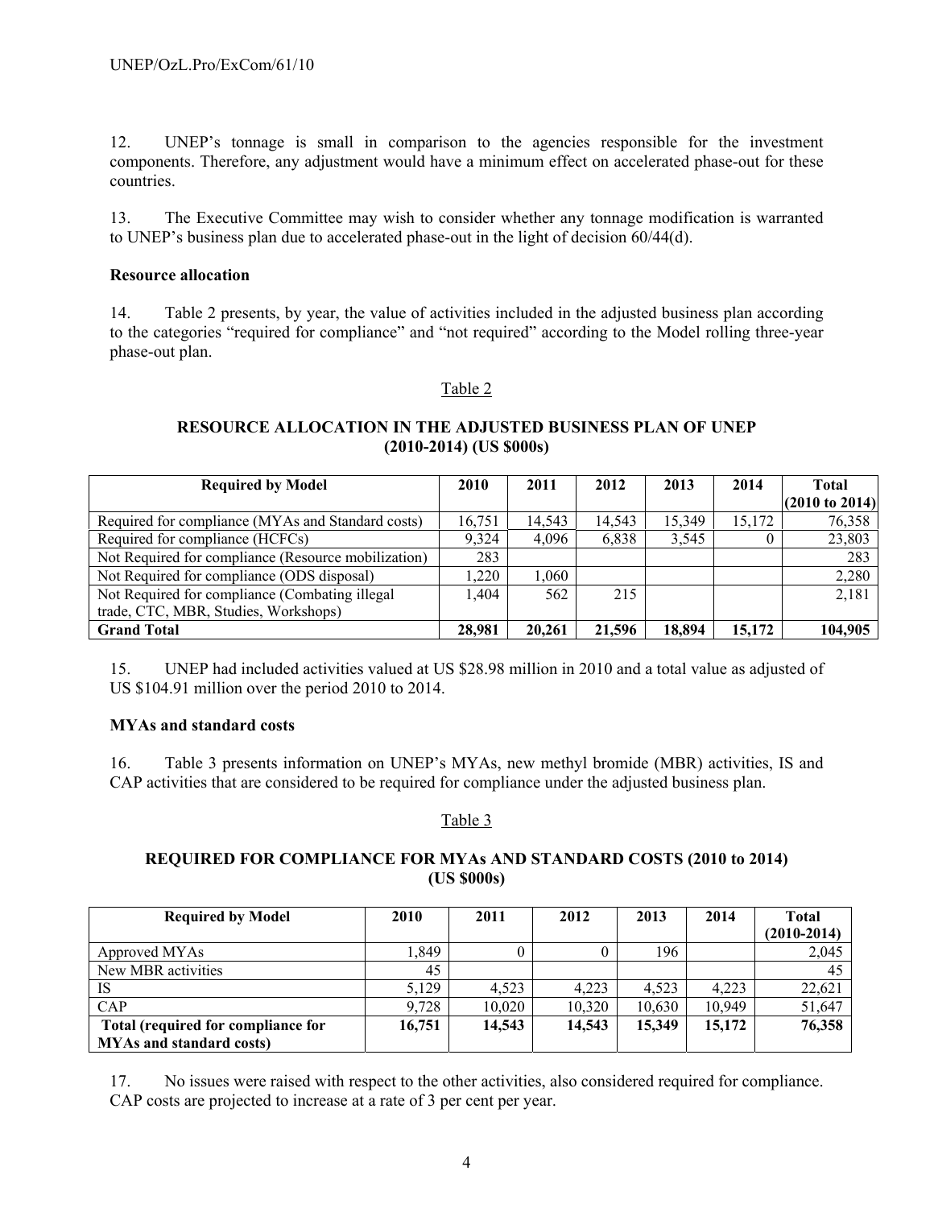12. UNEP's tonnage is small in comparison to the agencies responsible for the investment components. Therefore, any adjustment would have a minimum effect on accelerated phase-out for these countries.

13. The Executive Committee may wish to consider whether any tonnage modification is warranted to UNEP's business plan due to accelerated phase-out in the light of decision 60/44(d).

**Resource allocation**

14. Table 2 presents, by year, the value of activities included in the adjusted business plan according to the categories "required for compliance" and "not required" according to the Model rolling three-year phase-out plan.

Table 2

**RESOURCE ALLOCATION IN THE ADJUSTED BUSINESS PLAN OF UNEP (2010-2014) (US $000s)**

| Required by Model | 2010 | 2011 | 2012 | 2013 | 2014 | Total (2010 to 2014) |
|---|---|---|---|---|---|---|
| Required for compliance (MYAs and Standard costs) | 16,751 | 14,543 | 14,543 | 15,349 | 15,172 | 76,358 |
| Required for compliance (HCFCs) | 9,324 | 4,096 | 6,838 | 3,545 | 0 | 23,803 |
| Not Required for compliance (Resource mobilization) | 283 | | | | | 283 |
| Not Required for compliance (ODS disposal) | 1,220 | 1,060 | | | | 2,280 |
| Not Required for compliance (Combating illegal trade, CTC, MBR, Studies, Workshops) | 1,404 | 562 | 215 | | | 2,181 |
| **Grand Total** | **28,981** | **20,261** | **21,596** | **18,894** | **15,172** | **104,905** |

15. UNEP had included activities valued at US $28.98 million in 2010 and a total value as adjusted of US $104.91 million over the period 2010 to 2014.

**MYAs and standard costs**

16. Table 3 presents information on UNEP's MYAs, new methyl bromide (MBR) activities, IS and CAP activities that are considered to be required for compliance under the adjusted business plan.

Table 3

**REQUIRED FOR COMPLIANCE FOR MYAs AND STANDARD COSTS (2010 to 2014) (US $000s)**

| Required by Model | 2010 | 2011 | 2012 | 2013 | 2014 | Total (2010-2014) |
|---|---|---|---|---|---|---|
| Approved MYAs | 1,849 | 0 | 0 | 196 | | 2,045 |
| New MBR activities | 45 | | | | | 45 |
| IS | 5,129 | 4,523 | 4,223 | 4,523 | 4,223 | 22,621 |
| CAP | 9,728 | 10,020 | 10,320 | 10,630 | 10,949 | 51,647 |
| **Total (required for compliance for MYAs and standard costs)** | **16,751** | **14,543** | **14,543** | **15,349** | **15,172** | **76,358** |

17. No issues were raised with respect to the other activities, also considered required for compliance. CAP costs are projected to increase at a rate of 3 per cent per year.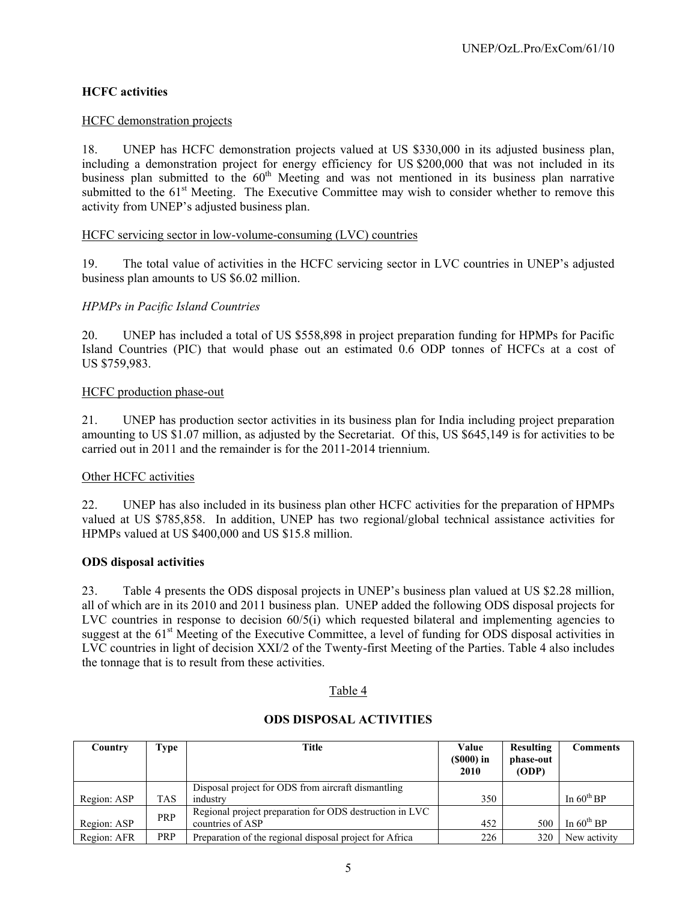### HCFC activities

HCFC demonstration projects

18. UNEP has HCFC demonstration projects valued at US $330,000 in its adjusted business plan, including a demonstration project for energy efficiency for US $200,000 that was not included in its business plan submitted to the 60th Meeting and was not mentioned in its business plan narrative submitted to the 61st Meeting. The Executive Committee may wish to consider whether to remove this activity from UNEP's adjusted business plan.

HCFC servicing sector in low-volume-consuming (LVC) countries

19. The total value of activities in the HCFC servicing sector in LVC countries in UNEP's adjusted business plan amounts to US $6.02 million.

*HPMPs in Pacific Island Countries*

20. UNEP has included a total of US $558,898 in project preparation funding for HPMPs for Pacific Island Countries (PIC) that would phase out an estimated 0.6 ODP tonnes of HCFCs at a cost of US $759,983.

HCFC production phase-out

21. UNEP has production sector activities in its business plan for India including project preparation amounting to US $1.07 million, as adjusted by the Secretariat. Of this, US $645,149 is for activities to be carried out in 2011 and the remainder is for the 2011-2014 triennium.

Other HCFC activities

22. UNEP has also included in its business plan other HCFC activities for the preparation of HPMPs valued at US $785,858. In addition, UNEP has two regional/global technical assistance activities for HPMPs valued at US $400,000 and US $15.8 million.

### ODS disposal activities

23. Table 4 presents the ODS disposal projects in UNEP's business plan valued at US $2.28 million, all of which are in its 2010 and 2011 business plan. UNEP added the following ODS disposal projects for LVC countries in response to decision 60/5(i) which requested bilateral and implementing agencies to suggest at the 61st Meeting of the Executive Committee, a level of funding for ODS disposal activities in LVC countries in light of decision XXI/2 of the Twenty-first Meeting of the Parties. Table 4 also includes the tonnage that is to result from these activities.

Table 4

**ODS DISPOSAL ACTIVITIES**

| Country | Type | Title | Value ($000) in 2010 | Resulting phase-out (ODP) | Comments |
|---|---|---|---|---|---|
| Region: ASP | TAS | Disposal project for ODS from aircraft dismantling industry | 350 | | In 60th BP |
| Region: ASP | PRP | Regional project preparation for ODS destruction in LVC countries of ASP | 452 | 500 | In 60th BP |
| Region: AFR | PRP | Preparation of the regional disposal project for Africa | 226 | 320 | New activity |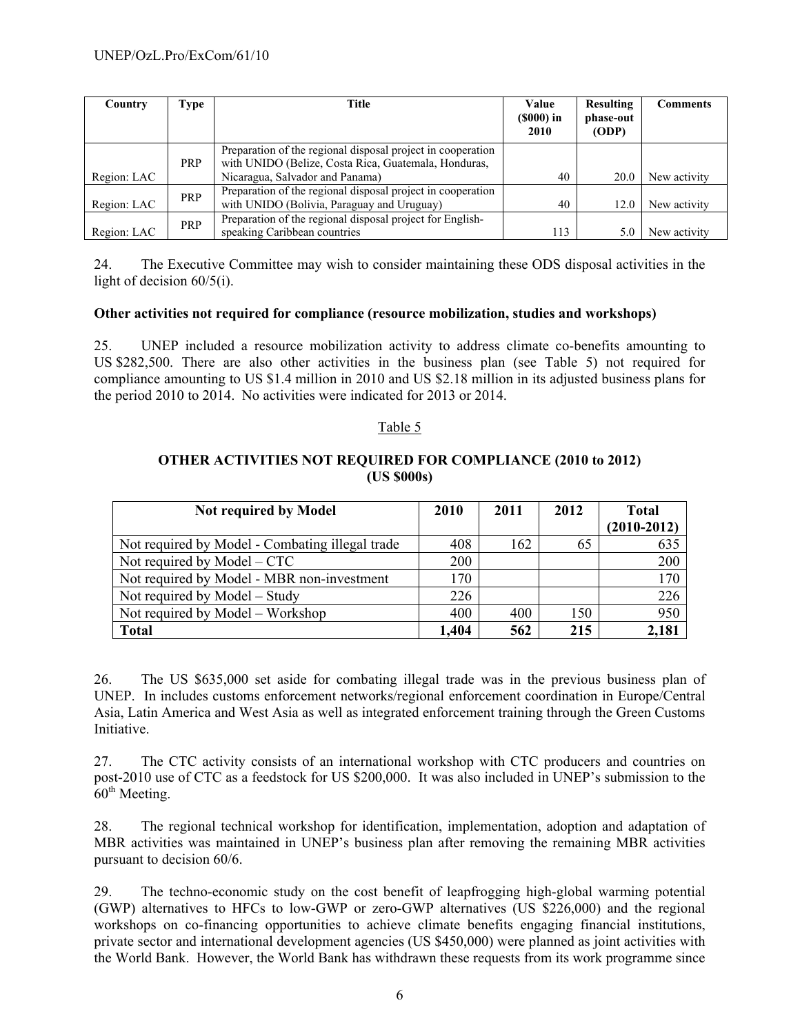| Country | Type | Title | Value ($000) in 2010 | Resulting phase-out (ODP) | Comments |
|---|---|---|---|---|---|
| Region: LAC | PRP | Preparation of the regional disposal project in cooperation with UNIDO (Belize, Costa Rica, Guatemala, Honduras, Nicaragua, Salvador and Panama) | 40 | 20.0 | New activity |
| Region: LAC | PRP | Preparation of the regional disposal project in cooperation with UNIDO (Bolivia, Paraguay and Uruguay) | 40 | 12.0 | New activity |
| Region: LAC | PRP | Preparation of the regional disposal project for English-speaking Caribbean countries | 113 | 5.0 | New activity |

24. The Executive Committee may wish to consider maintaining these ODS disposal activities in the light of decision 60/5(i).

**Other activities not required for compliance (resource mobilization, studies and workshops)**

25. UNEP included a resource mobilization activity to address climate co-benefits amounting to US $282,500. There are also other activities in the business plan (see Table 5) not required for compliance amounting to US $1.4 million in 2010 and US $2.18 million in its adjusted business plans for the period 2010 to 2014. No activities were indicated for 2013 or 2014.

Table 5

**OTHER ACTIVITIES NOT REQUIRED FOR COMPLIANCE (2010 to 2012) (US $000s)**

| Not required by Model | 2010 | 2011 | 2012 | Total (2010-2012) |
|---|---|---|---|---|
| Not required by Model - Combating illegal trade | 408 | 162 | 65 | 635 |
| Not required by Model – CTC | 200 | | | 200 |
| Not required by Model - MBR non-investment | 170 | | | 170 |
| Not required by Model – Study | 226 | | | 226 |
| Not required by Model – Workshop | 400 | 400 | 150 | 950 |
| **Total** | **1,404** | **562** | **215** | **2,181** |

26. The US $635,000 set aside for combating illegal trade was in the previous business plan of UNEP. In includes customs enforcement networks/regional enforcement coordination in Europe/Central Asia, Latin America and West Asia as well as integrated enforcement training through the Green Customs Initiative.

27. The CTC activity consists of an international workshop with CTC producers and countries on post-2010 use of CTC as a feedstock for US $200,000. It was also included in UNEP's submission to the 60th Meeting.

28. The regional technical workshop for identification, implementation, adoption and adaptation of MBR activities was maintained in UNEP's business plan after removing the remaining MBR activities pursuant to decision 60/6.

29. The techno-economic study on the cost benefit of leapfrogging high-global warming potential (GWP) alternatives to HFCs to low-GWP or zero-GWP alternatives (US $226,000) and the regional workshops on co-financing opportunities to achieve climate benefits engaging financial institutions, private sector and international development agencies (US $450,000) were planned as joint activities with the World Bank. However, the World Bank has withdrawn these requests from its work programme since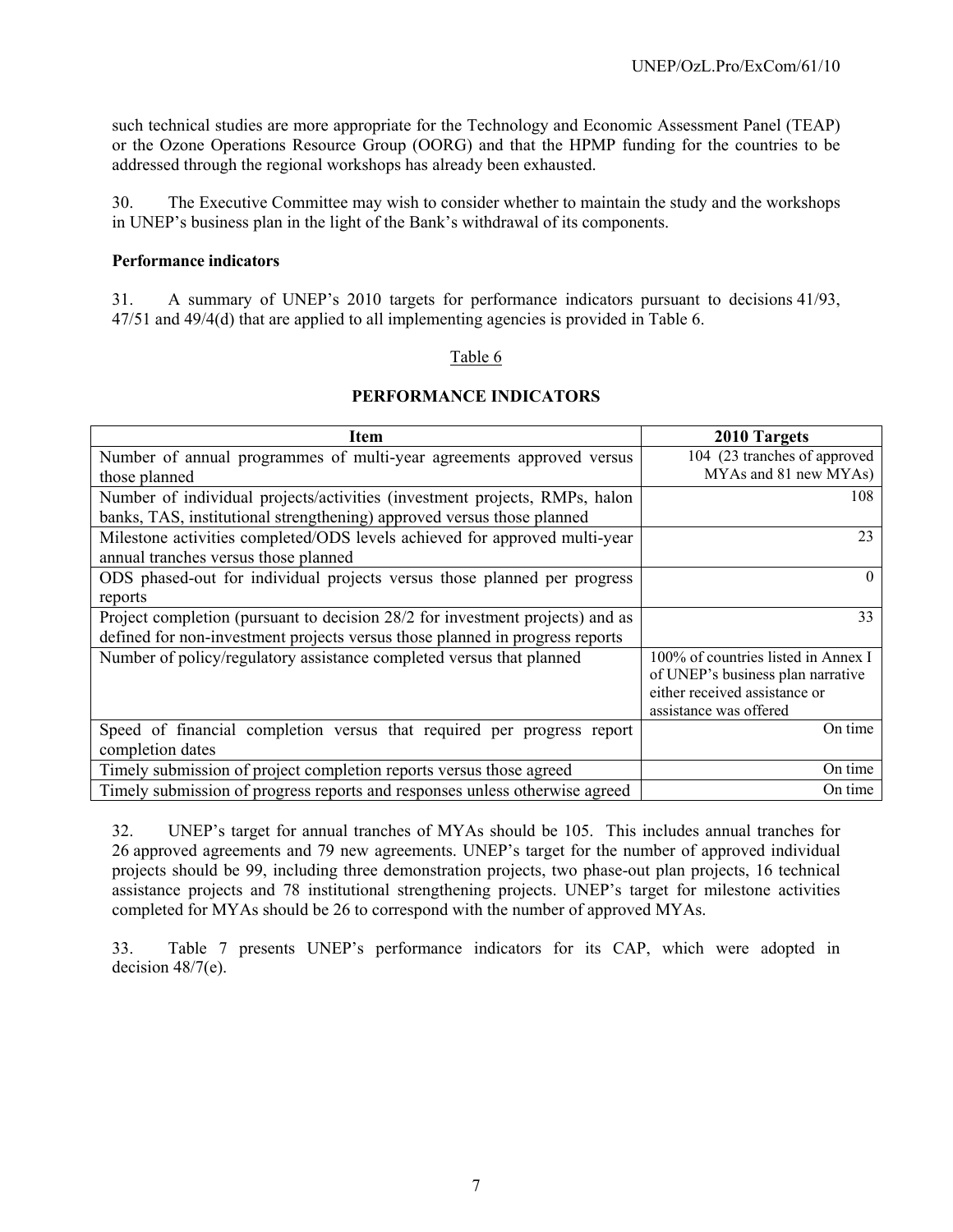such technical studies are more appropriate for the Technology and Economic Assessment Panel (TEAP) or the Ozone Operations Resource Group (OORG) and that the HPMP funding for the countries to be addressed through the regional workshops has already been exhausted.

30. The Executive Committee may wish to consider whether to maintain the study and the workshops in UNEP's business plan in the light of the Bank's withdrawal of its components.

**Performance indicators**

31. A summary of UNEP's 2010 targets for performance indicators pursuant to decisions 41/93, 47/51 and 49/4(d) that are applied to all implementing agencies is provided in Table 6.

Table 6

**PERFORMANCE INDICATORS**

| Item | 2010 Targets |
|---|---|
| Number of annual programmes of multi-year agreements approved versus those planned | 104 (23 tranches of approved MYAs and 81 new MYAs) |
| Number of individual projects/activities (investment projects, RMPs, halon banks, TAS, institutional strengthening) approved versus those planned | 108 |
| Milestone activities completed/ODS levels achieved for approved multi-year annual tranches versus those planned | 23 |
| ODS phased-out for individual projects versus those planned per progress reports | 0 |
| Project completion (pursuant to decision 28/2 for investment projects) and as defined for non-investment projects versus those planned in progress reports | 33 |
| Number of policy/regulatory assistance completed versus that planned | 100% of countries listed in Annex I of UNEP's business plan narrative either received assistance or assistance was offered |
| Speed of financial completion versus that required per progress report completion dates | On time |
| Timely submission of project completion reports versus those agreed | On time |
| Timely submission of progress reports and responses unless otherwise agreed | On time |

32. UNEP's target for annual tranches of MYAs should be 105. This includes annual tranches for 26 approved agreements and 79 new agreements. UNEP's target for the number of approved individual projects should be 99, including three demonstration projects, two phase-out plan projects, 16 technical assistance projects and 78 institutional strengthening projects. UNEP's target for milestone activities completed for MYAs should be 26 to correspond with the number of approved MYAs.

33. Table 7 presents UNEP's performance indicators for its CAP, which were adopted in decision 48/7(e).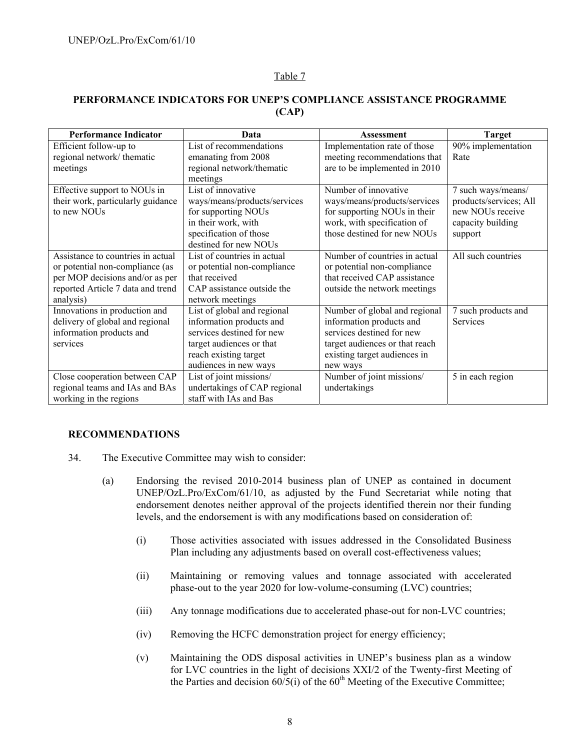Table 7

**PERFORMANCE INDICATORS FOR UNEP'S COMPLIANCE ASSISTANCE PROGRAMME (CAP)**

| Performance Indicator | Data | Assessment | Target |
|---|---|---|---|
| Efficient follow-up to regional network/ thematic meetings | List of recommendations emanating from 2008 regional network/thematic meetings | Implementation rate of those meeting recommendations that are to be implemented in 2010 | 90% implementation Rate |
| Effective support to NOUs in their work, particularly guidance to new NOUs | List of innovative ways/means/products/services for supporting NOUs in their work, with specification of those destined for new NOUs | Number of innovative ways/means/products/services for supporting NOUs in their work, with specification of those destined for new NOUs | 7 such ways/means/ products/services; All new NOUs receive capacity building support |
| Assistance to countries in actual or potential non-compliance (as per MOP decisions and/or as per reported Article 7 data and trend analysis) | List of countries in actual or potential non-compliance that received CAP assistance outside the network meetings | Number of countries in actual or potential non-compliance that received CAP assistance outside the network meetings | All such countries |
| Innovations in production and delivery of global and regional information products and services | List of global and regional information products and services destined for new target audiences or that reach existing target audiences in new ways | Number of global and regional information products and services destined for new target audiences or that reach existing target audiences in new ways | 7 such products and Services |
| Close cooperation between CAP regional teams and IAs and BAs working in the regions | List of joint missions/ undertakings of CAP regional staff with IAs and Bas | Number of joint missions/ undertakings | 5 in each region |

**RECOMMENDATIONS**

34. The Executive Committee may wish to consider:

(a) Endorsing the revised 2010-2014 business plan of UNEP as contained in document UNEP/OzL.Pro/ExCom/61/10, as adjusted by the Fund Secretariat while noting that endorsement denotes neither approval of the projects identified therein nor their funding levels, and the endorsement is with any modifications based on consideration of:

(i) Those activities associated with issues addressed in the Consolidated Business Plan including any adjustments based on overall cost-effectiveness values;

(ii) Maintaining or removing values and tonnage associated with accelerated phase-out to the year 2020 for low-volume-consuming (LVC) countries;

(iii) Any tonnage modifications due to accelerated phase-out for non-LVC countries;

(iv) Removing the HCFC demonstration project for energy efficiency;

(v) Maintaining the ODS disposal activities in UNEP's business plan as a window for LVC countries in the light of decisions XXI/2 of the Twenty-first Meeting of the Parties and decision 60/5(i) of the 60th Meeting of the Executive Committee;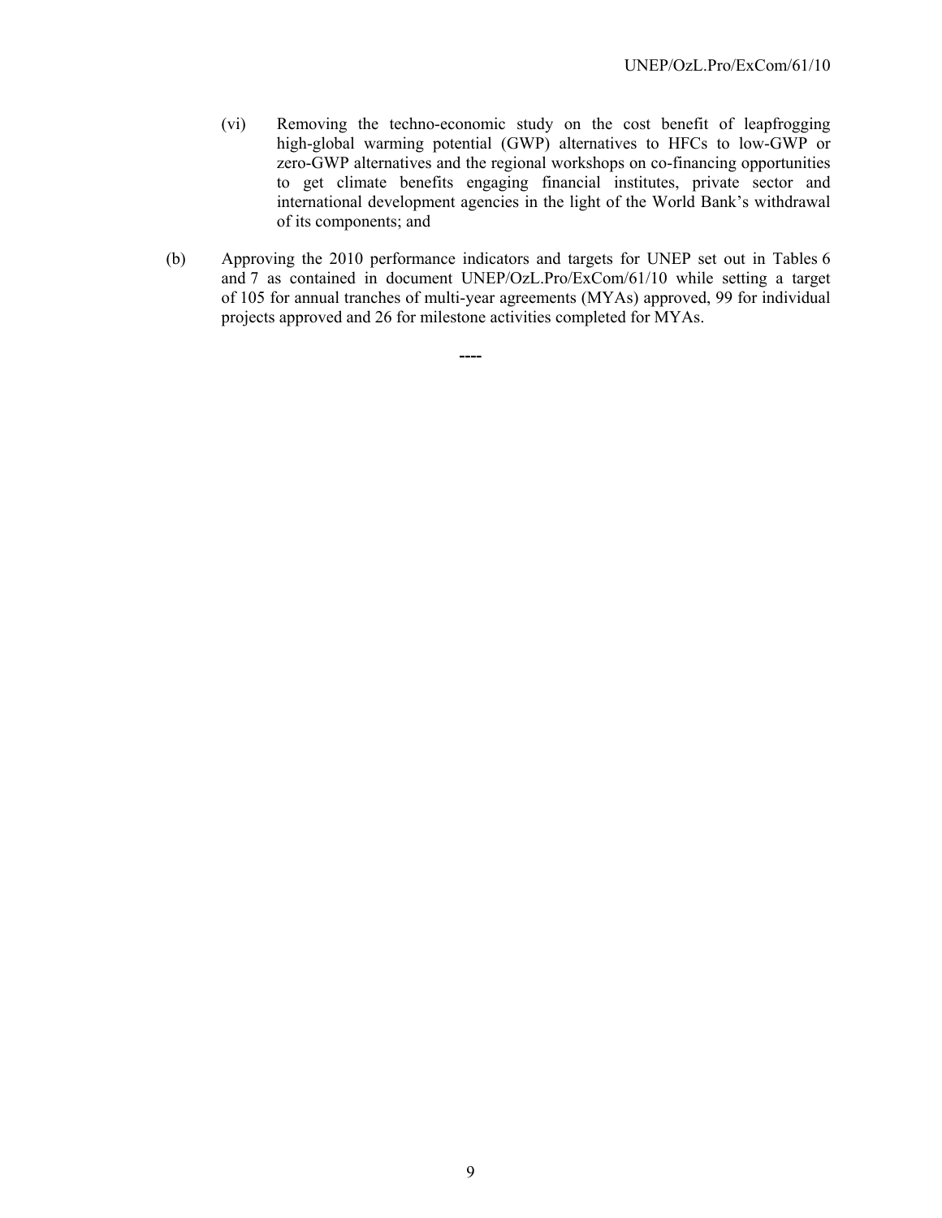(vi) Removing the techno-economic study on the cost benefit of leapfrogging high-global warming potential (GWP) alternatives to HFCs to low-GWP or zero-GWP alternatives and the regional workshops on co-financing opportunities to get climate benefits engaging financial institutes, private sector and international development agencies in the light of the World Bank's withdrawal of its components; and

(b) Approving the 2010 performance indicators and targets for UNEP set out in Tables 6 and 7 as contained in document UNEP/OzL.Pro/ExCom/61/10 while setting a target of 105 for annual tranches of multi-year agreements (MYAs) approved, 99 for individual projects approved and 26 for milestone activities completed for MYAs.

----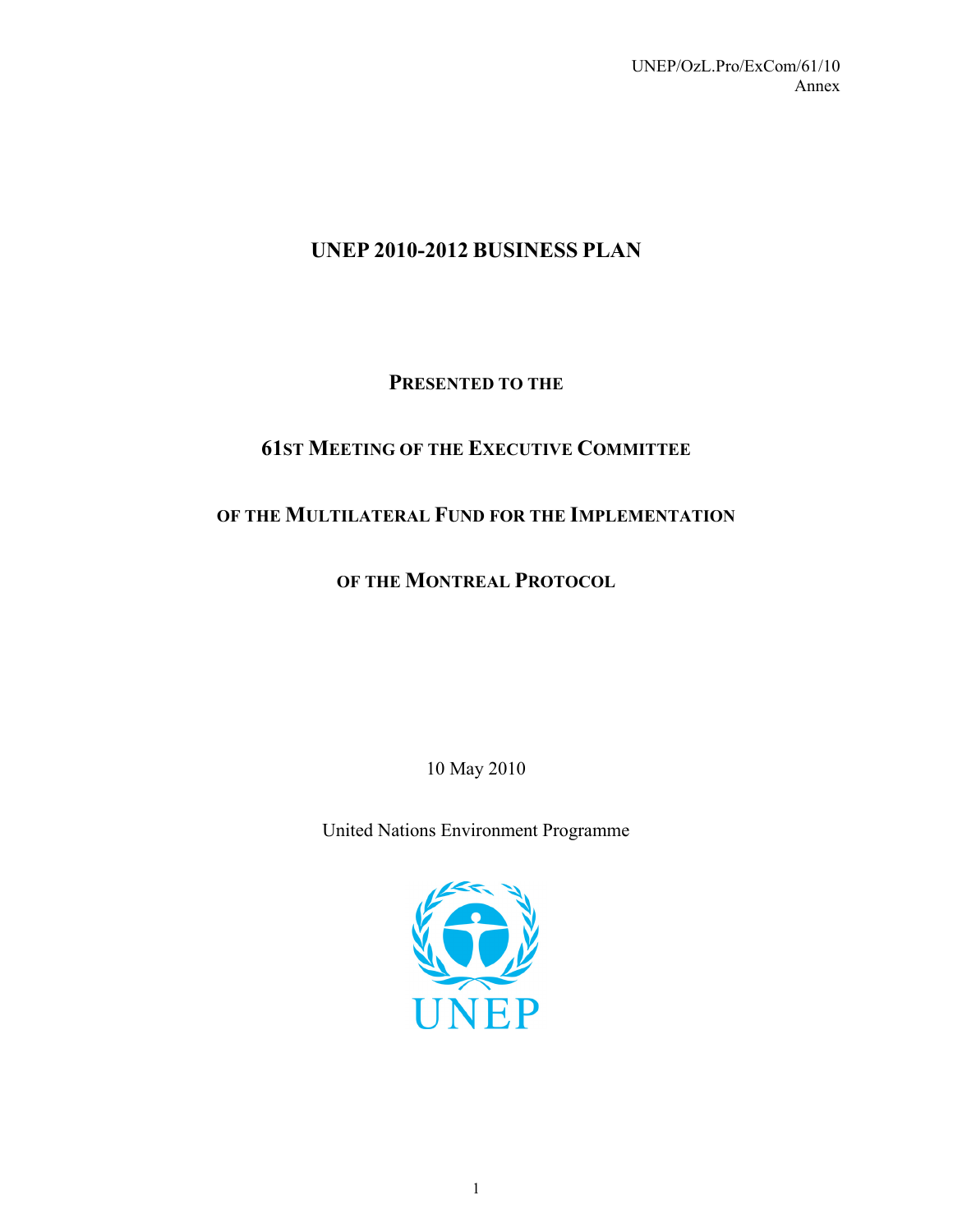UNEP/OzL.Pro/ExCom/61/10

Annex

# UNEP 2010-2012 BUSINESS PLAN

**PRESENTED TO THE**

**61ST MEETING OF THE EXECUTIVE COMMITTEE**

**OF THE MULTILATERAL FUND FOR THE IMPLEMENTATION**

**OF THE MONTREAL PROTOCOL**

10 May 2010

United Nations Environment Programme

UNEP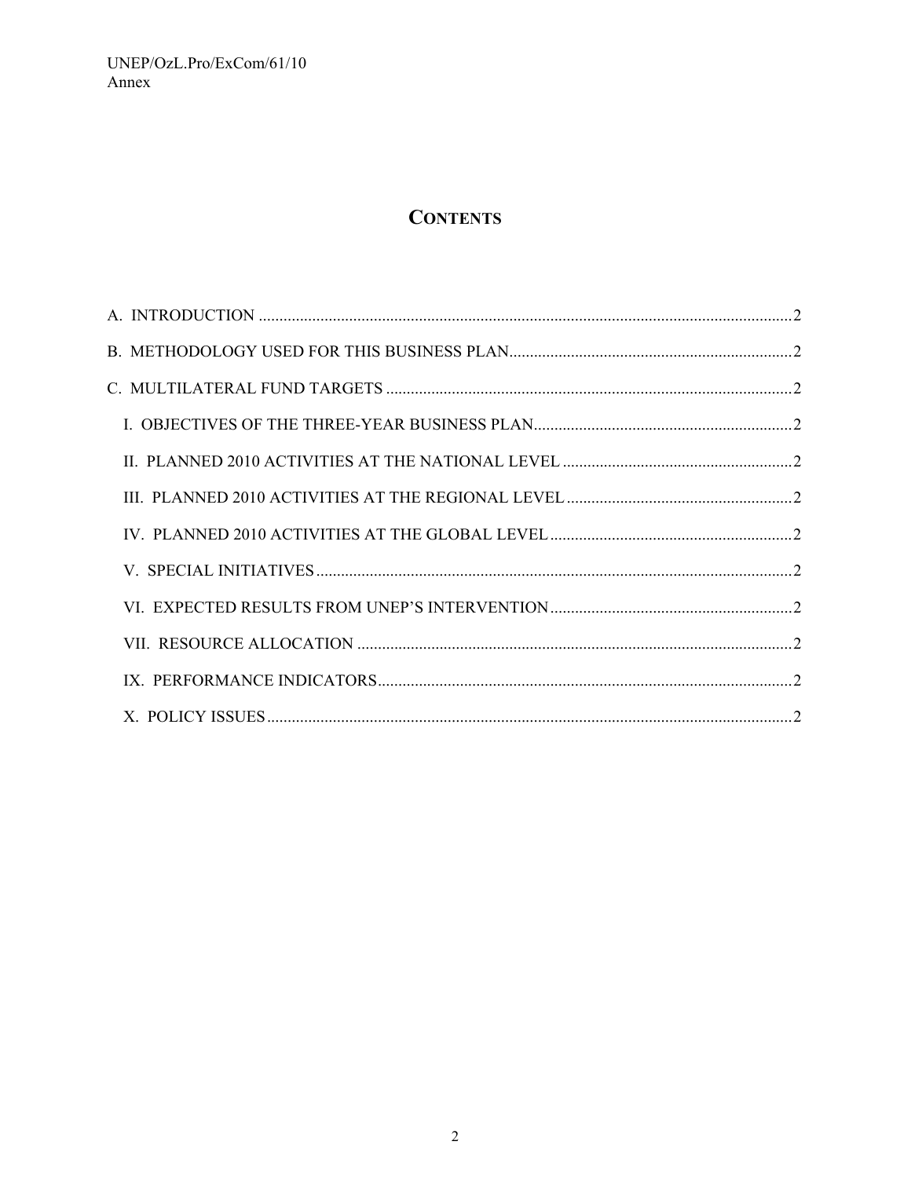# CONTENTS

A. INTRODUCTION .......... 2

B. METHODOLOGY USED FOR THIS BUSINESS PLAN .......... 2

C. MULTILATERAL FUND TARGETS .......... 2

I. OBJECTIVES OF THE THREE-YEAR BUSINESS PLAN .......... 2

II. PLANNED 2010 ACTIVITIES AT THE NATIONAL LEVEL .......... 2

III. PLANNED 2010 ACTIVITIES AT THE REGIONAL LEVEL .......... 2

IV. PLANNED 2010 ACTIVITIES AT THE GLOBAL LEVEL .......... 2

V. SPECIAL INITIATIVES .......... 2

VI. EXPECTED RESULTS FROM UNEP'S INTERVENTION .......... 2

VII. RESOURCE ALLOCATION .......... 2

IX. PERFORMANCE INDICATORS .......... 2

X. POLICY ISSUES .......... 2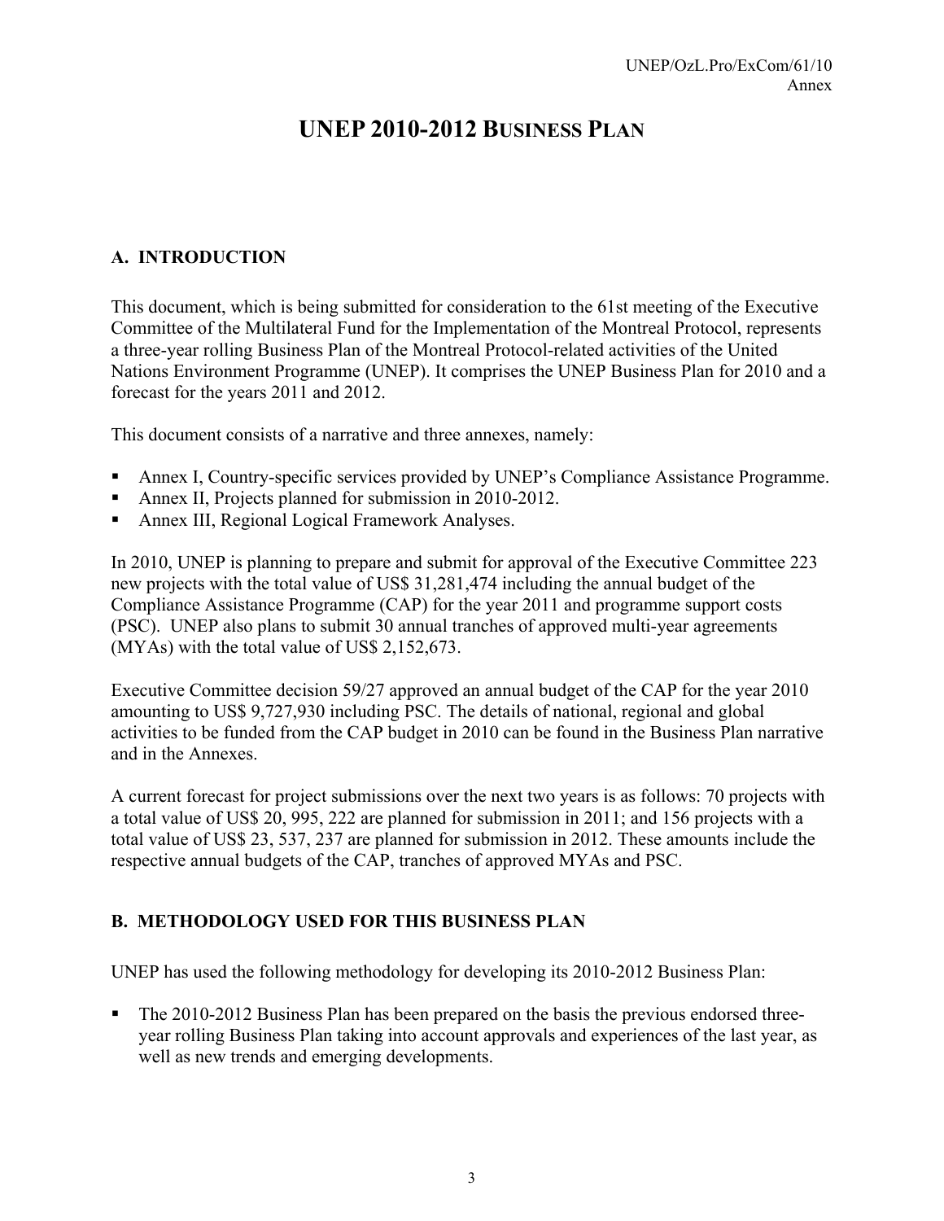# UNEP 2010-2012 BUSINESS PLAN

## A. INTRODUCTION

This document, which is being submitted for consideration to the 61st meeting of the Executive Committee of the Multilateral Fund for the Implementation of the Montreal Protocol, represents a three-year rolling Business Plan of the Montreal Protocol-related activities of the United Nations Environment Programme (UNEP). It comprises the UNEP Business Plan for 2010 and a forecast for the years 2011 and 2012.

This document consists of a narrative and three annexes, namely:

- Annex I, Country-specific services provided by UNEP's Compliance Assistance Programme.
- Annex II, Projects planned for submission in 2010-2012.
- Annex III, Regional Logical Framework Analyses.

In 2010, UNEP is planning to prepare and submit for approval of the Executive Committee 223 new projects with the total value of US$ 31,281,474 including the annual budget of the Compliance Assistance Programme (CAP) for the year 2011 and programme support costs (PSC). UNEP also plans to submit 30 annual tranches of approved multi-year agreements (MYAs) with the total value of US$ 2,152,673.

Executive Committee decision 59/27 approved an annual budget of the CAP for the year 2010 amounting to US$ 9,727,930 including PSC. The details of national, regional and global activities to be funded from the CAP budget in 2010 can be found in the Business Plan narrative and in the Annexes.

A current forecast for project submissions over the next two years is as follows: 70 projects with a total value of US$ 20, 995, 222 are planned for submission in 2011; and 156 projects with a total value of US$ 23, 537, 237 are planned for submission in 2012. These amounts include the respective annual budgets of the CAP, tranches of approved MYAs and PSC.

## B. METHODOLOGY USED FOR THIS BUSINESS PLAN

UNEP has used the following methodology for developing its 2010-2012 Business Plan:

- The 2010-2012 Business Plan has been prepared on the basis the previous endorsed three-year rolling Business Plan taking into account approvals and experiences of the last year, as well as new trends and emerging developments.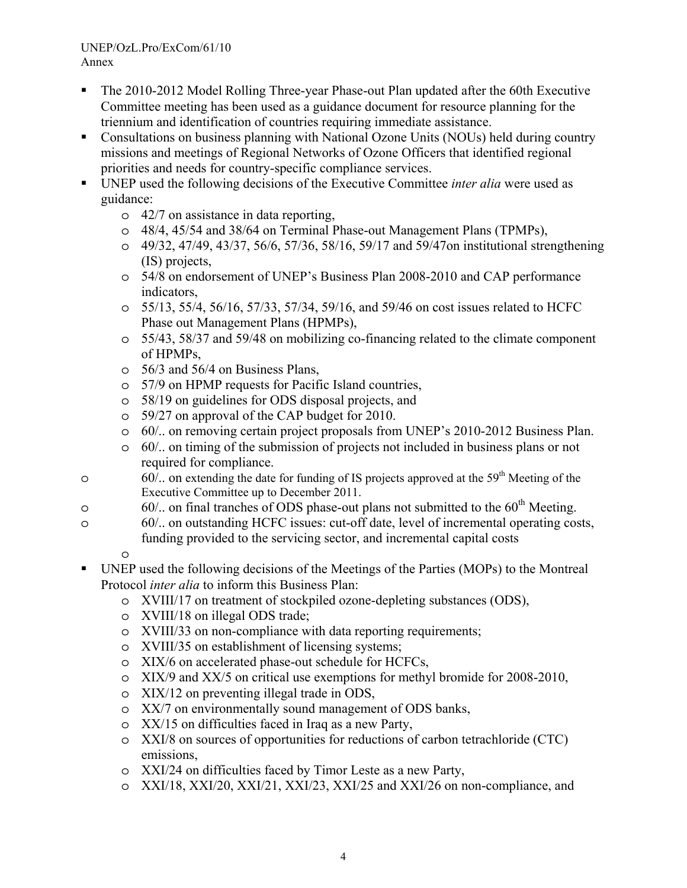- The 2010-2012 Model Rolling Three-year Phase-out Plan updated after the 60th Executive Committee meeting has been used as a guidance document for resource planning for the triennium and identification of countries requiring immediate assistance.
- Consultations on business planning with National Ozone Units (NOUs) held during country missions and meetings of Regional Networks of Ozone Officers that identified regional priorities and needs for country-specific compliance services.
- UNEP used the following decisions of the Executive Committee *inter alia* were used as guidance:
  - 42/7 on assistance in data reporting,
  - 48/4, 45/54 and 38/64 on Terminal Phase-out Management Plans (TPMPs),
  - 49/32, 47/49, 43/37, 56/6, 57/36, 58/16, 59/17 and 59/47on institutional strengthening (IS) projects,
  - 54/8 on endorsement of UNEP's Business Plan 2008-2010 and CAP performance indicators,
  - 55/13, 55/4, 56/16, 57/33, 57/34, 59/16, and 59/46 on cost issues related to HCFC Phase out Management Plans (HPMPs),
  - 55/43, 58/37 and 59/48 on mobilizing co-financing related to the climate component of HPMPs,
  - 56/3 and 56/4 on Business Plans,
  - 57/9 on HPMP requests for Pacific Island countries,
  - 58/19 on guidelines for ODS disposal projects, and
  - 59/27 on approval of the CAP budget for 2010.
  - 60/.. on removing certain project proposals from UNEP's 2010-2012 Business Plan.
  - 60/.. on timing of the submission of projects not included in business plans or not required for compliance.
  - 60/.. on extending the date for funding of IS projects approved at the 59th Meeting of the Executive Committee up to December 2011.
  - 60/.. on final tranches of ODS phase-out plans not submitted to the 60th Meeting.
  - 60/.. on outstanding HCFC issues: cut-off date, level of incremental operating costs, funding provided to the servicing sector, and incremental capital costs
- UNEP used the following decisions of the Meetings of the Parties (MOPs) to the Montreal Protocol *inter alia* to inform this Business Plan:
  - XVIII/17 on treatment of stockpiled ozone-depleting substances (ODS),
  - XVIII/18 on illegal ODS trade;
  - XVIII/33 on non-compliance with data reporting requirements;
  - XVIII/35 on establishment of licensing systems;
  - XIX/6 on accelerated phase-out schedule for HCFCs,
  - XIX/9 and XX/5 on critical use exemptions for methyl bromide for 2008-2010,
  - XIX/12 on preventing illegal trade in ODS,
  - XX/7 on environmentally sound management of ODS banks,
  - XX/15 on difficulties faced in Iraq as a new Party,
  - XXI/8 on sources of opportunities for reductions of carbon tetrachloride (CTC) emissions,
  - XXI/24 on difficulties faced by Timor Leste as a new Party,
  - XXI/18, XXI/20, XXI/21, XXI/23, XXI/25 and XXI/26 on non-compliance, and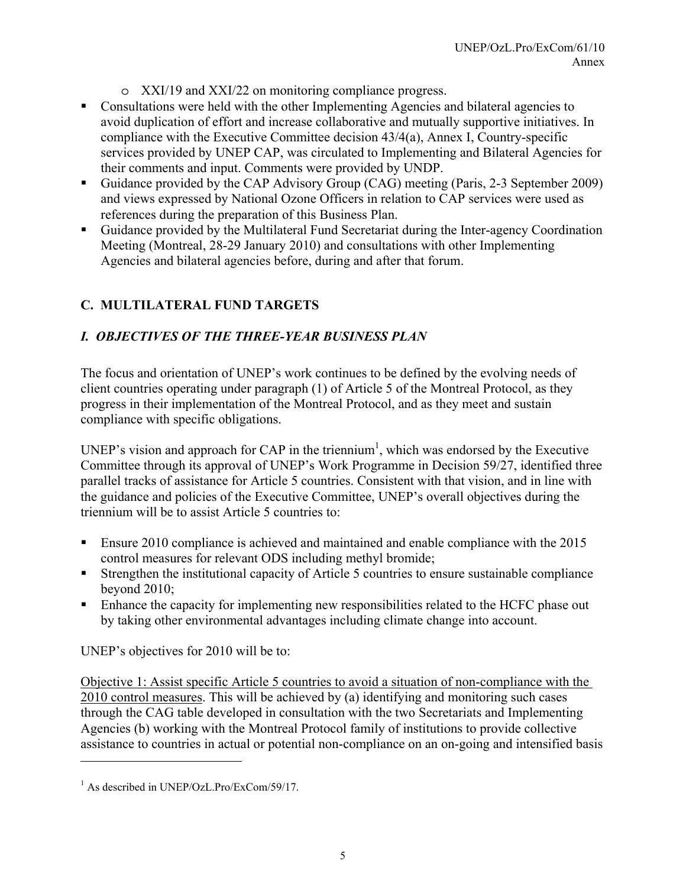- XXI/19 and XXI/22 on monitoring compliance progress.
- Consultations were held with the other Implementing Agencies and bilateral agencies to avoid duplication of effort and increase collaborative and mutually supportive initiatives. In compliance with the Executive Committee decision 43/4(a), Annex I, Country-specific services provided by UNEP CAP, was circulated to Implementing and Bilateral Agencies for their comments and input. Comments were provided by UNDP.
- Guidance provided by the CAP Advisory Group (CAG) meeting (Paris, 2-3 September 2009) and views expressed by National Ozone Officers in relation to CAP services were used as references during the preparation of this Business Plan.
- Guidance provided by the Multilateral Fund Secretariat during the Inter-agency Coordination Meeting (Montreal, 28-29 January 2010) and consultations with other Implementing Agencies and bilateral agencies before, during and after that forum.

## C. MULTILATERAL FUND TARGETS

### *I. OBJECTIVES OF THE THREE-YEAR BUSINESS PLAN*

The focus and orientation of UNEP's work continues to be defined by the evolving needs of client countries operating under paragraph (1) of Article 5 of the Montreal Protocol, as they progress in their implementation of the Montreal Protocol, and as they meet and sustain compliance with specific obligations.

UNEP's vision and approach for CAP in the triennium[1], which was endorsed by the Executive Committee through its approval of UNEP's Work Programme in Decision 59/27, identified three parallel tracks of assistance for Article 5 countries. Consistent with that vision, and in line with the guidance and policies of the Executive Committee, UNEP's overall objectives during the triennium will be to assist Article 5 countries to:

- Ensure 2010 compliance is achieved and maintained and enable compliance with the 2015 control measures for relevant ODS including methyl bromide;
- Strengthen the institutional capacity of Article 5 countries to ensure sustainable compliance beyond 2010;
- Enhance the capacity for implementing new responsibilities related to the HCFC phase out by taking other environmental advantages including climate change into account.

UNEP's objectives for 2010 will be to:

<u>Objective 1: Assist specific Article 5 countries to avoid a situation of non-compliance with the 2010 control measures</u>. This will be achieved by (a) identifying and monitoring such cases through the CAG table developed in consultation with the two Secretariats and Implementing Agencies (b) working with the Montreal Protocol family of institutions to provide collective assistance to countries in actual or potential non-compliance on an on-going and intensified basis

[1] As described in UNEP/OzL.Pro/ExCom/59/17.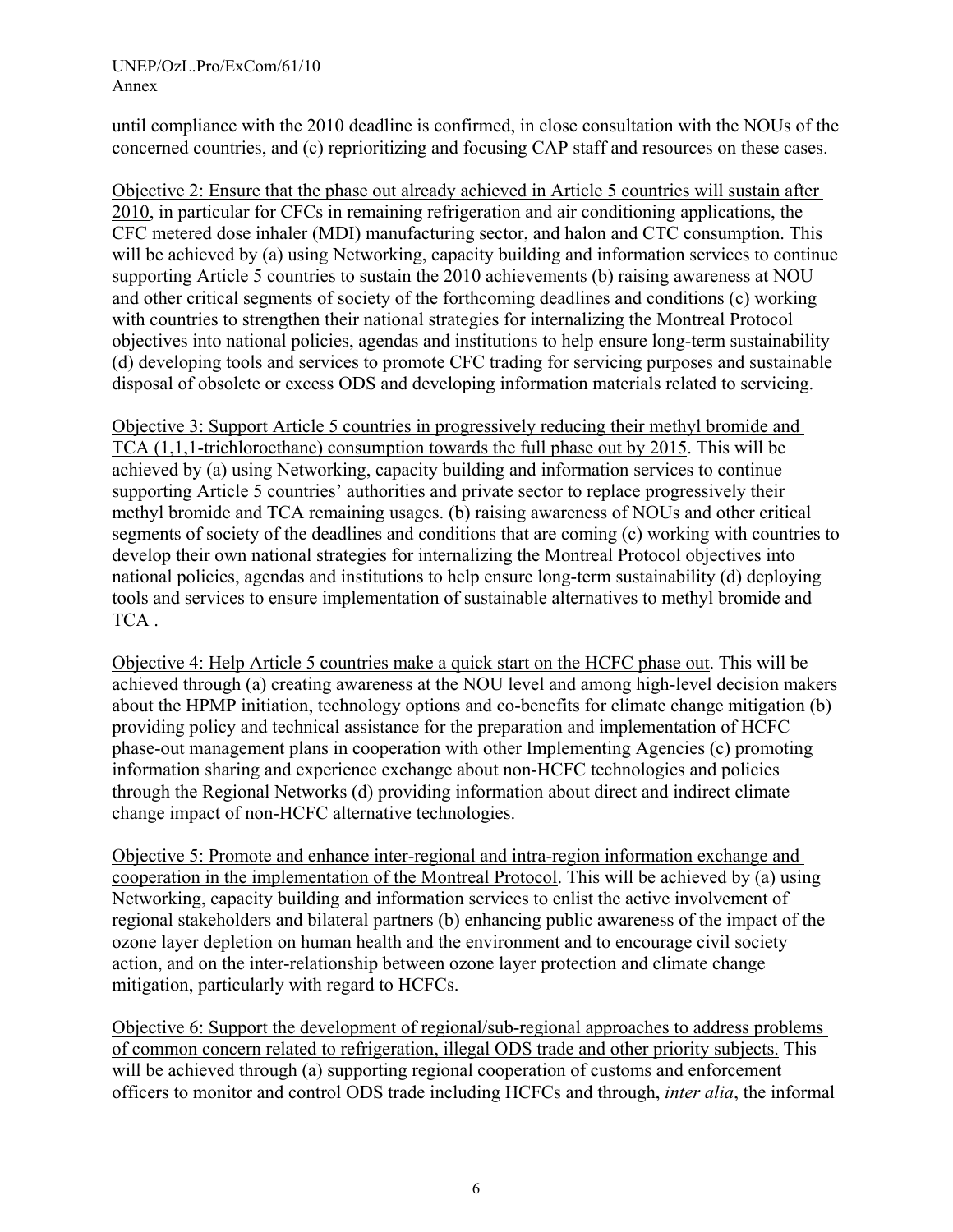until compliance with the 2010 deadline is confirmed, in close consultation with the NOUs of the concerned countries, and (c) reprioritizing and focusing CAP staff and resources on these cases.

<u>Objective 2: Ensure that the phase out already achieved in Article 5 countries will sustain after 2010</u>, in particular for CFCs in remaining refrigeration and air conditioning applications, the CFC metered dose inhaler (MDI) manufacturing sector, and halon and CTC consumption. This will be achieved by (a) using Networking, capacity building and information services to continue supporting Article 5 countries to sustain the 2010 achievements (b) raising awareness at NOU and other critical segments of society of the forthcoming deadlines and conditions (c) working with countries to strengthen their national strategies for internalizing the Montreal Protocol objectives into national policies, agendas and institutions to help ensure long-term sustainability (d) developing tools and services to promote CFC trading for servicing purposes and sustainable disposal of obsolete or excess ODS and developing information materials related to servicing.

<u>Objective 3: Support Article 5 countries in progressively reducing their methyl bromide and TCA (1,1,1-trichloroethane) consumption towards the full phase out by 2015</u>. This will be achieved by (a) using Networking, capacity building and information services to continue supporting Article 5 countries' authorities and private sector to replace progressively their methyl bromide and TCA remaining usages. (b) raising awareness of NOUs and other critical segments of society of the deadlines and conditions that are coming (c) working with countries to develop their own national strategies for internalizing the Montreal Protocol objectives into national policies, agendas and institutions to help ensure long-term sustainability (d) deploying tools and services to ensure implementation of sustainable alternatives to methyl bromide and TCA .

<u>Objective 4: Help Article 5 countries make a quick start on the HCFC phase out</u>. This will be achieved through (a) creating awareness at the NOU level and among high-level decision makers about the HPMP initiation, technology options and co-benefits for climate change mitigation (b) providing policy and technical assistance for the preparation and implementation of HCFC phase-out management plans in cooperation with other Implementing Agencies (c) promoting information sharing and experience exchange about non-HCFC technologies and policies through the Regional Networks (d) providing information about direct and indirect climate change impact of non-HCFC alternative technologies.

<u>Objective 5: Promote and enhance inter-regional and intra-region information exchange and cooperation in the implementation of the Montreal Protocol</u>. This will be achieved by (a) using Networking, capacity building and information services to enlist the active involvement of regional stakeholders and bilateral partners (b) enhancing public awareness of the impact of the ozone layer depletion on human health and the environment and to encourage civil society action, and on the inter-relationship between ozone layer protection and climate change mitigation, particularly with regard to HCFCs.

<u>Objective 6: Support the development of regional/sub-regional approaches to address problems of common concern related to refrigeration, illegal ODS trade and other priority subjects.</u> This will be achieved through (a) supporting regional cooperation of customs and enforcement officers to monitor and control ODS trade including HCFCs and through, *inter alia*, the informal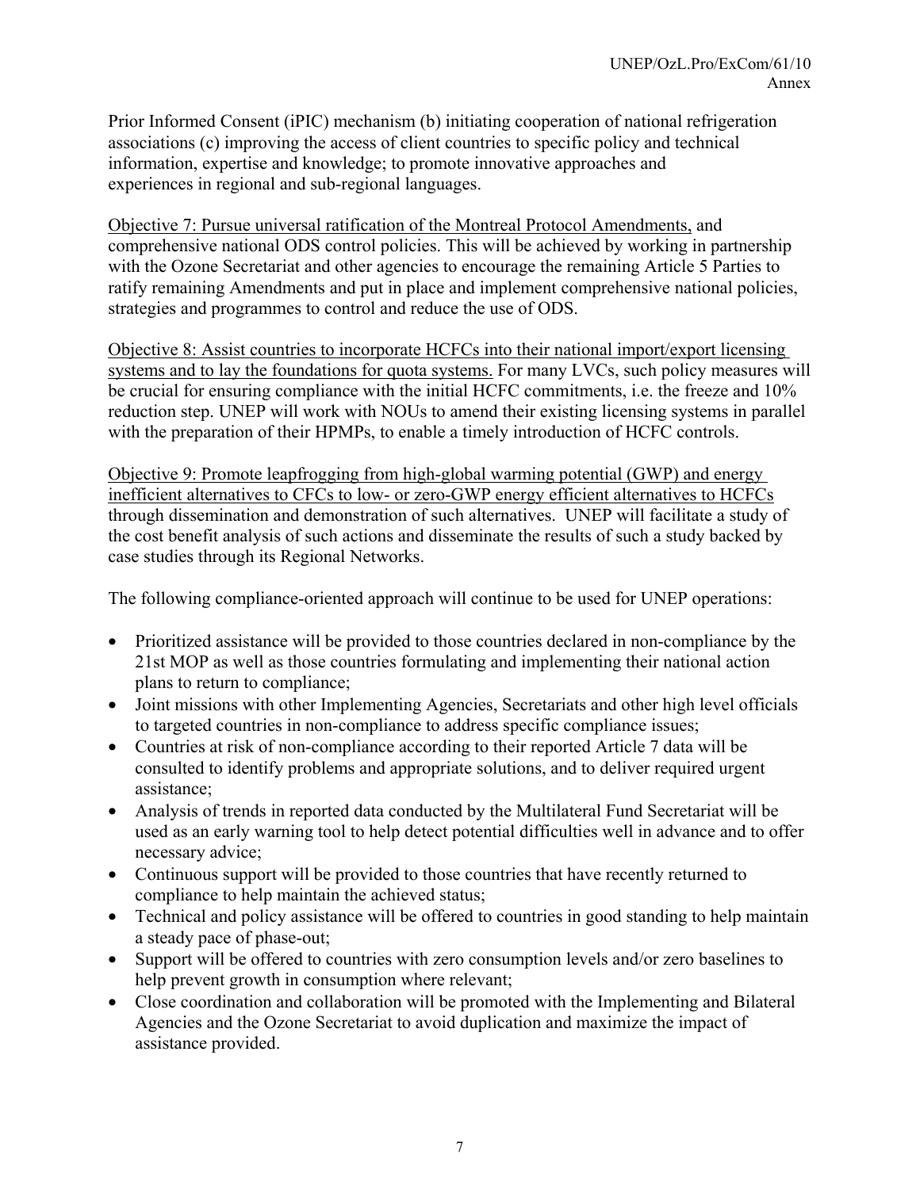Prior Informed Consent (iPIC) mechanism (b) initiating cooperation of national refrigeration associations (c) improving the access of client countries to specific policy and technical information, expertise and knowledge; to promote innovative approaches and experiences in regional and sub-regional languages.

Objective 7: Pursue universal ratification of the Montreal Protocol Amendments, and comprehensive national ODS control policies. This will be achieved by working in partnership with the Ozone Secretariat and other agencies to encourage the remaining Article 5 Parties to ratify remaining Amendments and put in place and implement comprehensive national policies, strategies and programmes to control and reduce the use of ODS.

Objective 8: Assist countries to incorporate HCFCs into their national import/export licensing systems and to lay the foundations for quota systems. For many LVCs, such policy measures will be crucial for ensuring compliance with the initial HCFC commitments, i.e. the freeze and 10% reduction step. UNEP will work with NOUs to amend their existing licensing systems in parallel with the preparation of their HPMPs, to enable a timely introduction of HCFC controls.

Objective 9: Promote leapfrogging from high-global warming potential (GWP) and energy inefficient alternatives to CFCs to low- or zero-GWP energy efficient alternatives to HCFCs through dissemination and demonstration of such alternatives. UNEP will facilitate a study of the cost benefit analysis of such actions and disseminate the results of such a study backed by case studies through its Regional Networks.

The following compliance-oriented approach will continue to be used for UNEP operations:

- Prioritized assistance will be provided to those countries declared in non-compliance by the 21st MOP as well as those countries formulating and implementing their national action plans to return to compliance;
- Joint missions with other Implementing Agencies, Secretariats and other high level officials to targeted countries in non-compliance to address specific compliance issues;
- Countries at risk of non-compliance according to their reported Article 7 data will be consulted to identify problems and appropriate solutions, and to deliver required urgent assistance;
- Analysis of trends in reported data conducted by the Multilateral Fund Secretariat will be used as an early warning tool to help detect potential difficulties well in advance and to offer necessary advice;
- Continuous support will be provided to those countries that have recently returned to compliance to help maintain the achieved status;
- Technical and policy assistance will be offered to countries in good standing to help maintain a steady pace of phase-out;
- Support will be offered to countries with zero consumption levels and/or zero baselines to help prevent growth in consumption where relevant;
- Close coordination and collaboration will be promoted with the Implementing and Bilateral Agencies and the Ozone Secretariat to avoid duplication and maximize the impact of assistance provided.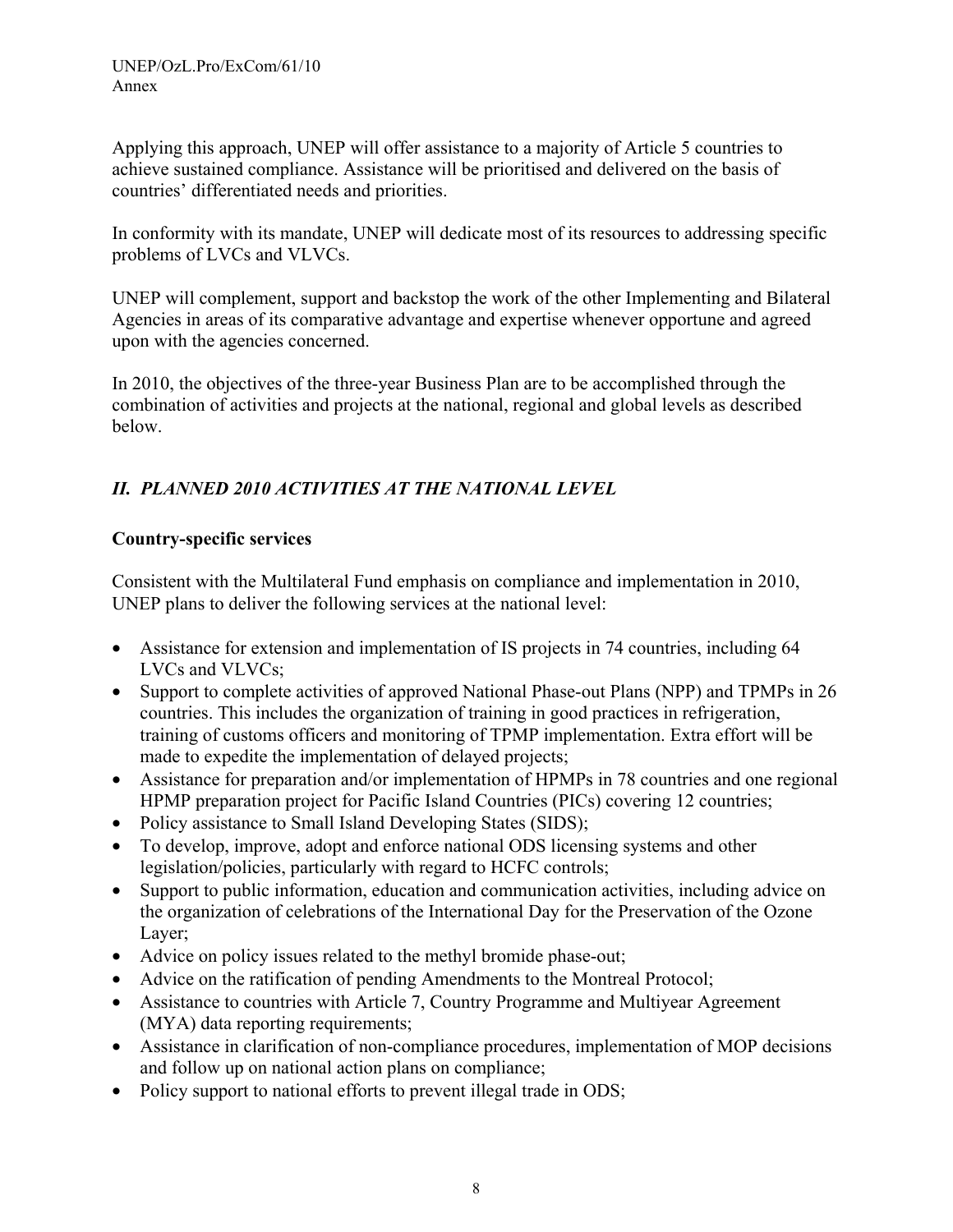Applying this approach, UNEP will offer assistance to a majority of Article 5 countries to achieve sustained compliance. Assistance will be prioritised and delivered on the basis of countries' differentiated needs and priorities.

In conformity with its mandate, UNEP will dedicate most of its resources to addressing specific problems of LVCs and VLVCs.

UNEP will complement, support and backstop the work of the other Implementing and Bilateral Agencies in areas of its comparative advantage and expertise whenever opportune and agreed upon with the agencies concerned.

In 2010, the objectives of the three-year Business Plan are to be accomplished through the combination of activities and projects at the national, regional and global levels as described below.

## *II. PLANNED 2010 ACTIVITIES AT THE NATIONAL LEVEL*

**Country-specific services**

Consistent with the Multilateral Fund emphasis on compliance and implementation in 2010, UNEP plans to deliver the following services at the national level:

- Assistance for extension and implementation of IS projects in 74 countries, including 64 LVCs and VLVCs;
- Support to complete activities of approved National Phase-out Plans (NPP) and TPMPs in 26 countries. This includes the organization of training in good practices in refrigeration, training of customs officers and monitoring of TPMP implementation. Extra effort will be made to expedite the implementation of delayed projects;
- Assistance for preparation and/or implementation of HPMPs in 78 countries and one regional HPMP preparation project for Pacific Island Countries (PICs) covering 12 countries;
- Policy assistance to Small Island Developing States (SIDS);
- To develop, improve, adopt and enforce national ODS licensing systems and other legislation/policies, particularly with regard to HCFC controls;
- Support to public information, education and communication activities, including advice on the organization of celebrations of the International Day for the Preservation of the Ozone Layer;
- Advice on policy issues related to the methyl bromide phase-out;
- Advice on the ratification of pending Amendments to the Montreal Protocol;
- Assistance to countries with Article 7, Country Programme and Multiyear Agreement (MYA) data reporting requirements;
- Assistance in clarification of non-compliance procedures, implementation of MOP decisions and follow up on national action plans on compliance;
- Policy support to national efforts to prevent illegal trade in ODS;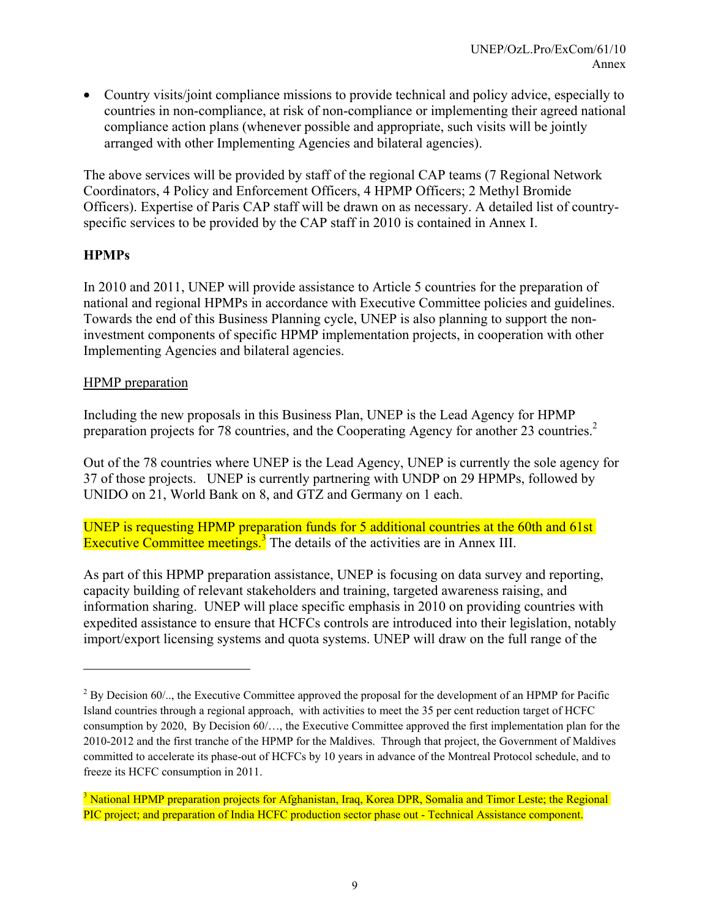- Country visits/joint compliance missions to provide technical and policy advice, especially to countries in non-compliance, at risk of non-compliance or implementing their agreed national compliance action plans (whenever possible and appropriate, such visits will be jointly arranged with other Implementing Agencies and bilateral agencies).

The above services will be provided by staff of the regional CAP teams (7 Regional Network Coordinators, 4 Policy and Enforcement Officers, 4 HPMP Officers; 2 Methyl Bromide Officers). Expertise of Paris CAP staff will be drawn on as necessary. A detailed list of country-specific services to be provided by the CAP staff in 2010 is contained in Annex I.

**HPMPs**

In 2010 and 2011, UNEP will provide assistance to Article 5 countries for the preparation of national and regional HPMPs in accordance with Executive Committee policies and guidelines. Towards the end of this Business Planning cycle, UNEP is also planning to support the non-investment components of specific HPMP implementation projects, in cooperation with other Implementing Agencies and bilateral agencies.

HPMP preparation

Including the new proposals in this Business Plan, UNEP is the Lead Agency for HPMP preparation projects for 78 countries, and the Cooperating Agency for another 23 countries.[2]

Out of the 78 countries where UNEP is the Lead Agency, UNEP is currently the sole agency for 37 of those projects. UNEP is currently partnering with UNDP on 29 HPMPs, followed by UNIDO on 21, World Bank on 8, and GTZ and Germany on 1 each.

UNEP is requesting HPMP preparation funds for 5 additional countries at the 60th and 61st Executive Committee meetings.[3] The details of the activities are in Annex III.

As part of this HPMP preparation assistance, UNEP is focusing on data survey and reporting, capacity building of relevant stakeholders and training, targeted awareness raising, and information sharing. UNEP will place specific emphasis in 2010 on providing countries with expedited assistance to ensure that HCFCs controls are introduced into their legislation, notably import/export licensing systems and quota systems. UNEP will draw on the full range of the

---

[2] By Decision 60/.., the Executive Committee approved the proposal for the development of an HPMP for Pacific Island countries through a regional approach, with activities to meet the 35 per cent reduction target of HCFC consumption by 2020, By Decision 60/…, the Executive Committee approved the first implementation plan for the 2010-2012 and the first tranche of the HPMP for the Maldives. Through that project, the Government of Maldives committed to accelerate its phase-out of HCFCs by 10 years in advance of the Montreal Protocol schedule, and to freeze its HCFC consumption in 2011.

[3] National HPMP preparation projects for Afghanistan, Iraq, Korea DPR, Somalia and Timor Leste; the Regional PIC project; and preparation of India HCFC production sector phase out - Technical Assistance component.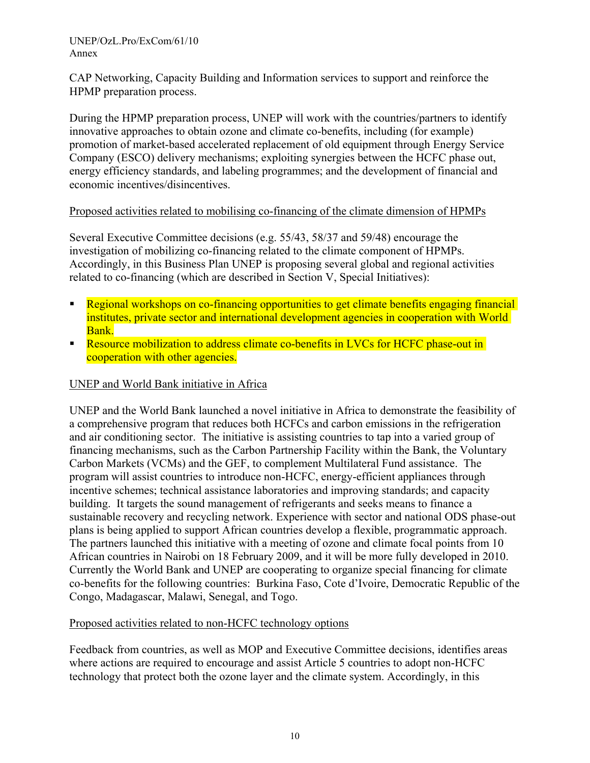CAP Networking, Capacity Building and Information services to support and reinforce the HPMP preparation process.

During the HPMP preparation process, UNEP will work with the countries/partners to identify innovative approaches to obtain ozone and climate co-benefits, including (for example) promotion of market-based accelerated replacement of old equipment through Energy Service Company (ESCO) delivery mechanisms; exploiting synergies between the HCFC phase out, energy efficiency standards, and labeling programmes; and the development of financial and economic incentives/disincentives.

Proposed activities related to mobilising co-financing of the climate dimension of HPMPs

Several Executive Committee decisions (e.g. 55/43, 58/37 and 59/48) encourage the investigation of mobilizing co-financing related to the climate component of HPMPs. Accordingly, in this Business Plan UNEP is proposing several global and regional activities related to co-financing (which are described in Section V, Special Initiatives):

- Regional workshops on co-financing opportunities to get climate benefits engaging financial institutes, private sector and international development agencies in cooperation with World Bank.
- Resource mobilization to address climate co-benefits in LVCs for HCFC phase-out in cooperation with other agencies.

UNEP and World Bank initiative in Africa

UNEP and the World Bank launched a novel initiative in Africa to demonstrate the feasibility of a comprehensive program that reduces both HCFCs and carbon emissions in the refrigeration and air conditioning sector. The initiative is assisting countries to tap into a varied group of financing mechanisms, such as the Carbon Partnership Facility within the Bank, the Voluntary Carbon Markets (VCMs) and the GEF, to complement Multilateral Fund assistance. The program will assist countries to introduce non-HCFC, energy-efficient appliances through incentive schemes; technical assistance laboratories and improving standards; and capacity building. It targets the sound management of refrigerants and seeks means to finance a sustainable recovery and recycling network. Experience with sector and national ODS phase-out plans is being applied to support African countries develop a flexible, programmatic approach. The partners launched this initiative with a meeting of ozone and climate focal points from 10 African countries in Nairobi on 18 February 2009, and it will be more fully developed in 2010. Currently the World Bank and UNEP are cooperating to organize special financing for climate co-benefits for the following countries: Burkina Faso, Cote d'Ivoire, Democratic Republic of the Congo, Madagascar, Malawi, Senegal, and Togo.

Proposed activities related to non-HCFC technology options

Feedback from countries, as well as MOP and Executive Committee decisions, identifies areas where actions are required to encourage and assist Article 5 countries to adopt non-HCFC technology that protect both the ozone layer and the climate system. Accordingly, in this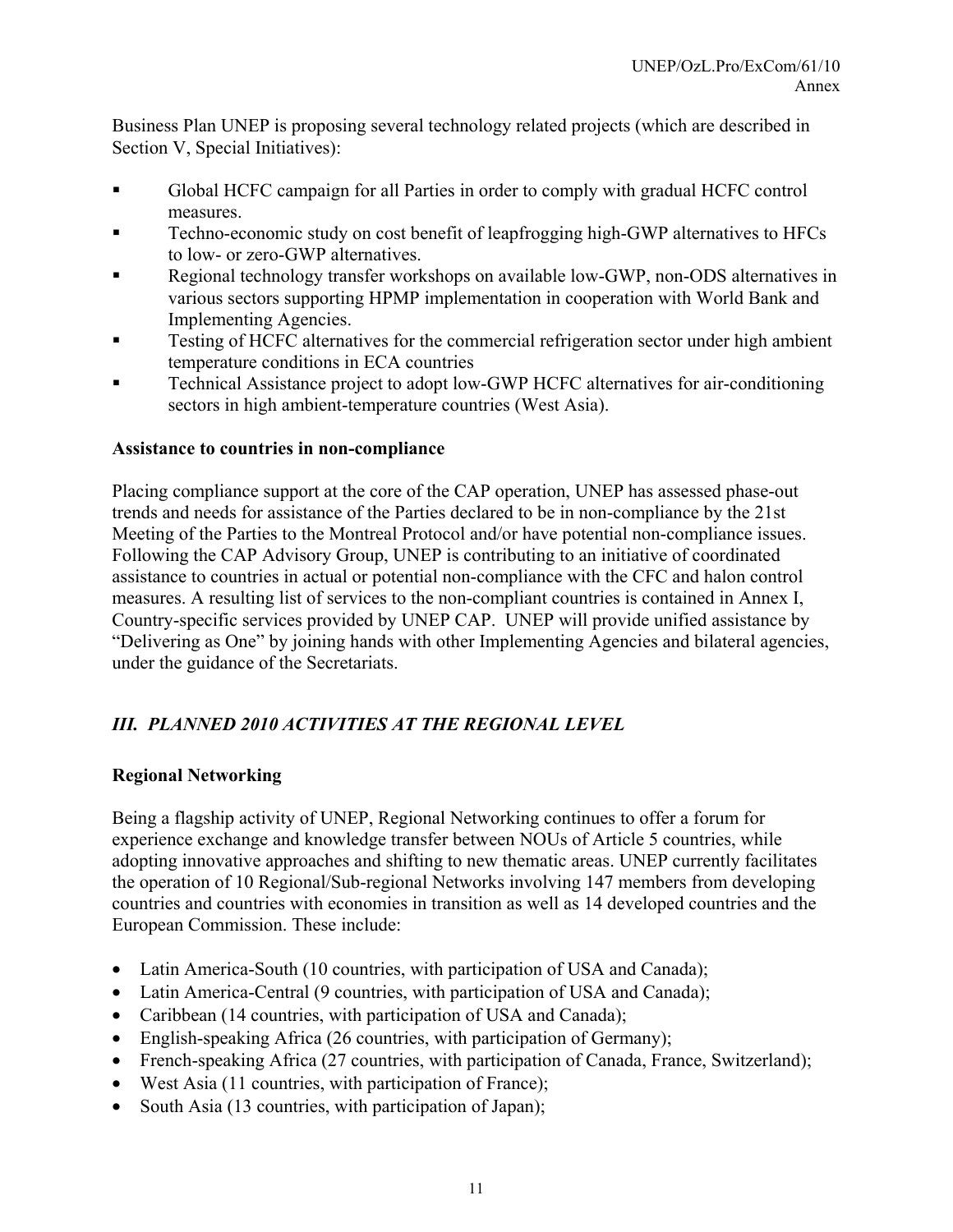Business Plan UNEP is proposing several technology related projects (which are described in Section V, Special Initiatives):

- Global HCFC campaign for all Parties in order to comply with gradual HCFC control measures.
- Techno-economic study on cost benefit of leapfrogging high-GWP alternatives to HFCs to low- or zero-GWP alternatives.
- Regional technology transfer workshops on available low-GWP, non-ODS alternatives in various sectors supporting HPMP implementation in cooperation with World Bank and Implementing Agencies.
- Testing of HCFC alternatives for the commercial refrigeration sector under high ambient temperature conditions in ECA countries
- Technical Assistance project to adopt low-GWP HCFC alternatives for air-conditioning sectors in high ambient-temperature countries (West Asia).

**Assistance to countries in non-compliance**

Placing compliance support at the core of the CAP operation, UNEP has assessed phase-out trends and needs for assistance of the Parties declared to be in non-compliance by the 21st Meeting of the Parties to the Montreal Protocol and/or have potential non-compliance issues. Following the CAP Advisory Group, UNEP is contributing to an initiative of coordinated assistance to countries in actual or potential non-compliance with the CFC and halon control measures. A resulting list of services to the non-compliant countries is contained in Annex I, Country-specific services provided by UNEP CAP. UNEP will provide unified assistance by "Delivering as One" by joining hands with other Implementing Agencies and bilateral agencies, under the guidance of the Secretariats.

## *III. PLANNED 2010 ACTIVITIES AT THE REGIONAL LEVEL*

**Regional Networking**

Being a flagship activity of UNEP, Regional Networking continues to offer a forum for experience exchange and knowledge transfer between NOUs of Article 5 countries, while adopting innovative approaches and shifting to new thematic areas. UNEP currently facilitates the operation of 10 Regional/Sub-regional Networks involving 147 members from developing countries and countries with economies in transition as well as 14 developed countries and the European Commission. These include:

- Latin America-South (10 countries, with participation of USA and Canada);
- Latin America-Central (9 countries, with participation of USA and Canada);
- Caribbean (14 countries, with participation of USA and Canada);
- English-speaking Africa (26 countries, with participation of Germany);
- French-speaking Africa (27 countries, with participation of Canada, France, Switzerland);
- West Asia (11 countries, with participation of France);
- South Asia (13 countries, with participation of Japan);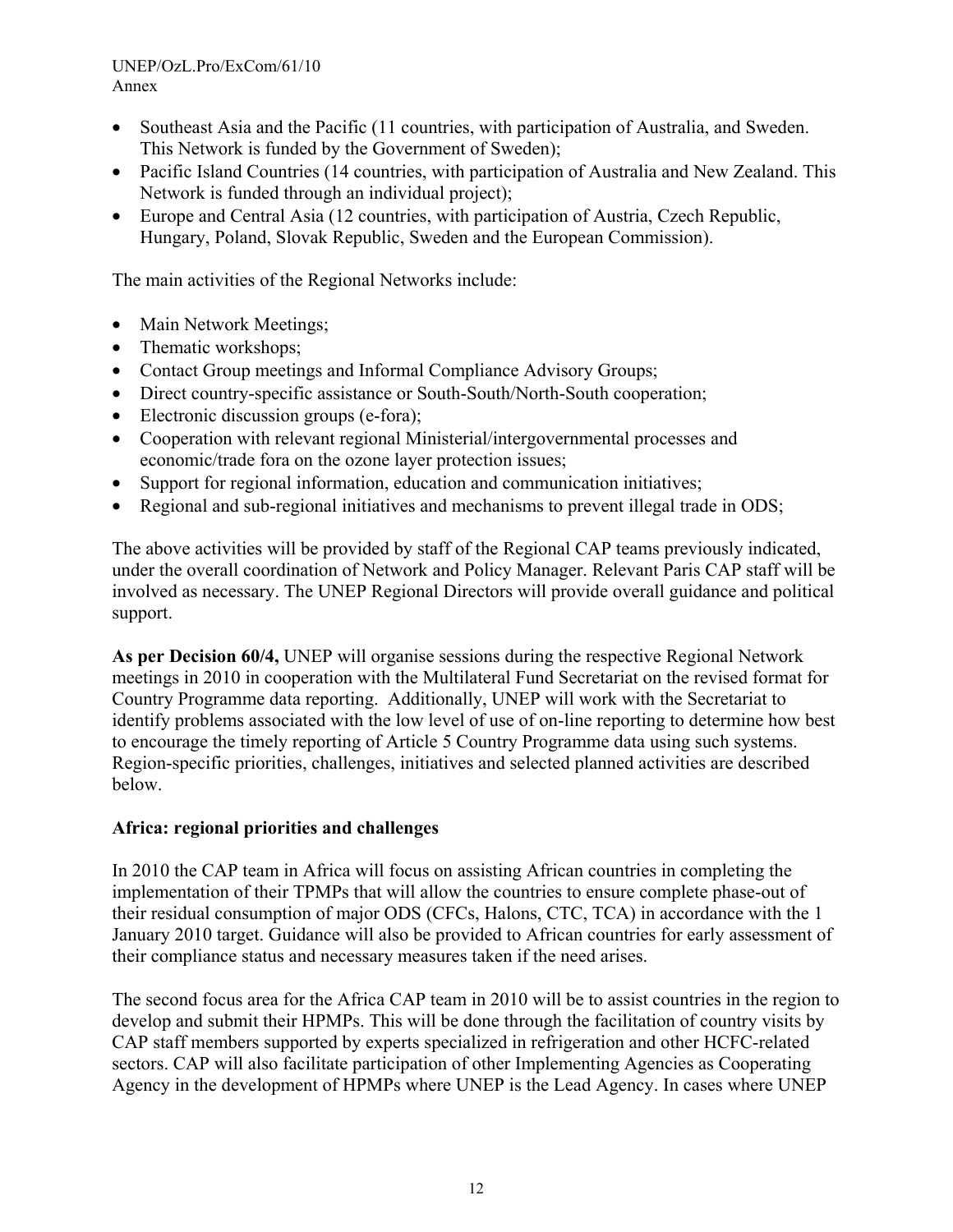- Southeast Asia and the Pacific (11 countries, with participation of Australia, and Sweden. This Network is funded by the Government of Sweden);
- Pacific Island Countries (14 countries, with participation of Australia and New Zealand. This Network is funded through an individual project);
- Europe and Central Asia (12 countries, with participation of Austria, Czech Republic, Hungary, Poland, Slovak Republic, Sweden and the European Commission).

The main activities of the Regional Networks include:

- Main Network Meetings;
- Thematic workshops;
- Contact Group meetings and Informal Compliance Advisory Groups;
- Direct country-specific assistance or South-South/North-South cooperation;
- Electronic discussion groups (e-fora);
- Cooperation with relevant regional Ministerial/intergovernmental processes and economic/trade fora on the ozone layer protection issues;
- Support for regional information, education and communication initiatives;
- Regional and sub-regional initiatives and mechanisms to prevent illegal trade in ODS;

The above activities will be provided by staff of the Regional CAP teams previously indicated, under the overall coordination of Network and Policy Manager. Relevant Paris CAP staff will be involved as necessary. The UNEP Regional Directors will provide overall guidance and political support.

**As per Decision 60/4,** UNEP will organise sessions during the respective Regional Network meetings in 2010 in cooperation with the Multilateral Fund Secretariat on the revised format for Country Programme data reporting. Additionally, UNEP will work with the Secretariat to identify problems associated with the low level of use of on-line reporting to determine how best to encourage the timely reporting of Article 5 Country Programme data using such systems. Region-specific priorities, challenges, initiatives and selected planned activities are described below.

**Africa: regional priorities and challenges**

In 2010 the CAP team in Africa will focus on assisting African countries in completing the implementation of their TPMPs that will allow the countries to ensure complete phase-out of their residual consumption of major ODS (CFCs, Halons, CTC, TCA) in accordance with the 1 January 2010 target. Guidance will also be provided to African countries for early assessment of their compliance status and necessary measures taken if the need arises.

The second focus area for the Africa CAP team in 2010 will be to assist countries in the region to develop and submit their HPMPs. This will be done through the facilitation of country visits by CAP staff members supported by experts specialized in refrigeration and other HCFC-related sectors. CAP will also facilitate participation of other Implementing Agencies as Cooperating Agency in the development of HPMPs where UNEP is the Lead Agency. In cases where UNEP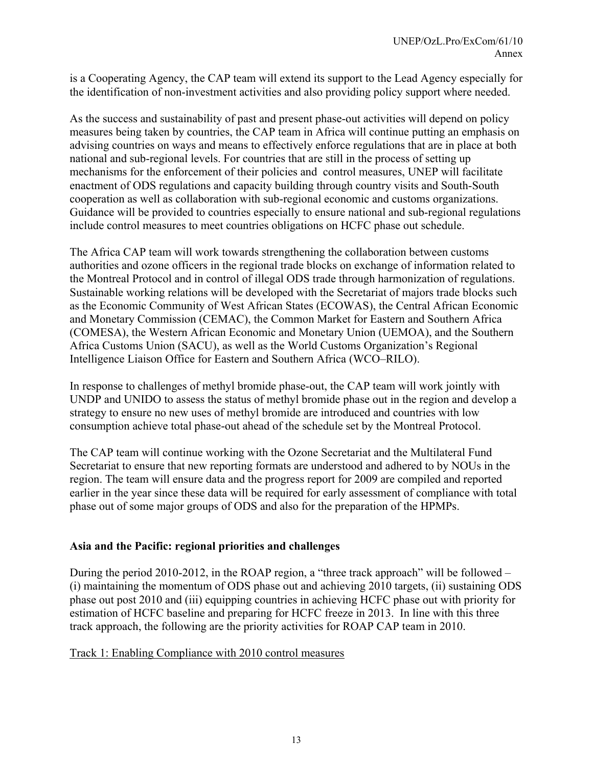is a Cooperating Agency, the CAP team will extend its support to the Lead Agency especially for the identification of non-investment activities and also providing policy support where needed.

As the success and sustainability of past and present phase-out activities will depend on policy measures being taken by countries, the CAP team in Africa will continue putting an emphasis on advising countries on ways and means to effectively enforce regulations that are in place at both national and sub-regional levels. For countries that are still in the process of setting up mechanisms for the enforcement of their policies and control measures, UNEP will facilitate enactment of ODS regulations and capacity building through country visits and South-South cooperation as well as collaboration with sub-regional economic and customs organizations. Guidance will be provided to countries especially to ensure national and sub-regional regulations include control measures to meet countries obligations on HCFC phase out schedule.

The Africa CAP team will work towards strengthening the collaboration between customs authorities and ozone officers in the regional trade blocks on exchange of information related to the Montreal Protocol and in control of illegal ODS trade through harmonization of regulations. Sustainable working relations will be developed with the Secretariat of majors trade blocks such as the Economic Community of West African States (ECOWAS), the Central African Economic and Monetary Commission (CEMAC), the Common Market for Eastern and Southern Africa (COMESA), the Western African Economic and Monetary Union (UEMOA), and the Southern Africa Customs Union (SACU), as well as the World Customs Organization's Regional Intelligence Liaison Office for Eastern and Southern Africa (WCO–RILO).

In response to challenges of methyl bromide phase-out, the CAP team will work jointly with UNDP and UNIDO to assess the status of methyl bromide phase out in the region and develop a strategy to ensure no new uses of methyl bromide are introduced and countries with low consumption achieve total phase-out ahead of the schedule set by the Montreal Protocol.

The CAP team will continue working with the Ozone Secretariat and the Multilateral Fund Secretariat to ensure that new reporting formats are understood and adhered to by NOUs in the region. The team will ensure data and the progress report for 2009 are compiled and reported earlier in the year since these data will be required for early assessment of compliance with total phase out of some major groups of ODS and also for the preparation of the HPMPs.

**Asia and the Pacific: regional priorities and challenges**

During the period 2010-2012, in the ROAP region, a "three track approach" will be followed – (i) maintaining the momentum of ODS phase out and achieving 2010 targets, (ii) sustaining ODS phase out post 2010 and (iii) equipping countries in achieving HCFC phase out with priority for estimation of HCFC baseline and preparing for HCFC freeze in 2013. In line with this three track approach, the following are the priority activities for ROAP CAP team in 2010.

Track 1: Enabling Compliance with 2010 control measures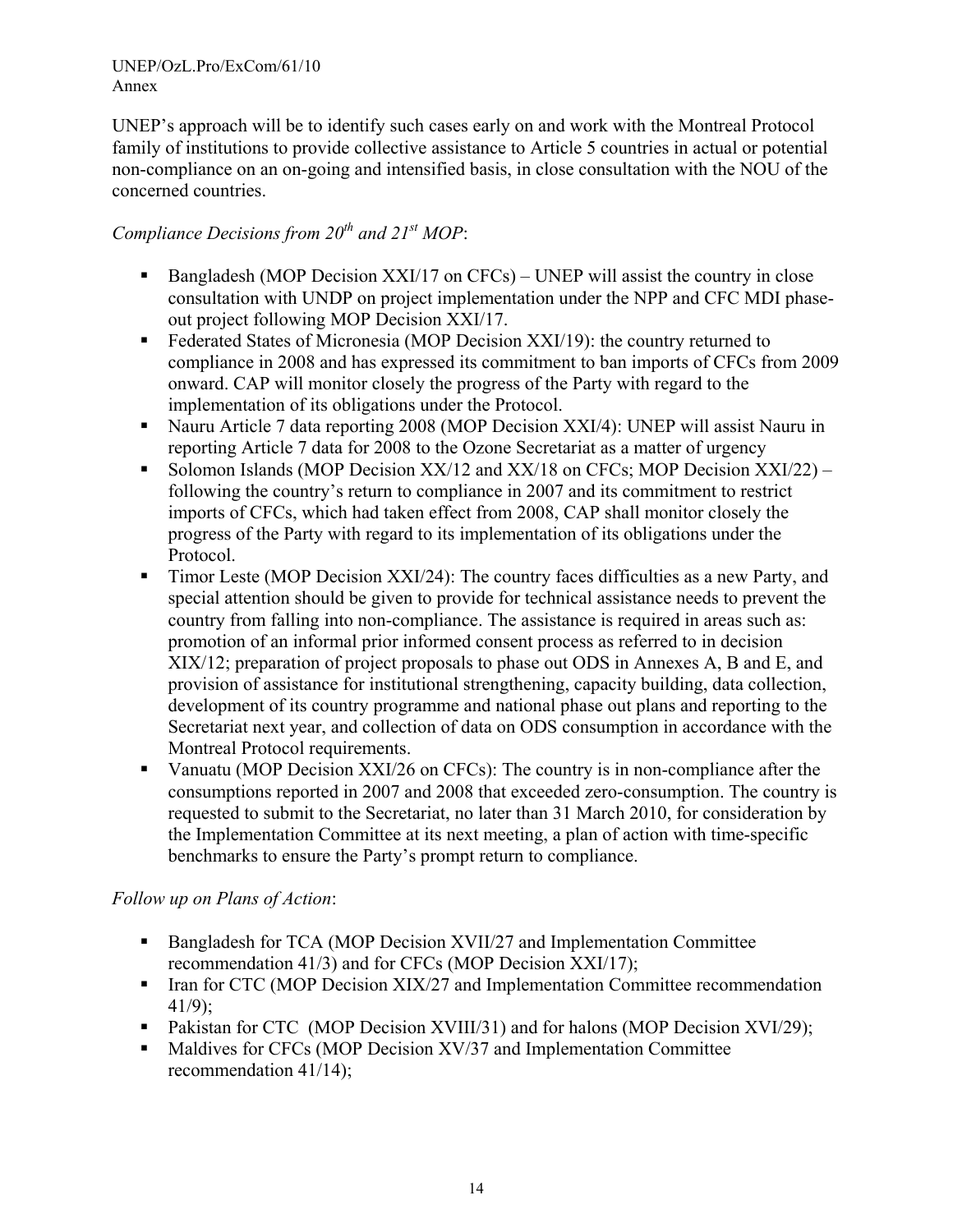UNEP's approach will be to identify such cases early on and work with the Montreal Protocol family of institutions to provide collective assistance to Article 5 countries in actual or potential non-compliance on an on-going and intensified basis, in close consultation with the NOU of the concerned countries.

*Compliance Decisions from 20th and 21st MOP*:

- Bangladesh (MOP Decision XXI/17 on CFCs) – UNEP will assist the country in close consultation with UNDP on project implementation under the NPP and CFC MDI phase-out project following MOP Decision XXI/17.
- Federated States of Micronesia (MOP Decision XXI/19): the country returned to compliance in 2008 and has expressed its commitment to ban imports of CFCs from 2009 onward. CAP will monitor closely the progress of the Party with regard to the implementation of its obligations under the Protocol.
- Nauru Article 7 data reporting 2008 (MOP Decision XXI/4): UNEP will assist Nauru in reporting Article 7 data for 2008 to the Ozone Secretariat as a matter of urgency
- Solomon Islands (MOP Decision XX/12 and XX/18 on CFCs; MOP Decision XXI/22) – following the country's return to compliance in 2007 and its commitment to restrict imports of CFCs, which had taken effect from 2008, CAP shall monitor closely the progress of the Party with regard to its implementation of its obligations under the Protocol.
- Timor Leste (MOP Decision XXI/24): The country faces difficulties as a new Party, and special attention should be given to provide for technical assistance needs to prevent the country from falling into non-compliance. The assistance is required in areas such as: promotion of an informal prior informed consent process as referred to in decision XIX/12; preparation of project proposals to phase out ODS in Annexes A, B and E, and provision of assistance for institutional strengthening, capacity building, data collection, development of its country programme and national phase out plans and reporting to the Secretariat next year, and collection of data on ODS consumption in accordance with the Montreal Protocol requirements.
- Vanuatu (MOP Decision XXI/26 on CFCs): The country is in non-compliance after the consumptions reported in 2007 and 2008 that exceeded zero-consumption. The country is requested to submit to the Secretariat, no later than 31 March 2010, for consideration by the Implementation Committee at its next meeting, a plan of action with time-specific benchmarks to ensure the Party's prompt return to compliance.

*Follow up on Plans of Action*:

- Bangladesh for TCA (MOP Decision XVII/27 and Implementation Committee recommendation 41/3) and for CFCs (MOP Decision XXI/17);
- Iran for CTC (MOP Decision XIX/27 and Implementation Committee recommendation 41/9);
- Pakistan for CTC (MOP Decision XVIII/31) and for halons (MOP Decision XVI/29);
- Maldives for CFCs (MOP Decision XV/37 and Implementation Committee recommendation 41/14);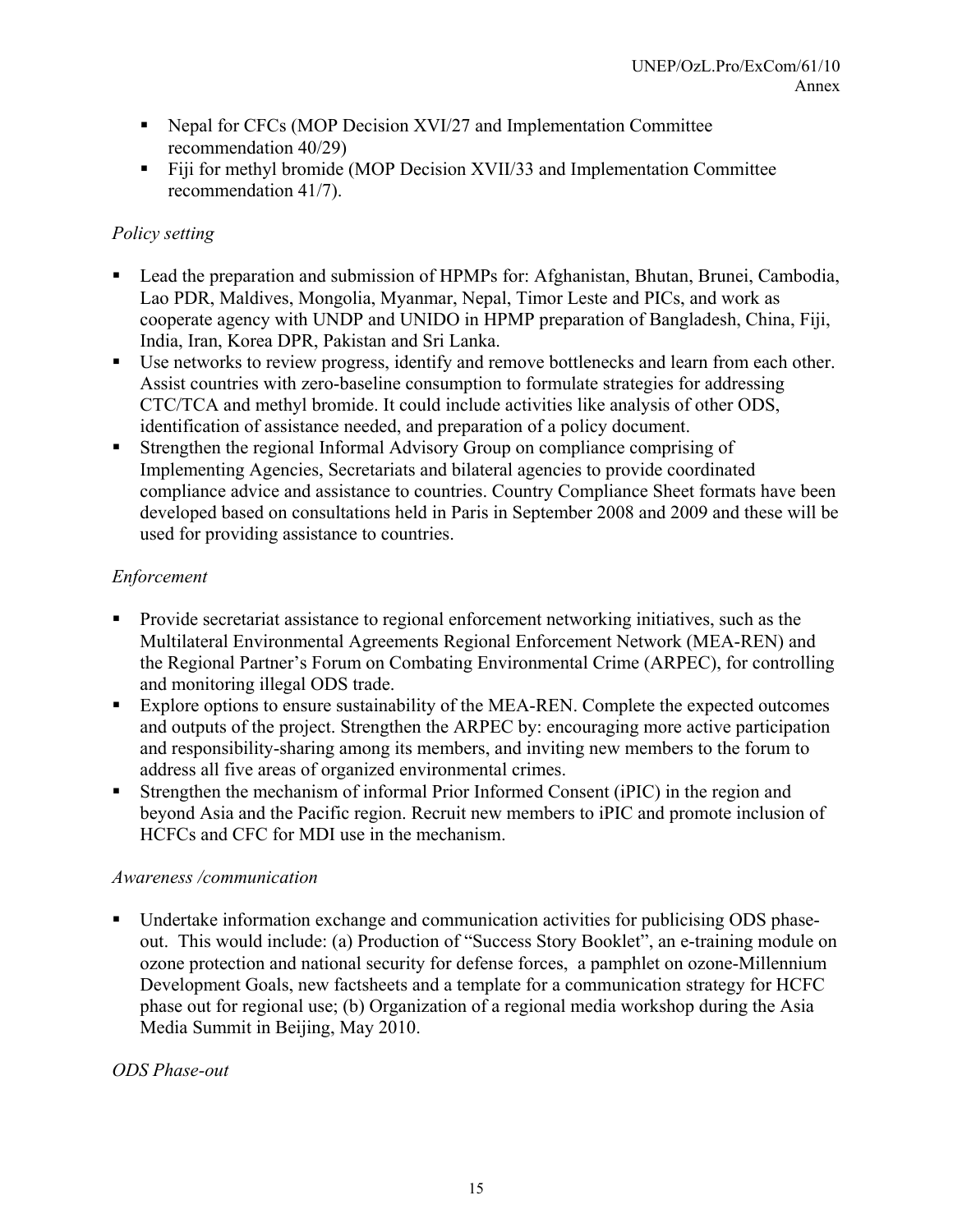- Nepal for CFCs (MOP Decision XVI/27 and Implementation Committee recommendation 40/29)
- Fiji for methyl bromide (MOP Decision XVII/33 and Implementation Committee recommendation 41/7).

*Policy setting*

- Lead the preparation and submission of HPMPs for: Afghanistan, Bhutan, Brunei, Cambodia, Lao PDR, Maldives, Mongolia, Myanmar, Nepal, Timor Leste and PICs, and work as cooperate agency with UNDP and UNIDO in HPMP preparation of Bangladesh, China, Fiji, India, Iran, Korea DPR, Pakistan and Sri Lanka.
- Use networks to review progress, identify and remove bottlenecks and learn from each other. Assist countries with zero-baseline consumption to formulate strategies for addressing CTC/TCA and methyl bromide. It could include activities like analysis of other ODS, identification of assistance needed, and preparation of a policy document.
- Strengthen the regional Informal Advisory Group on compliance comprising of Implementing Agencies, Secretariats and bilateral agencies to provide coordinated compliance advice and assistance to countries. Country Compliance Sheet formats have been developed based on consultations held in Paris in September 2008 and 2009 and these will be used for providing assistance to countries.

*Enforcement*

- Provide secretariat assistance to regional enforcement networking initiatives, such as the Multilateral Environmental Agreements Regional Enforcement Network (MEA-REN) and the Regional Partner's Forum on Combating Environmental Crime (ARPEC), for controlling and monitoring illegal ODS trade.
- Explore options to ensure sustainability of the MEA-REN. Complete the expected outcomes and outputs of the project. Strengthen the ARPEC by: encouraging more active participation and responsibility-sharing among its members, and inviting new members to the forum to address all five areas of organized environmental crimes.
- Strengthen the mechanism of informal Prior Informed Consent (iPIC) in the region and beyond Asia and the Pacific region. Recruit new members to iPIC and promote inclusion of HCFCs and CFC for MDI use in the mechanism.

*Awareness /communication*

- Undertake information exchange and communication activities for publicising ODS phase-out. This would include: (a) Production of "Success Story Booklet", an e-training module on ozone protection and national security for defense forces, a pamphlet on ozone-Millennium Development Goals, new factsheets and a template for a communication strategy for HCFC phase out for regional use; (b) Organization of a regional media workshop during the Asia Media Summit in Beijing, May 2010.

*ODS Phase-out*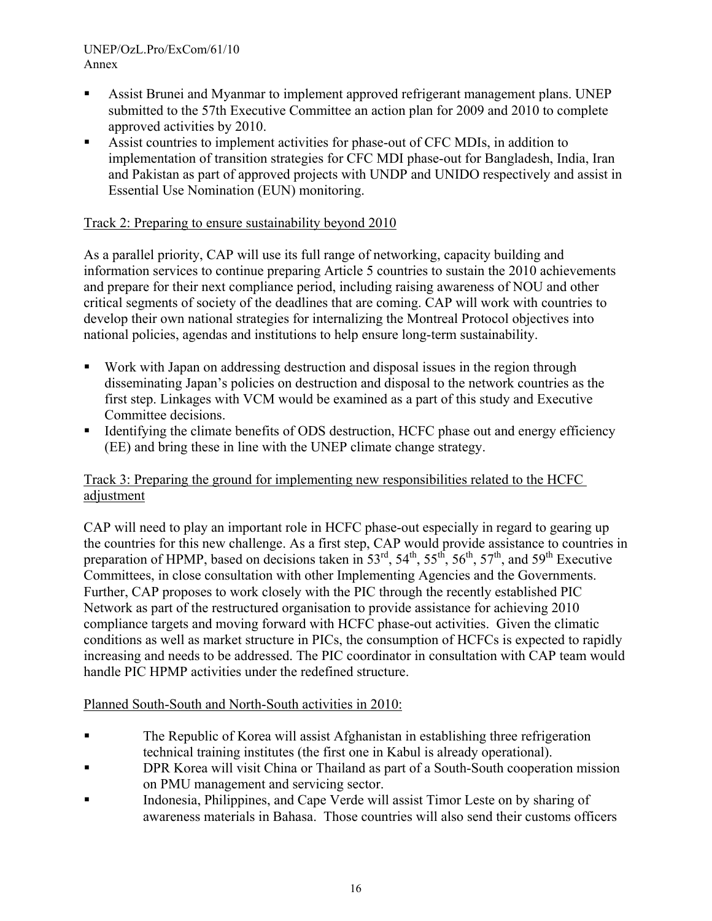- Assist Brunei and Myanmar to implement approved refrigerant management plans. UNEP submitted to the 57th Executive Committee an action plan for 2009 and 2010 to complete approved activities by 2010.
- Assist countries to implement activities for phase-out of CFC MDIs, in addition to implementation of transition strategies for CFC MDI phase-out for Bangladesh, India, Iran and Pakistan as part of approved projects with UNDP and UNIDO respectively and assist in Essential Use Nomination (EUN) monitoring.

Track 2: Preparing to ensure sustainability beyond 2010

As a parallel priority, CAP will use its full range of networking, capacity building and information services to continue preparing Article 5 countries to sustain the 2010 achievements and prepare for their next compliance period, including raising awareness of NOU and other critical segments of society of the deadlines that are coming. CAP will work with countries to develop their own national strategies for internalizing the Montreal Protocol objectives into national policies, agendas and institutions to help ensure long-term sustainability.

- Work with Japan on addressing destruction and disposal issues in the region through disseminating Japan's policies on destruction and disposal to the network countries as the first step. Linkages with VCM would be examined as a part of this study and Executive Committee decisions.
- Identifying the climate benefits of ODS destruction, HCFC phase out and energy efficiency (EE) and bring these in line with the UNEP climate change strategy.

Track 3: Preparing the ground for implementing new responsibilities related to the HCFC adjustment

CAP will need to play an important role in HCFC phase-out especially in regard to gearing up the countries for this new challenge. As a first step, CAP would provide assistance to countries in preparation of HPMP, based on decisions taken in 53rd, 54th, 55th, 56th, 57th, and 59th Executive Committees, in close consultation with other Implementing Agencies and the Governments. Further, CAP proposes to work closely with the PIC through the recently established PIC Network as part of the restructured organisation to provide assistance for achieving 2010 compliance targets and moving forward with HCFC phase-out activities. Given the climatic conditions as well as market structure in PICs, the consumption of HCFCs is expected to rapidly increasing and needs to be addressed. The PIC coordinator in consultation with CAP team would handle PIC HPMP activities under the redefined structure.

Planned South-South and North-South activities in 2010:

- The Republic of Korea will assist Afghanistan in establishing three refrigeration technical training institutes (the first one in Kabul is already operational).
- DPR Korea will visit China or Thailand as part of a South-South cooperation mission on PMU management and servicing sector.
- Indonesia, Philippines, and Cape Verde will assist Timor Leste on by sharing of awareness materials in Bahasa. Those countries will also send their customs officers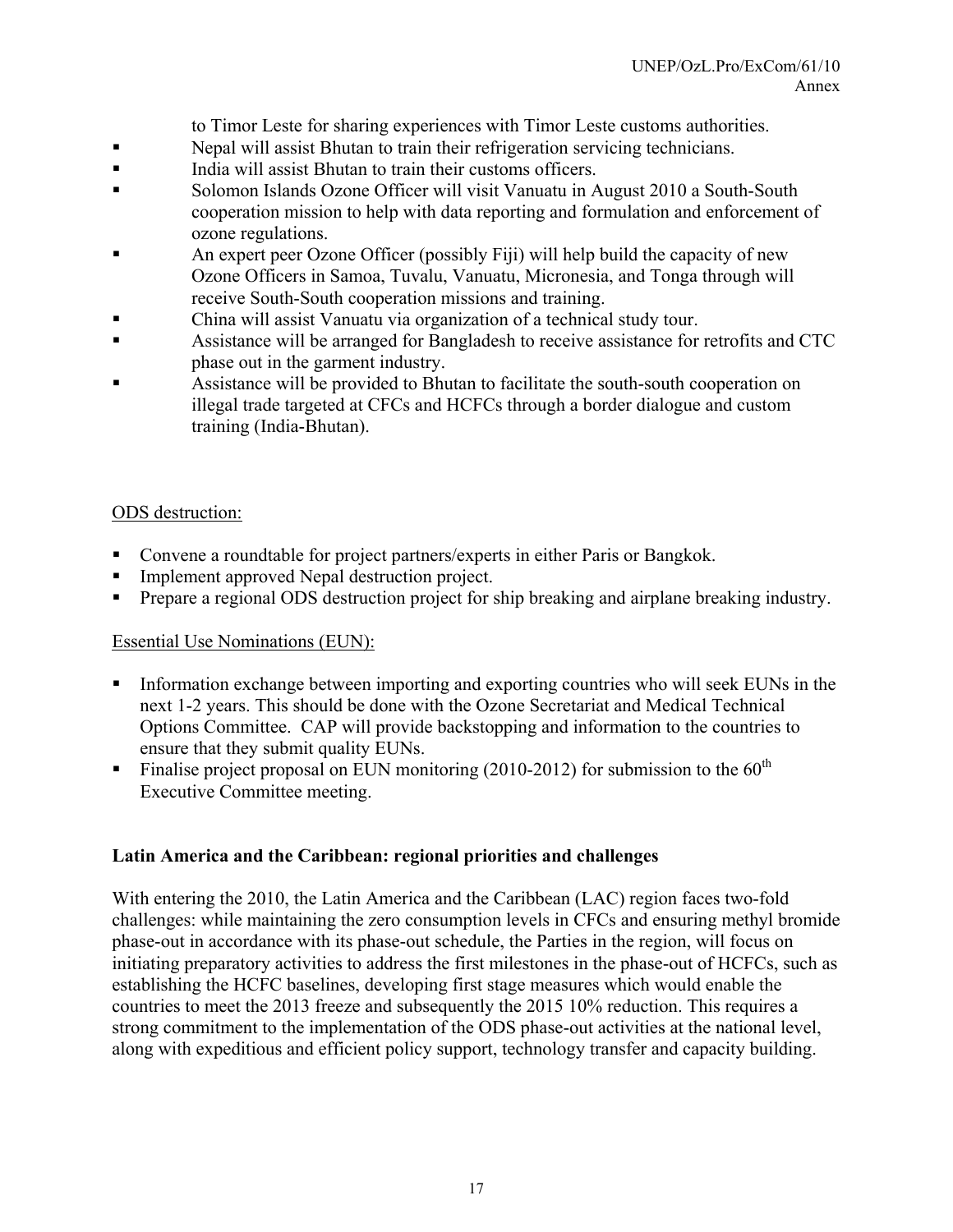to Timor Leste for sharing experiences with Timor Leste customs authorities.

- Nepal will assist Bhutan to train their refrigeration servicing technicians.
- India will assist Bhutan to train their customs officers.
- Solomon Islands Ozone Officer will visit Vanuatu in August 2010 a South-South cooperation mission to help with data reporting and formulation and enforcement of ozone regulations.
- An expert peer Ozone Officer (possibly Fiji) will help build the capacity of new Ozone Officers in Samoa, Tuvalu, Vanuatu, Micronesia, and Tonga through will receive South-South cooperation missions and training.
- China will assist Vanuatu via organization of a technical study tour.
- Assistance will be arranged for Bangladesh to receive assistance for retrofits and CTC phase out in the garment industry.
- Assistance will be provided to Bhutan to facilitate the south-south cooperation on illegal trade targeted at CFCs and HCFCs through a border dialogue and custom training (India-Bhutan).

ODS destruction:

- Convene a roundtable for project partners/experts in either Paris or Bangkok.
- Implement approved Nepal destruction project.
- Prepare a regional ODS destruction project for ship breaking and airplane breaking industry.

Essential Use Nominations (EUN):

- Information exchange between importing and exporting countries who will seek EUNs in the next 1-2 years. This should be done with the Ozone Secretariat and Medical Technical Options Committee. CAP will provide backstopping and information to the countries to ensure that they submit quality EUNs.
- Finalise project proposal on EUN monitoring (2010-2012) for submission to the 60th Executive Committee meeting.

**Latin America and the Caribbean: regional priorities and challenges**

With entering the 2010, the Latin America and the Caribbean (LAC) region faces two-fold challenges: while maintaining the zero consumption levels in CFCs and ensuring methyl bromide phase-out in accordance with its phase-out schedule, the Parties in the region, will focus on initiating preparatory activities to address the first milestones in the phase-out of HCFCs, such as establishing the HCFC baselines, developing first stage measures which would enable the countries to meet the 2013 freeze and subsequently the 2015 10% reduction. This requires a strong commitment to the implementation of the ODS phase-out activities at the national level, along with expeditious and efficient policy support, technology transfer and capacity building.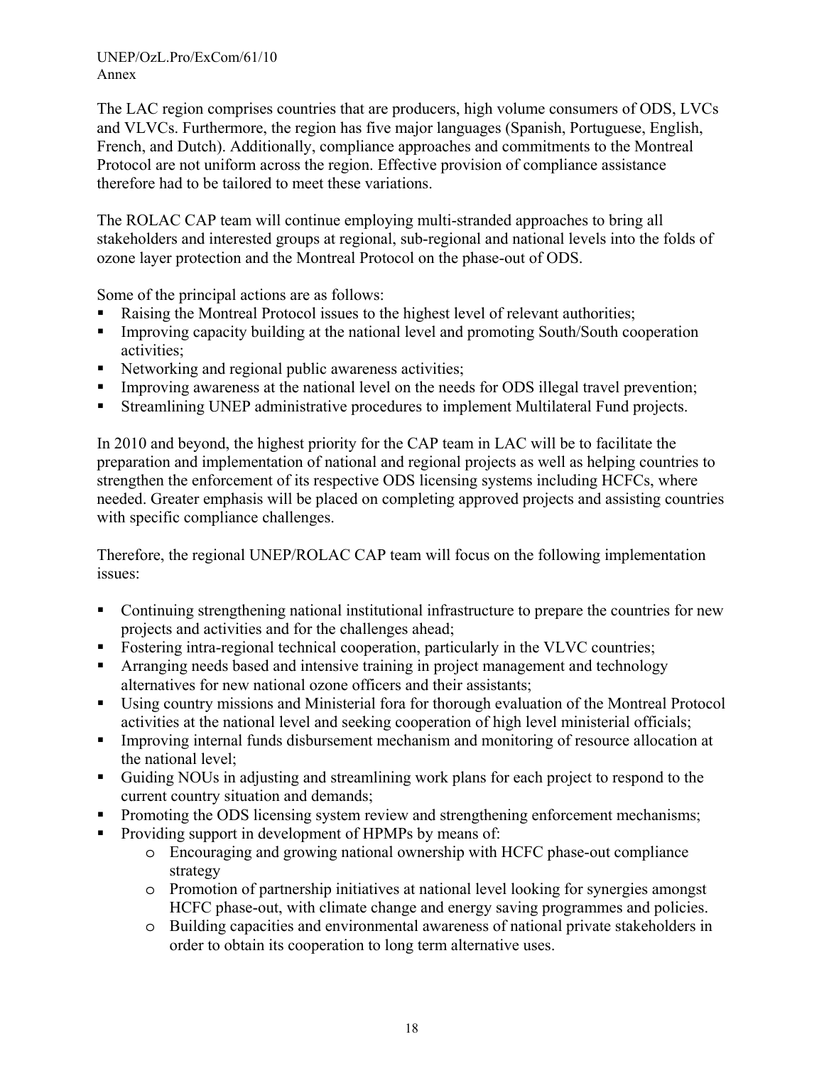The LAC region comprises countries that are producers, high volume consumers of ODS, LVCs and VLVCs. Furthermore, the region has five major languages (Spanish, Portuguese, English, French, and Dutch). Additionally, compliance approaches and commitments to the Montreal Protocol are not uniform across the region. Effective provision of compliance assistance therefore had to be tailored to meet these variations.

The ROLAC CAP team will continue employing multi-stranded approaches to bring all stakeholders and interested groups at regional, sub-regional and national levels into the folds of ozone layer protection and the Montreal Protocol on the phase-out of ODS.

Some of the principal actions are as follows:

- Raising the Montreal Protocol issues to the highest level of relevant authorities;
- Improving capacity building at the national level and promoting South/South cooperation activities;
- Networking and regional public awareness activities;
- Improving awareness at the national level on the needs for ODS illegal travel prevention;
- Streamlining UNEP administrative procedures to implement Multilateral Fund projects.

In 2010 and beyond, the highest priority for the CAP team in LAC will be to facilitate the preparation and implementation of national and regional projects as well as helping countries to strengthen the enforcement of its respective ODS licensing systems including HCFCs, where needed. Greater emphasis will be placed on completing approved projects and assisting countries with specific compliance challenges.

Therefore, the regional UNEP/ROLAC CAP team will focus on the following implementation issues:

- Continuing strengthening national institutional infrastructure to prepare the countries for new projects and activities and for the challenges ahead;
- Fostering intra-regional technical cooperation, particularly in the VLVC countries;
- Arranging needs based and intensive training in project management and technology alternatives for new national ozone officers and their assistants;
- Using country missions and Ministerial fora for thorough evaluation of the Montreal Protocol activities at the national level and seeking cooperation of high level ministerial officials;
- Improving internal funds disbursement mechanism and monitoring of resource allocation at the national level;
- Guiding NOUs in adjusting and streamlining work plans for each project to respond to the current country situation and demands;
- Promoting the ODS licensing system review and strengthening enforcement mechanisms;
- Providing support in development of HPMPs by means of:
  - Encouraging and growing national ownership with HCFC phase-out compliance strategy
  - Promotion of partnership initiatives at national level looking for synergies amongst HCFC phase-out, with climate change and energy saving programmes and policies.
  - Building capacities and environmental awareness of national private stakeholders in order to obtain its cooperation to long term alternative uses.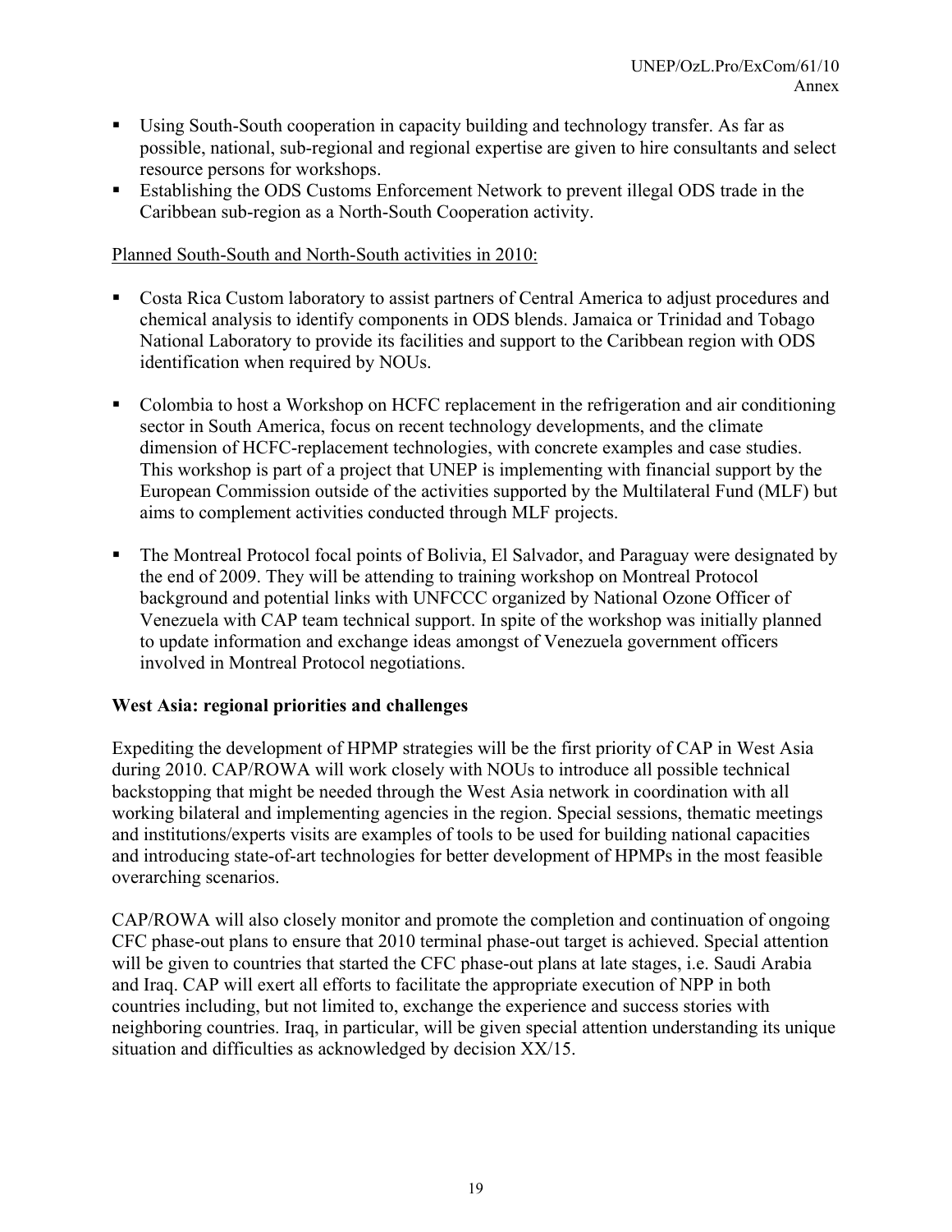- Using South-South cooperation in capacity building and technology transfer. As far as possible, national, sub-regional and regional expertise are given to hire consultants and select resource persons for workshops.
- Establishing the ODS Customs Enforcement Network to prevent illegal ODS trade in the Caribbean sub-region as a North-South Cooperation activity.

<u>Planned South-South and North-South activities in 2010:</u>

- Costa Rica Custom laboratory to assist partners of Central America to adjust procedures and chemical analysis to identify components in ODS blends. Jamaica or Trinidad and Tobago National Laboratory to provide its facilities and support to the Caribbean region with ODS identification when required by NOUs.

- Colombia to host a Workshop on HCFC replacement in the refrigeration and air conditioning sector in South America, focus on recent technology developments, and the climate dimension of HCFC-replacement technologies, with concrete examples and case studies. This workshop is part of a project that UNEP is implementing with financial support by the European Commission outside of the activities supported by the Multilateral Fund (MLF) but aims to complement activities conducted through MLF projects.

- The Montreal Protocol focal points of Bolivia, El Salvador, and Paraguay were designated by the end of 2009. They will be attending to training workshop on Montreal Protocol background and potential links with UNFCCC organized by National Ozone Officer of Venezuela with CAP team technical support. In spite of the workshop was initially planned to update information and exchange ideas amongst of Venezuela government officers involved in Montreal Protocol negotiations.

**West Asia: regional priorities and challenges**

Expediting the development of HPMP strategies will be the first priority of CAP in West Asia during 2010. CAP/ROWA will work closely with NOUs to introduce all possible technical backstopping that might be needed through the West Asia network in coordination with all working bilateral and implementing agencies in the region. Special sessions, thematic meetings and institutions/experts visits are examples of tools to be used for building national capacities and introducing state-of-art technologies for better development of HPMPs in the most feasible overarching scenarios.

CAP/ROWA will also closely monitor and promote the completion and continuation of ongoing CFC phase-out plans to ensure that 2010 terminal phase-out target is achieved. Special attention will be given to countries that started the CFC phase-out plans at late stages, i.e. Saudi Arabia and Iraq. CAP will exert all efforts to facilitate the appropriate execution of NPP in both countries including, but not limited to, exchange the experience and success stories with neighboring countries. Iraq, in particular, will be given special attention understanding its unique situation and difficulties as acknowledged by decision XX/15.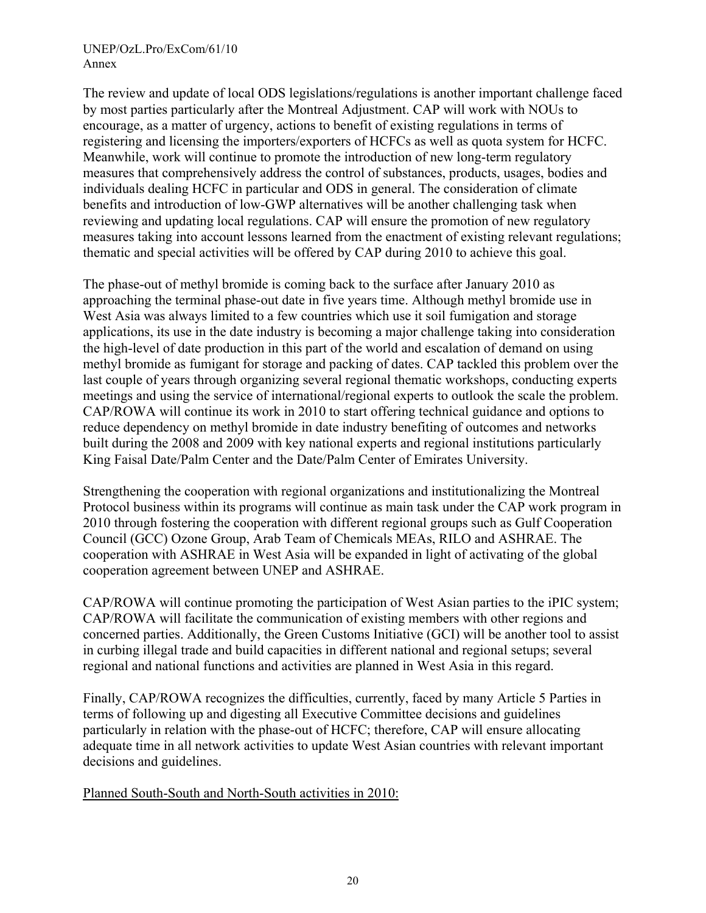The review and update of local ODS legislations/regulations is another important challenge faced by most parties particularly after the Montreal Adjustment. CAP will work with NOUs to encourage, as a matter of urgency, actions to benefit of existing regulations in terms of registering and licensing the importers/exporters of HCFCs as well as quota system for HCFC. Meanwhile, work will continue to promote the introduction of new long-term regulatory measures that comprehensively address the control of substances, products, usages, bodies and individuals dealing HCFC in particular and ODS in general. The consideration of climate benefits and introduction of low-GWP alternatives will be another challenging task when reviewing and updating local regulations. CAP will ensure the promotion of new regulatory measures taking into account lessons learned from the enactment of existing relevant regulations; thematic and special activities will be offered by CAP during 2010 to achieve this goal.

The phase-out of methyl bromide is coming back to the surface after January 2010 as approaching the terminal phase-out date in five years time. Although methyl bromide use in West Asia was always limited to a few countries which use it soil fumigation and storage applications, its use in the date industry is becoming a major challenge taking into consideration the high-level of date production in this part of the world and escalation of demand on using methyl bromide as fumigant for storage and packing of dates. CAP tackled this problem over the last couple of years through organizing several regional thematic workshops, conducting experts meetings and using the service of international/regional experts to outlook the scale the problem. CAP/ROWA will continue its work in 2010 to start offering technical guidance and options to reduce dependency on methyl bromide in date industry benefiting of outcomes and networks built during the 2008 and 2009 with key national experts and regional institutions particularly King Faisal Date/Palm Center and the Date/Palm Center of Emirates University.

Strengthening the cooperation with regional organizations and institutionalizing the Montreal Protocol business within its programs will continue as main task under the CAP work program in 2010 through fostering the cooperation with different regional groups such as Gulf Cooperation Council (GCC) Ozone Group, Arab Team of Chemicals MEAs, RILO and ASHRAE. The cooperation with ASHRAE in West Asia will be expanded in light of activating of the global cooperation agreement between UNEP and ASHRAE.

CAP/ROWA will continue promoting the participation of West Asian parties to the iPIC system; CAP/ROWA will facilitate the communication of existing members with other regions and concerned parties. Additionally, the Green Customs Initiative (GCI) will be another tool to assist in curbing illegal trade and build capacities in different national and regional setups; several regional and national functions and activities are planned in West Asia in this regard.

Finally, CAP/ROWA recognizes the difficulties, currently, faced by many Article 5 Parties in terms of following up and digesting all Executive Committee decisions and guidelines particularly in relation with the phase-out of HCFC; therefore, CAP will ensure allocating adequate time in all network activities to update West Asian countries with relevant important decisions and guidelines.

Planned South-South and North-South activities in 2010: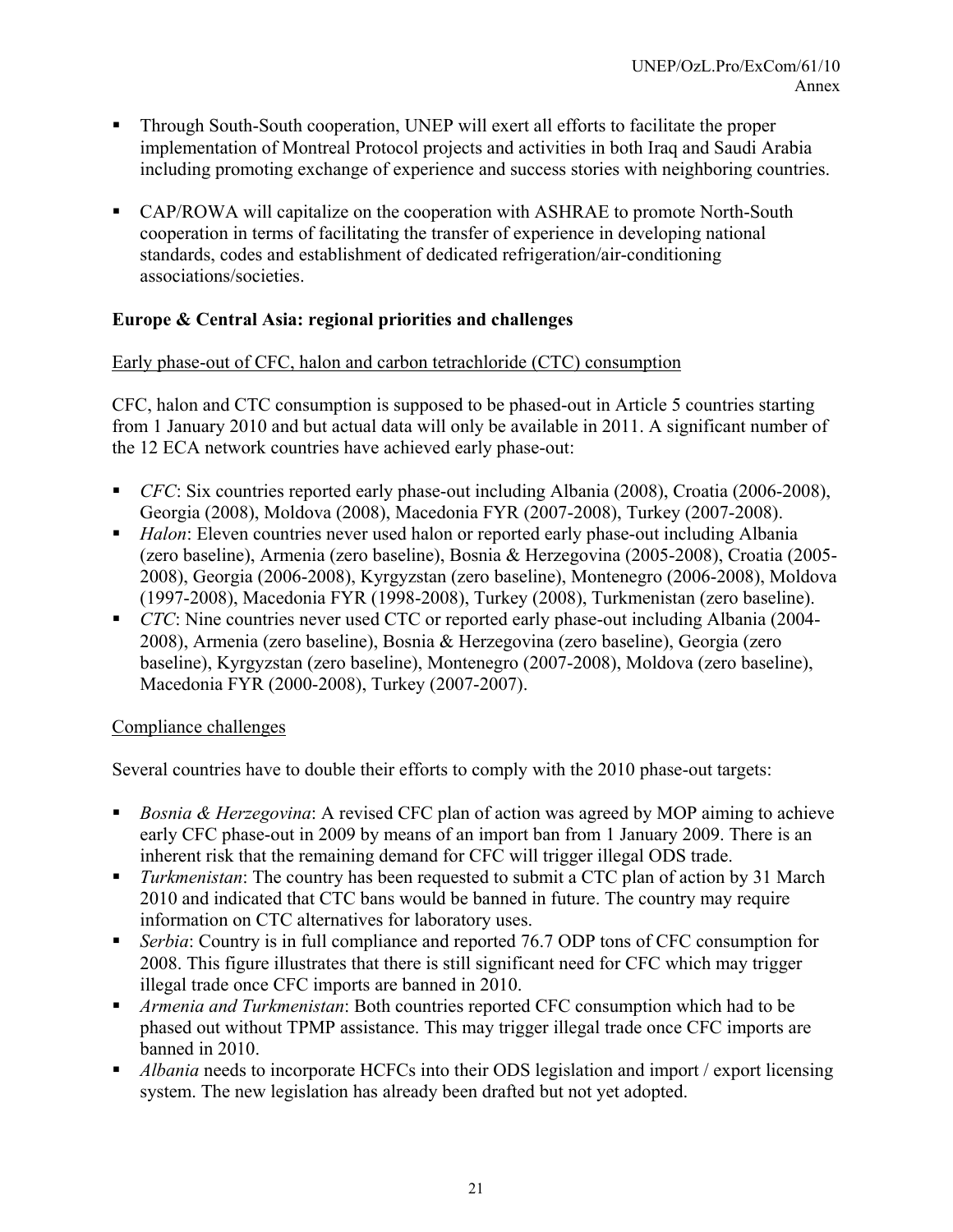- Through South-South cooperation, UNEP will exert all efforts to facilitate the proper implementation of Montreal Protocol projects and activities in both Iraq and Saudi Arabia including promoting exchange of experience and success stories with neighboring countries.

- CAP/ROWA will capitalize on the cooperation with ASHRAE to promote North-South cooperation in terms of facilitating the transfer of experience in developing national standards, codes and establishment of dedicated refrigeration/air-conditioning associations/societies.

**Europe & Central Asia: regional priorities and challenges**

Early phase-out of CFC, halon and carbon tetrachloride (CTC) consumption

CFC, halon and CTC consumption is supposed to be phased-out in Article 5 countries starting from 1 January 2010 and but actual data will only be available in 2011. A significant number of the 12 ECA network countries have achieved early phase-out:

- *CFC*: Six countries reported early phase-out including Albania (2008), Croatia (2006-2008), Georgia (2008), Moldova (2008), Macedonia FYR (2007-2008), Turkey (2007-2008).
- *Halon*: Eleven countries never used halon or reported early phase-out including Albania (zero baseline), Armenia (zero baseline), Bosnia & Herzegovina (2005-2008), Croatia (2005-2008), Georgia (2006-2008), Kyrgyzstan (zero baseline), Montenegro (2006-2008), Moldova (1997-2008), Macedonia FYR (1998-2008), Turkey (2008), Turkmenistan (zero baseline).
- *CTC*: Nine countries never used CTC or reported early phase-out including Albania (2004-2008), Armenia (zero baseline), Bosnia & Herzegovina (zero baseline), Georgia (zero baseline), Kyrgyzstan (zero baseline), Montenegro (2007-2008), Moldova (zero baseline), Macedonia FYR (2000-2008), Turkey (2007-2007).

Compliance challenges

Several countries have to double their efforts to comply with the 2010 phase-out targets:

- *Bosnia & Herzegovina*: A revised CFC plan of action was agreed by MOP aiming to achieve early CFC phase-out in 2009 by means of an import ban from 1 January 2009. There is an inherent risk that the remaining demand for CFC will trigger illegal ODS trade.
- *Turkmenistan*: The country has been requested to submit a CTC plan of action by 31 March 2010 and indicated that CTC bans would be banned in future. The country may require information on CTC alternatives for laboratory uses.
- *Serbia*: Country is in full compliance and reported 76.7 ODP tons of CFC consumption for 2008. This figure illustrates that there is still significant need for CFC which may trigger illegal trade once CFC imports are banned in 2010.
- *Armenia and Turkmenistan*: Both countries reported CFC consumption which had to be phased out without TPMP assistance. This may trigger illegal trade once CFC imports are banned in 2010.
- *Albania* needs to incorporate HCFCs into their ODS legislation and import / export licensing system. The new legislation has already been drafted but not yet adopted.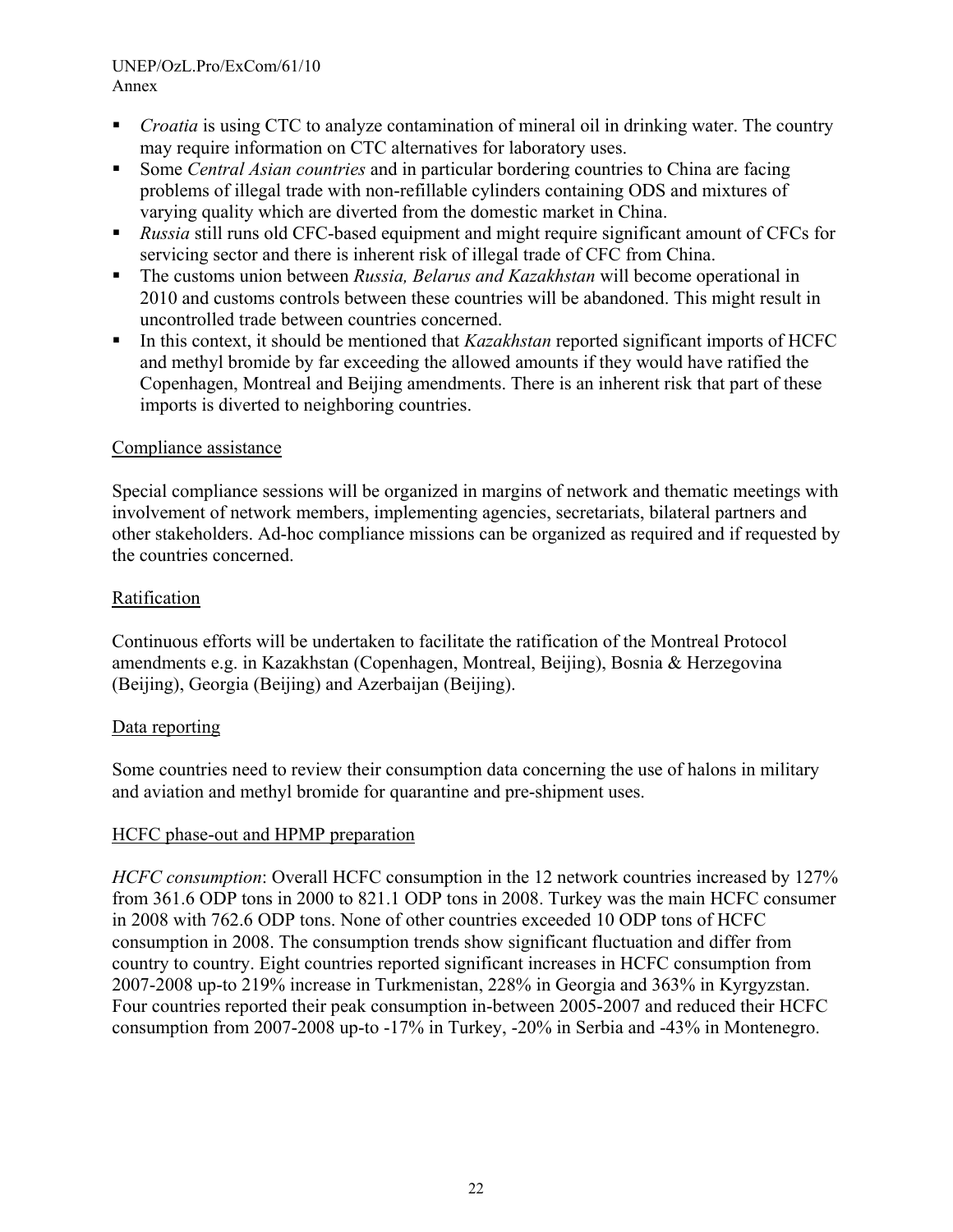- *Croatia* is using CTC to analyze contamination of mineral oil in drinking water. The country may require information on CTC alternatives for laboratory uses.
- Some *Central Asian countries* and in particular bordering countries to China are facing problems of illegal trade with non-refillable cylinders containing ODS and mixtures of varying quality which are diverted from the domestic market in China.
- *Russia* still runs old CFC-based equipment and might require significant amount of CFCs for servicing sector and there is inherent risk of illegal trade of CFC from China.
- The customs union between *Russia, Belarus and Kazakhstan* will become operational in 2010 and customs controls between these countries will be abandoned. This might result in uncontrolled trade between countries concerned.
- In this context, it should be mentioned that *Kazakhstan* reported significant imports of HCFC and methyl bromide by far exceeding the allowed amounts if they would have ratified the Copenhagen, Montreal and Beijing amendments. There is an inherent risk that part of these imports is diverted to neighboring countries.

<u>Compliance assistance</u>

Special compliance sessions will be organized in margins of network and thematic meetings with involvement of network members, implementing agencies, secretariats, bilateral partners and other stakeholders. Ad-hoc compliance missions can be organized as required and if requested by the countries concerned.

<u>Ratification</u>

Continuous efforts will be undertaken to facilitate the ratification of the Montreal Protocol amendments e.g. in Kazakhstan (Copenhagen, Montreal, Beijing), Bosnia & Herzegovina (Beijing), Georgia (Beijing) and Azerbaijan (Beijing).

<u>Data reporting</u>

Some countries need to review their consumption data concerning the use of halons in military and aviation and methyl bromide for quarantine and pre-shipment uses.

<u>HCFC phase-out and HPMP preparation</u>

*HCFC consumption*: Overall HCFC consumption in the 12 network countries increased by 127% from 361.6 ODP tons in 2000 to 821.1 ODP tons in 2008. Turkey was the main HCFC consumer in 2008 with 762.6 ODP tons. None of other countries exceeded 10 ODP tons of HCFC consumption in 2008. The consumption trends show significant fluctuation and differ from country to country. Eight countries reported significant increases in HCFC consumption from 2007-2008 up-to 219% increase in Turkmenistan, 228% in Georgia and 363% in Kyrgyzstan. Four countries reported their peak consumption in-between 2005-2007 and reduced their HCFC consumption from 2007-2008 up-to -17% in Turkey, -20% in Serbia and -43% in Montenegro.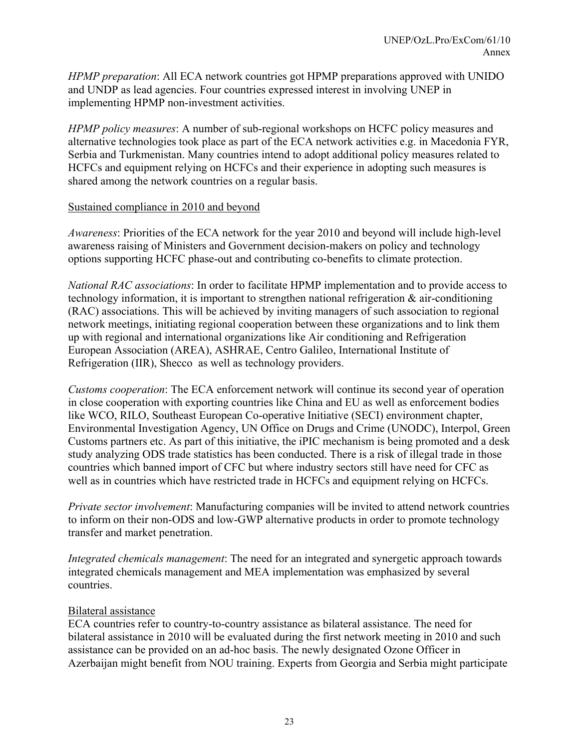*HPMP preparation*: All ECA network countries got HPMP preparations approved with UNIDO and UNDP as lead agencies. Four countries expressed interest in involving UNEP in implementing HPMP non-investment activities.

*HPMP policy measures*: A number of sub-regional workshops on HCFC policy measures and alternative technologies took place as part of the ECA network activities e.g. in Macedonia FYR, Serbia and Turkmenistan. Many countries intend to adopt additional policy measures related to HCFCs and equipment relying on HCFCs and their experience in adopting such measures is shared among the network countries on a regular basis.

<u>Sustained compliance in 2010 and beyond</u>

*Awareness*: Priorities of the ECA network for the year 2010 and beyond will include high-level awareness raising of Ministers and Government decision-makers on policy and technology options supporting HCFC phase-out and contributing co-benefits to climate protection.

*National RAC associations*: In order to facilitate HPMP implementation and to provide access to technology information, it is important to strengthen national refrigeration & air-conditioning (RAC) associations. This will be achieved by inviting managers of such association to regional network meetings, initiating regional cooperation between these organizations and to link them up with regional and international organizations like Air conditioning and Refrigeration European Association (AREA), ASHRAE, Centro Galileo, International Institute of Refrigeration (IIR), Shecco as well as technology providers.

*Customs cooperation*: The ECA enforcement network will continue its second year of operation in close cooperation with exporting countries like China and EU as well as enforcement bodies like WCO, RILO, Southeast European Co-operative Initiative (SECI) environment chapter, Environmental Investigation Agency, UN Office on Drugs and Crime (UNODC), Interpol, Green Customs partners etc. As part of this initiative, the iPIC mechanism is being promoted and a desk study analyzing ODS trade statistics has been conducted. There is a risk of illegal trade in those countries which banned import of CFC but where industry sectors still have need for CFC as well as in countries which have restricted trade in HCFCs and equipment relying on HCFCs.

*Private sector involvement*: Manufacturing companies will be invited to attend network countries to inform on their non-ODS and low-GWP alternative products in order to promote technology transfer and market penetration.

*Integrated chemicals management*: The need for an integrated and synergetic approach towards integrated chemicals management and MEA implementation was emphasized by several countries.

<u>Bilateral assistance</u>

ECA countries refer to country-to-country assistance as bilateral assistance. The need for bilateral assistance in 2010 will be evaluated during the first network meeting in 2010 and such assistance can be provided on an ad-hoc basis. The newly designated Ozone Officer in Azerbaijan might benefit from NOU training. Experts from Georgia and Serbia might participate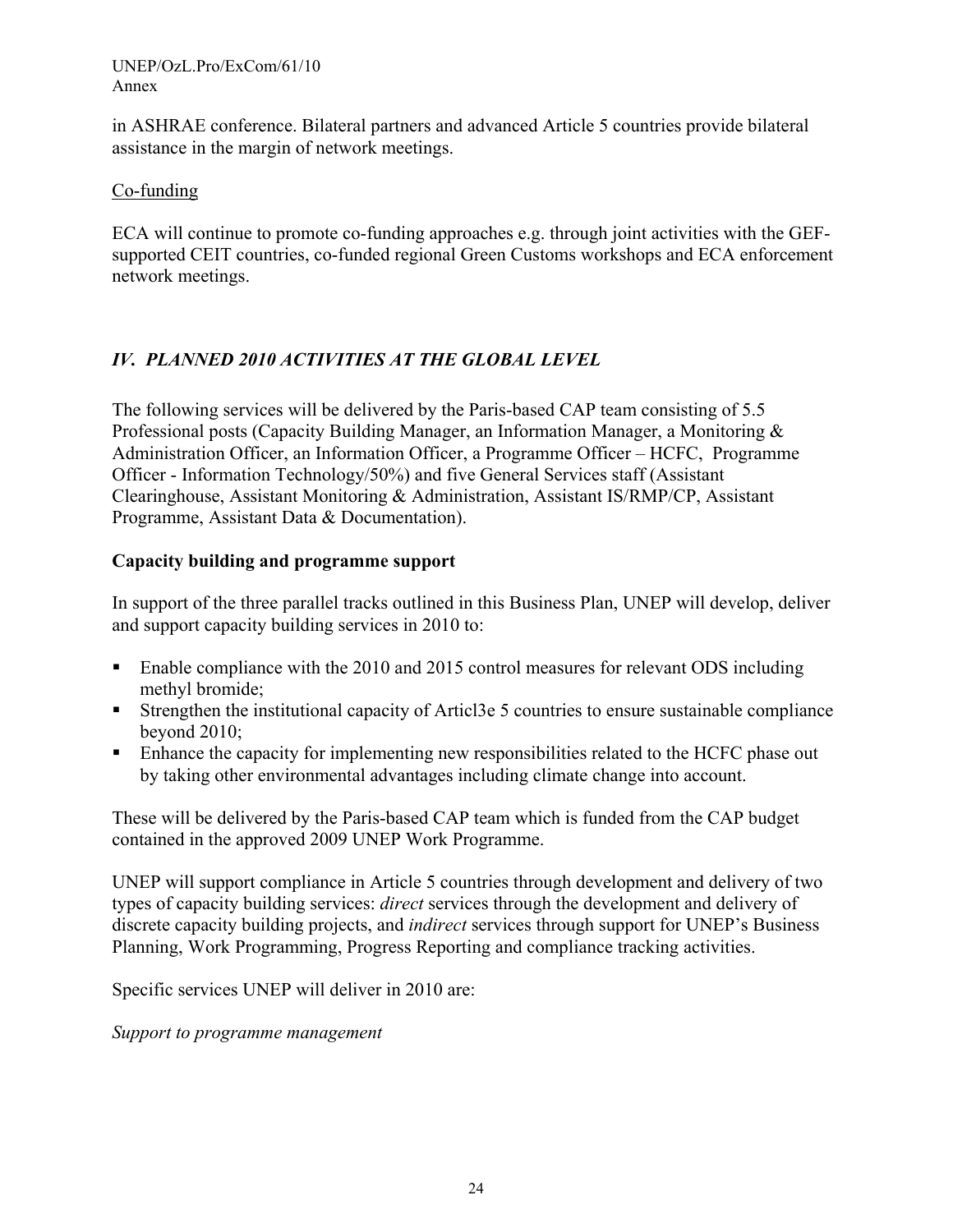in ASHRAE conference. Bilateral partners and advanced Article 5 countries provide bilateral assistance in the margin of network meetings.

Co-funding

ECA will continue to promote co-funding approaches e.g. through joint activities with the GEF-supported CEIT countries, co-funded regional Green Customs workshops and ECA enforcement network meetings.

## *IV. PLANNED 2010 ACTIVITIES AT THE GLOBAL LEVEL*

The following services will be delivered by the Paris-based CAP team consisting of 5.5 Professional posts (Capacity Building Manager, an Information Manager, a Monitoring & Administration Officer, an Information Officer, a Programme Officer – HCFC, Programme Officer - Information Technology/50%) and five General Services staff (Assistant Clearinghouse, Assistant Monitoring & Administration, Assistant IS/RMP/CP, Assistant Programme, Assistant Data & Documentation).

**Capacity building and programme support**

In support of the three parallel tracks outlined in this Business Plan, UNEP will develop, deliver and support capacity building services in 2010 to:

- Enable compliance with the 2010 and 2015 control measures for relevant ODS including methyl bromide;
- Strengthen the institutional capacity of Articl3e 5 countries to ensure sustainable compliance beyond 2010;
- Enhance the capacity for implementing new responsibilities related to the HCFC phase out by taking other environmental advantages including climate change into account.

These will be delivered by the Paris-based CAP team which is funded from the CAP budget contained in the approved 2009 UNEP Work Programme.

UNEP will support compliance in Article 5 countries through development and delivery of two types of capacity building services: *direct* services through the development and delivery of discrete capacity building projects, and *indirect* services through support for UNEP's Business Planning, Work Programming, Progress Reporting and compliance tracking activities.

Specific services UNEP will deliver in 2010 are:

*Support to programme management*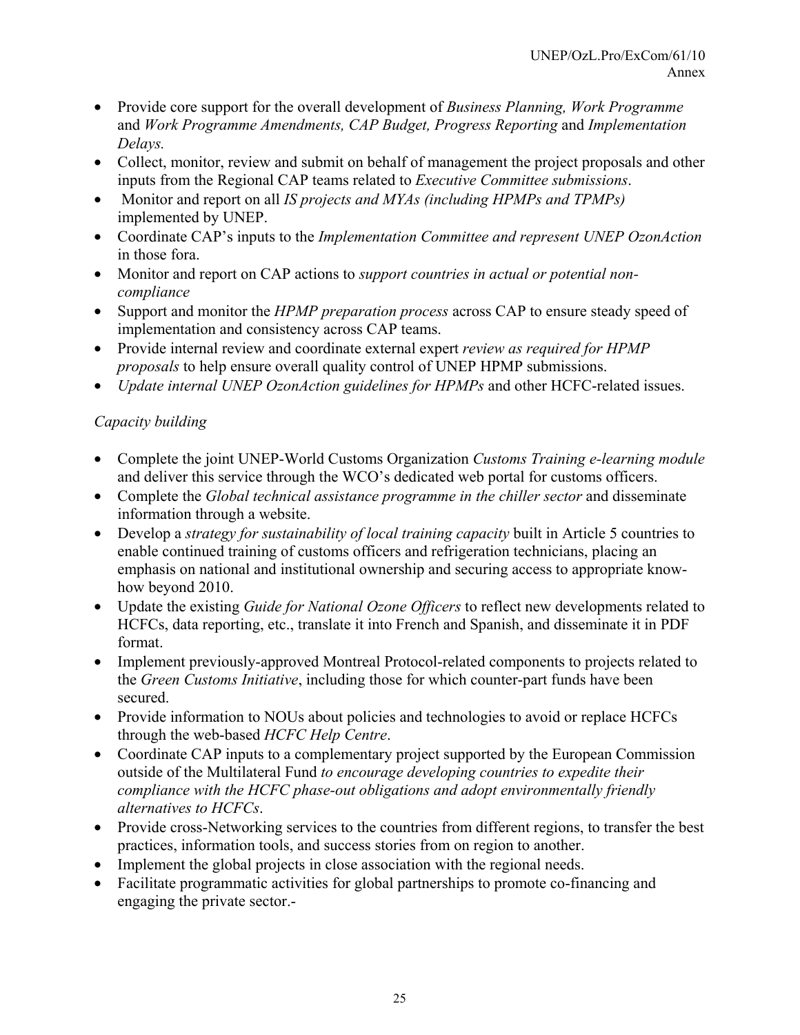- Provide core support for the overall development of *Business Planning, Work Programme* and *Work Programme Amendments, CAP Budget, Progress Reporting* and *Implementation Delays.*
- Collect, monitor, review and submit on behalf of management the project proposals and other inputs from the Regional CAP teams related to *Executive Committee submissions*.
- Monitor and report on all *IS projects and MYAs (including HPMPs and TPMPs)* implemented by UNEP.
- Coordinate CAP's inputs to the *Implementation Committee and represent UNEP OzonAction* in those fora.
- Monitor and report on CAP actions to *support countries in actual or potential non-compliance*
- Support and monitor the *HPMP preparation process* across CAP to ensure steady speed of implementation and consistency across CAP teams.
- Provide internal review and coordinate external expert *review as required for HPMP proposals* to help ensure overall quality control of UNEP HPMP submissions.
- *Update internal UNEP OzonAction guidelines for HPMPs* and other HCFC-related issues.

*Capacity building*

- Complete the joint UNEP-World Customs Organization *Customs Training e-learning module* and deliver this service through the WCO's dedicated web portal for customs officers.
- Complete the *Global technical assistance programme in the chiller sector* and disseminate information through a website.
- Develop a *strategy for sustainability of local training capacity* built in Article 5 countries to enable continued training of customs officers and refrigeration technicians, placing an emphasis on national and institutional ownership and securing access to appropriate know-how beyond 2010.
- Update the existing *Guide for National Ozone Officers* to reflect new developments related to HCFCs, data reporting, etc., translate it into French and Spanish, and disseminate it in PDF format.
- Implement previously-approved Montreal Protocol-related components to projects related to the *Green Customs Initiative*, including those for which counter-part funds have been secured.
- Provide information to NOUs about policies and technologies to avoid or replace HCFCs through the web-based *HCFC Help Centre*.
- Coordinate CAP inputs to a complementary project supported by the European Commission outside of the Multilateral Fund *to encourage developing countries to expedite their compliance with the HCFC phase-out obligations and adopt environmentally friendly alternatives to HCFCs*.
- Provide cross-Networking services to the countries from different regions, to transfer the best practices, information tools, and success stories from on region to another.
- Implement the global projects in close association with the regional needs.
- Facilitate programmatic activities for global partnerships to promote co-financing and engaging the private sector.-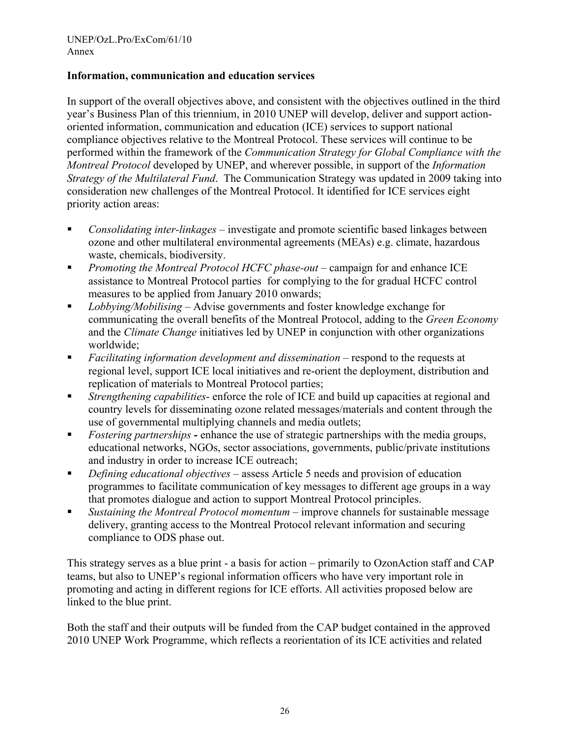**Information, communication and education services**

In support of the overall objectives above, and consistent with the objectives outlined in the third year's Business Plan of this triennium, in 2010 UNEP will develop, deliver and support action-oriented information, communication and education (ICE) services to support national compliance objectives relative to the Montreal Protocol. These services will continue to be performed within the framework of the *Communication Strategy for Global Compliance with the Montreal Protocol* developed by UNEP, and wherever possible, in support of the *Information Strategy of the Multilateral Fund*. The Communication Strategy was updated in 2009 taking into consideration new challenges of the Montreal Protocol. It identified for ICE services eight priority action areas:

- *Consolidating inter-linkages* – investigate and promote scientific based linkages between ozone and other multilateral environmental agreements (MEAs) e.g. climate, hazardous waste, chemicals, biodiversity.
- *Promoting the Montreal Protocol HCFC phase-out* – campaign for and enhance ICE assistance to Montreal Protocol parties for complying to the for gradual HCFC control measures to be applied from January 2010 onwards;
- *Lobbying/Mobilising* – Advise governments and foster knowledge exchange for communicating the overall benefits of the Montreal Protocol, adding to the *Green Economy* and the *Climate Change* initiatives led by UNEP in conjunction with other organizations worldwide;
- *Facilitating information development and dissemination* – respond to the requests at regional level, support ICE local initiatives and re-orient the deployment, distribution and replication of materials to Montreal Protocol parties;
- *Strengthening capabilities*- enforce the role of ICE and build up capacities at regional and country levels for disseminating ozone related messages/materials and content through the use of governmental multiplying channels and media outlets;
- *Fostering partnerships* **-** enhance the use of strategic partnerships with the media groups, educational networks, NGOs, sector associations, governments, public/private institutions and industry in order to increase ICE outreach;
- *Defining educational objectives* – assess Article 5 needs and provision of education programmes to facilitate communication of key messages to different age groups in a way that promotes dialogue and action to support Montreal Protocol principles.
- *Sustaining the Montreal Protocol momentum* – improve channels for sustainable message delivery, granting access to the Montreal Protocol relevant information and securing compliance to ODS phase out.

This strategy serves as a blue print - a basis for action – primarily to OzonAction staff and CAP teams, but also to UNEP's regional information officers who have very important role in promoting and acting in different regions for ICE efforts. All activities proposed below are linked to the blue print.

Both the staff and their outputs will be funded from the CAP budget contained in the approved 2010 UNEP Work Programme, which reflects a reorientation of its ICE activities and related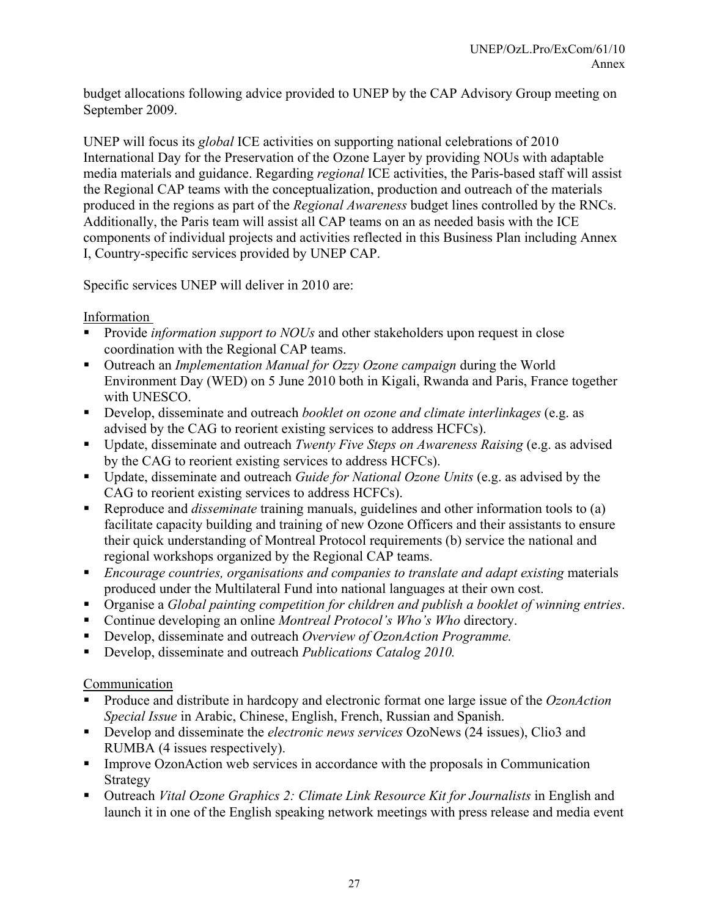budget allocations following advice provided to UNEP by the CAP Advisory Group meeting on September 2009.

UNEP will focus its *global* ICE activities on supporting national celebrations of 2010 International Day for the Preservation of the Ozone Layer by providing NOUs with adaptable media materials and guidance. Regarding *regional* ICE activities, the Paris-based staff will assist the Regional CAP teams with the conceptualization, production and outreach of the materials produced in the regions as part of the *Regional Awareness* budget lines controlled by the RNCs. Additionally, the Paris team will assist all CAP teams on an as needed basis with the ICE components of individual projects and activities reflected in this Business Plan including Annex I, Country-specific services provided by UNEP CAP.

Specific services UNEP will deliver in 2010 are:

Information

- Provide *information support to NOUs* and other stakeholders upon request in close coordination with the Regional CAP teams.
- Outreach an *Implementation Manual for Ozzy Ozone campaign* during the World Environment Day (WED) on 5 June 2010 both in Kigali, Rwanda and Paris, France together with UNESCO.
- Develop, disseminate and outreach *booklet on ozone and climate interlinkages* (e.g. as advised by the CAG to reorient existing services to address HCFCs).
- Update, disseminate and outreach *Twenty Five Steps on Awareness Raising* (e.g. as advised by the CAG to reorient existing services to address HCFCs).
- Update, disseminate and outreach *Guide for National Ozone Units* (e.g. as advised by the CAG to reorient existing services to address HCFCs).
- Reproduce and *disseminate* training manuals, guidelines and other information tools to (a) facilitate capacity building and training of new Ozone Officers and their assistants to ensure their quick understanding of Montreal Protocol requirements (b) service the national and regional workshops organized by the Regional CAP teams.
- *Encourage countries, organisations and companies to translate and adapt existing* materials produced under the Multilateral Fund into national languages at their own cost.
- Organise a *Global painting competition for children and publish a booklet of winning entries*.
- Continue developing an online *Montreal Protocol's Who's Who* directory.
- Develop, disseminate and outreach *Overview of OzonAction Programme.*
- Develop, disseminate and outreach *Publications Catalog 2010.*

Communication

- Produce and distribute in hardcopy and electronic format one large issue of the *OzonAction Special Issue* in Arabic, Chinese, English, French, Russian and Spanish.
- Develop and disseminate the *electronic news services* OzoNews (24 issues), Clio3 and RUMBA (4 issues respectively).
- Improve OzonAction web services in accordance with the proposals in Communication Strategy
- Outreach *Vital Ozone Graphics 2: Climate Link Resource Kit for Journalists* in English and launch it in one of the English speaking network meetings with press release and media event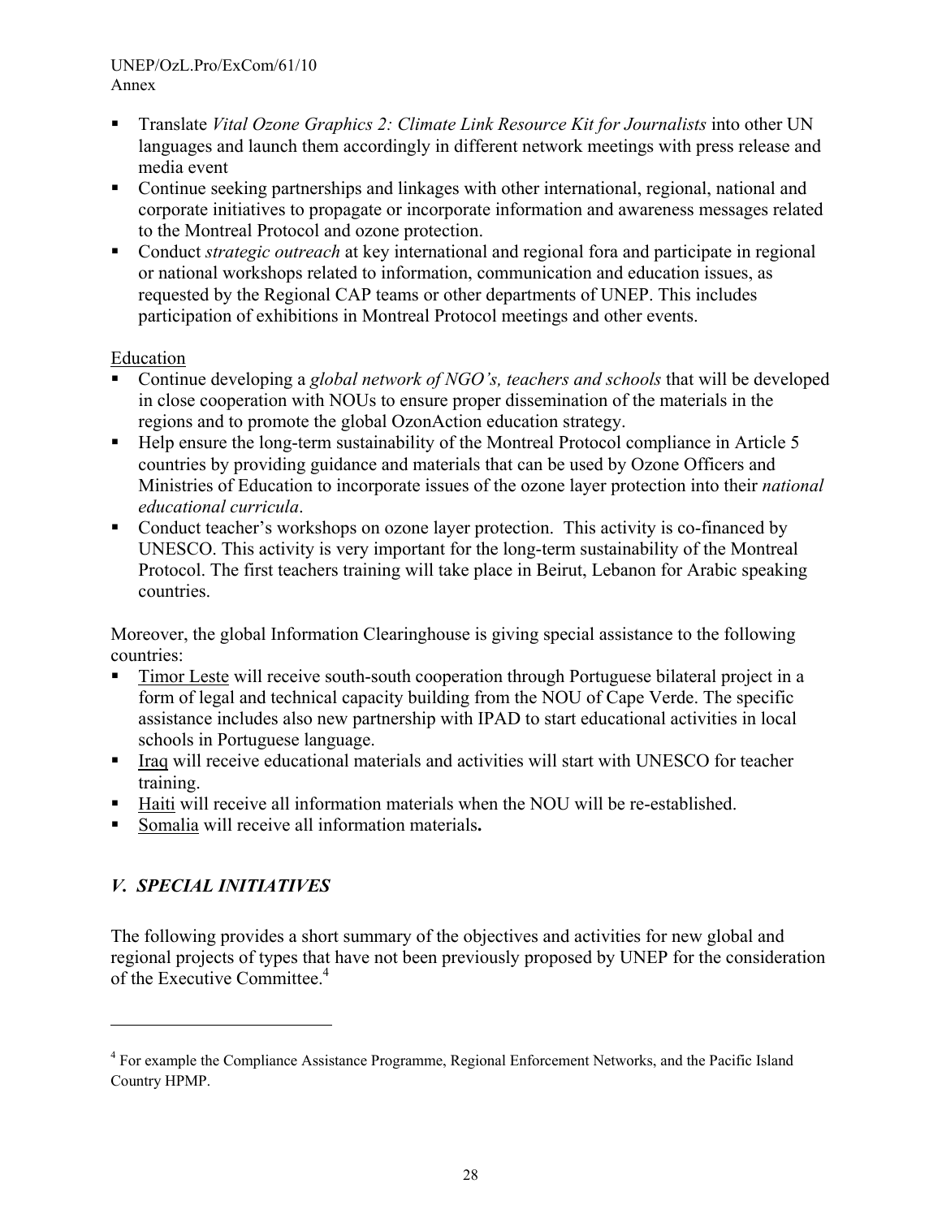- Translate *Vital Ozone Graphics 2: Climate Link Resource Kit for Journalists* into other UN languages and launch them accordingly in different network meetings with press release and media event
- Continue seeking partnerships and linkages with other international, regional, national and corporate initiatives to propagate or incorporate information and awareness messages related to the Montreal Protocol and ozone protection.
- Conduct *strategic outreach* at key international and regional fora and participate in regional or national workshops related to information, communication and education issues, as requested by the Regional CAP teams or other departments of UNEP. This includes participation of exhibitions in Montreal Protocol meetings and other events.

Education

- Continue developing a *global network of NGO's, teachers and schools* that will be developed in close cooperation with NOUs to ensure proper dissemination of the materials in the regions and to promote the global OzonAction education strategy.
- Help ensure the long-term sustainability of the Montreal Protocol compliance in Article 5 countries by providing guidance and materials that can be used by Ozone Officers and Ministries of Education to incorporate issues of the ozone layer protection into their *national educational curricula*.
- Conduct teacher's workshops on ozone layer protection. This activity is co-financed by UNESCO. This activity is very important for the long-term sustainability of the Montreal Protocol. The first teachers training will take place in Beirut, Lebanon for Arabic speaking countries.

Moreover, the global Information Clearinghouse is giving special assistance to the following countries:

- Timor Leste will receive south-south cooperation through Portuguese bilateral project in a form of legal and technical capacity building from the NOU of Cape Verde. The specific assistance includes also new partnership with IPAD to start educational activities in local schools in Portuguese language.
- Iraq will receive educational materials and activities will start with UNESCO for teacher training.
- Haiti will receive all information materials when the NOU will be re-established.
- Somalia will receive all information materials**.**

## *V. SPECIAL INITIATIVES*

The following provides a short summary of the objectives and activities for new global and regional projects of types that have not been previously proposed by UNEP for the consideration of the Executive Committee.[4]

---

[4] For example the Compliance Assistance Programme, Regional Enforcement Networks, and the Pacific Island Country HPMP.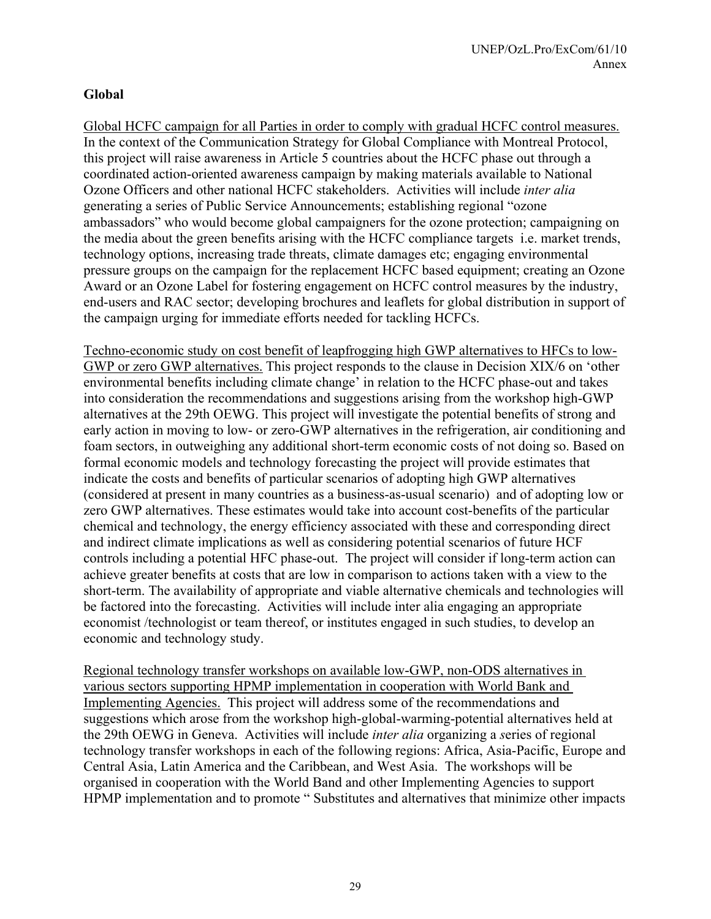**Global**

<u>Global HCFC campaign for all Parties in order to comply with gradual HCFC control measures.</u> In the context of the Communication Strategy for Global Compliance with Montreal Protocol, this project will raise awareness in Article 5 countries about the HCFC phase out through a coordinated action-oriented awareness campaign by making materials available to National Ozone Officers and other national HCFC stakeholders. Activities will include *inter alia* generating a series of Public Service Announcements; establishing regional "ozone ambassadors" who would become global campaigners for the ozone protection; campaigning on the media about the green benefits arising with the HCFC compliance targets i.e. market trends, technology options, increasing trade threats, climate damages etc; engaging environmental pressure groups on the campaign for the replacement HCFC based equipment; creating an Ozone Award or an Ozone Label for fostering engagement on HCFC control measures by the industry, end-users and RAC sector; developing brochures and leaflets for global distribution in support of the campaign urging for immediate efforts needed for tackling HCFCs.

<u>Techno-economic study on cost benefit of leapfrogging high GWP alternatives to HFCs to low-GWP or zero GWP alternatives.</u> This project responds to the clause in Decision XIX/6 on 'other environmental benefits including climate change' in relation to the HCFC phase-out and takes into consideration the recommendations and suggestions arising from the workshop high-GWP alternatives at the 29th OEWG. This project will investigate the potential benefits of strong and early action in moving to low- or zero-GWP alternatives in the refrigeration, air conditioning and foam sectors, in outweighing any additional short-term economic costs of not doing so. Based on formal economic models and technology forecasting the project will provide estimates that indicate the costs and benefits of particular scenarios of adopting high GWP alternatives (considered at present in many countries as a business-as-usual scenario) and of adopting low or zero GWP alternatives. These estimates would take into account cost-benefits of the particular chemical and technology, the energy efficiency associated with these and corresponding direct and indirect climate implications as well as considering potential scenarios of future HCF controls including a potential HFC phase-out. The project will consider if long-term action can achieve greater benefits at costs that are low in comparison to actions taken with a view to the short-term. The availability of appropriate and viable alternative chemicals and technologies will be factored into the forecasting. Activities will include inter alia engaging an appropriate economist /technologist or team thereof, or institutes engaged in such studies, to develop an economic and technology study.

<u>Regional technology transfer workshops on available low-GWP, non-ODS alternatives in various sectors supporting HPMP implementation in cooperation with World Bank and Implementing Agencies.</u> This project will address some of the recommendations and suggestions which arose from the workshop high-global-warming-potential alternatives held at the 29th OEWG in Geneva. Activities will include *inter alia* organizing a series of regional technology transfer workshops in each of the following regions: Africa, Asia-Pacific, Europe and Central Asia, Latin America and the Caribbean, and West Asia. The workshops will be organised in cooperation with the World Band and other Implementing Agencies to support HPMP implementation and to promote " Substitutes and alternatives that minimize other impacts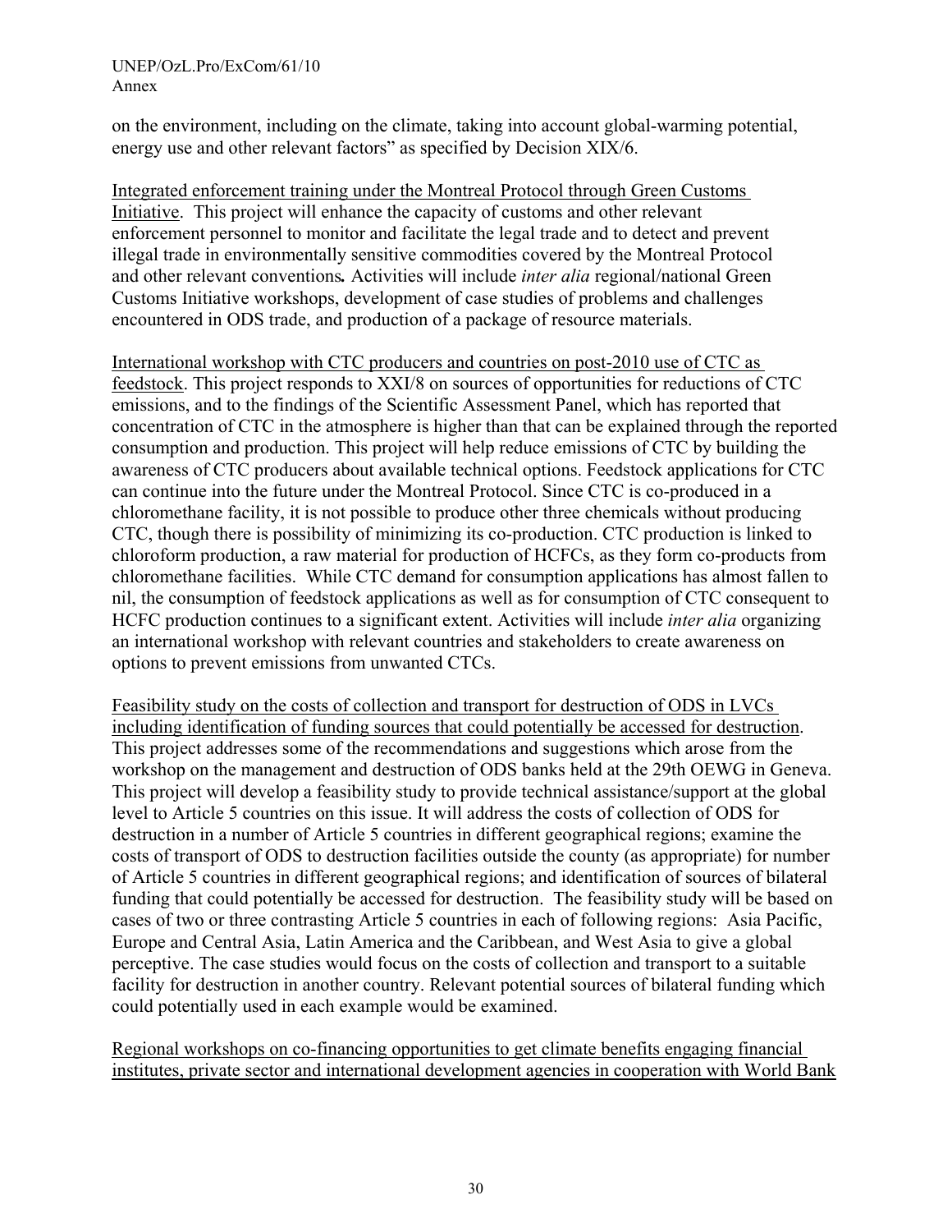on the environment, including on the climate, taking into account global-warming potential, energy use and other relevant factors" as specified by Decision XIX/6.

<u>Integrated enforcement training under the Montreal Protocol through Green Customs Initiative</u>. This project will enhance the capacity of customs and other relevant enforcement personnel to monitor and facilitate the legal trade and to detect and prevent illegal trade in environmentally sensitive commodities covered by the Montreal Protocol and other relevant conventions**.** Activities will include *inter alia* regional/national Green Customs Initiative workshops, development of case studies of problems and challenges encountered in ODS trade, and production of a package of resource materials.

<u>International workshop with CTC producers and countries on post-2010 use of CTC as feedstock</u>. This project responds to XXI/8 on sources of opportunities for reductions of CTC emissions, and to the findings of the Scientific Assessment Panel, which has reported that concentration of CTC in the atmosphere is higher than that can be explained through the reported consumption and production. This project will help reduce emissions of CTC by building the awareness of CTC producers about available technical options. Feedstock applications for CTC can continue into the future under the Montreal Protocol. Since CTC is co-produced in a chloromethane facility, it is not possible to produce other three chemicals without producing CTC, though there is possibility of minimizing its co-production. CTC production is linked to chloroform production, a raw material for production of HCFCs, as they form co-products from chloromethane facilities. While CTC demand for consumption applications has almost fallen to nil, the consumption of feedstock applications as well as for consumption of CTC consequent to HCFC production continues to a significant extent. Activities will include *inter alia* organizing an international workshop with relevant countries and stakeholders to create awareness on options to prevent emissions from unwanted CTCs.

<u>Feasibility study on the costs of collection and transport for destruction of ODS in LVCs including identification of funding sources that could potentially be accessed for destruction</u>. This project addresses some of the recommendations and suggestions which arose from the workshop on the management and destruction of ODS banks held at the 29th OEWG in Geneva. This project will develop a feasibility study to provide technical assistance/support at the global level to Article 5 countries on this issue. It will address the costs of collection of ODS for destruction in a number of Article 5 countries in different geographical regions; examine the costs of transport of ODS to destruction facilities outside the county (as appropriate) for number of Article 5 countries in different geographical regions; and identification of sources of bilateral funding that could potentially be accessed for destruction. The feasibility study will be based on cases of two or three contrasting Article 5 countries in each of following regions: Asia Pacific, Europe and Central Asia, Latin America and the Caribbean, and West Asia to give a global perceptive. The case studies would focus on the costs of collection and transport to a suitable facility for destruction in another country. Relevant potential sources of bilateral funding which could potentially used in each example would be examined.

<u>Regional workshops on co-financing opportunities to get climate benefits engaging financial institutes, private sector and international development agencies in cooperation with World Bank</u>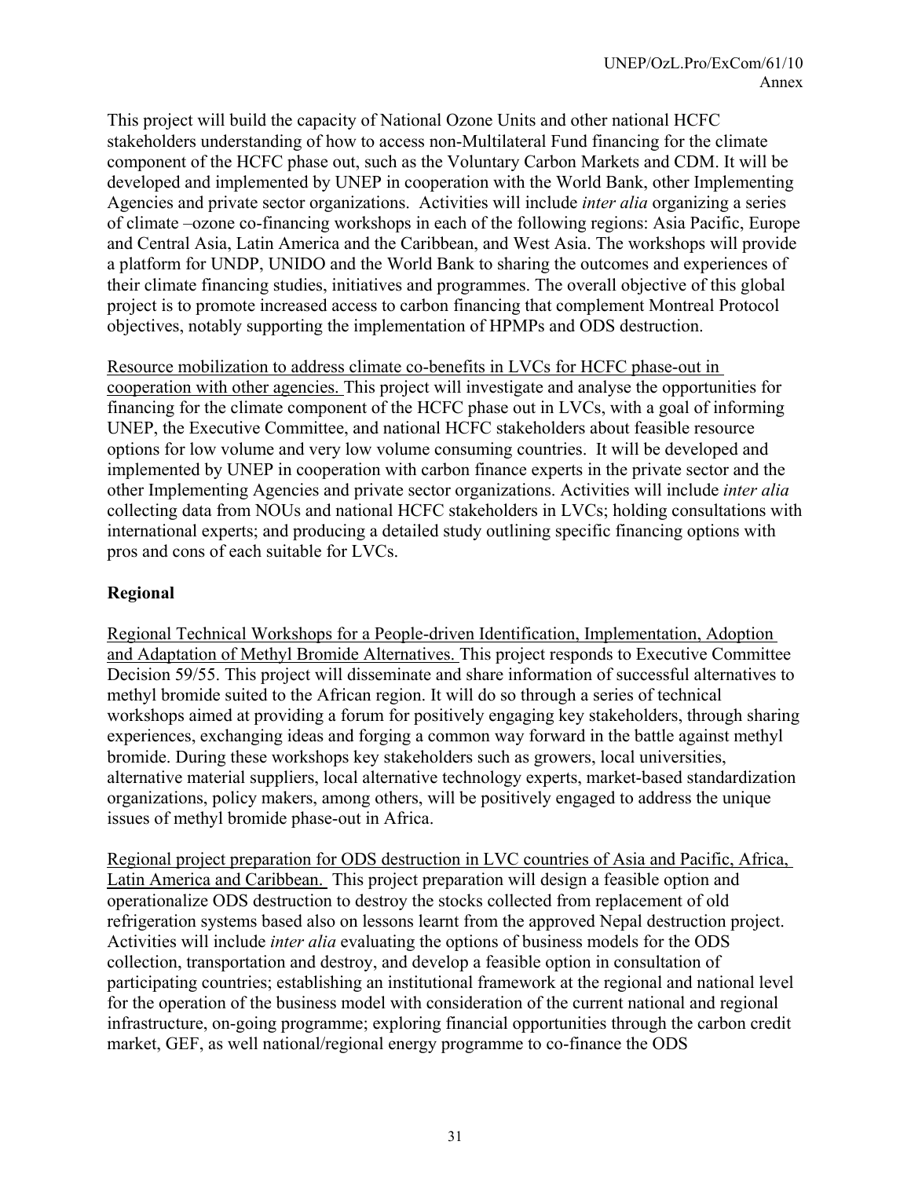This project will build the capacity of National Ozone Units and other national HCFC stakeholders understanding of how to access non-Multilateral Fund financing for the climate component of the HCFC phase out, such as the Voluntary Carbon Markets and CDM. It will be developed and implemented by UNEP in cooperation with the World Bank, other Implementing Agencies and private sector organizations. Activities will include *inter alia* organizing a series of climate –ozone co-financing workshops in each of the following regions: Asia Pacific, Europe and Central Asia, Latin America and the Caribbean, and West Asia. The workshops will provide a platform for UNDP, UNIDO and the World Bank to sharing the outcomes and experiences of their climate financing studies, initiatives and programmes. The overall objective of this global project is to promote increased access to carbon financing that complement Montreal Protocol objectives, notably supporting the implementation of HPMPs and ODS destruction.

<u>Resource mobilization to address climate co-benefits in LVCs for HCFC phase-out in cooperation with other agencies.</u> This project will investigate and analyse the opportunities for financing for the climate component of the HCFC phase out in LVCs, with a goal of informing UNEP, the Executive Committee, and national HCFC stakeholders about feasible resource options for low volume and very low volume consuming countries. It will be developed and implemented by UNEP in cooperation with carbon finance experts in the private sector and the other Implementing Agencies and private sector organizations. Activities will include *inter alia* collecting data from NOUs and national HCFC stakeholders in LVCs; holding consultations with international experts; and producing a detailed study outlining specific financing options with pros and cons of each suitable for LVCs.

**Regional**

<u>Regional Technical Workshops for a People-driven Identification, Implementation, Adoption and Adaptation of Methyl Bromide Alternatives.</u> This project responds to Executive Committee Decision 59/55. This project will disseminate and share information of successful alternatives to methyl bromide suited to the African region. It will do so through a series of technical workshops aimed at providing a forum for positively engaging key stakeholders, through sharing experiences, exchanging ideas and forging a common way forward in the battle against methyl bromide. During these workshops key stakeholders such as growers, local universities, alternative material suppliers, local alternative technology experts, market-based standardization organizations, policy makers, among others, will be positively engaged to address the unique issues of methyl bromide phase-out in Africa.

<u>Regional project preparation for ODS destruction in LVC countries of Asia and Pacific, Africa, Latin America and Caribbean.</u> This project preparation will design a feasible option and operationalize ODS destruction to destroy the stocks collected from replacement of old refrigeration systems based also on lessons learnt from the approved Nepal destruction project. Activities will include *inter alia* evaluating the options of business models for the ODS collection, transportation and destroy, and develop a feasible option in consultation of participating countries; establishing an institutional framework at the regional and national level for the operation of the business model with consideration of the current national and regional infrastructure, on-going programme; exploring financial opportunities through the carbon credit market, GEF, as well national/regional energy programme to co-finance the ODS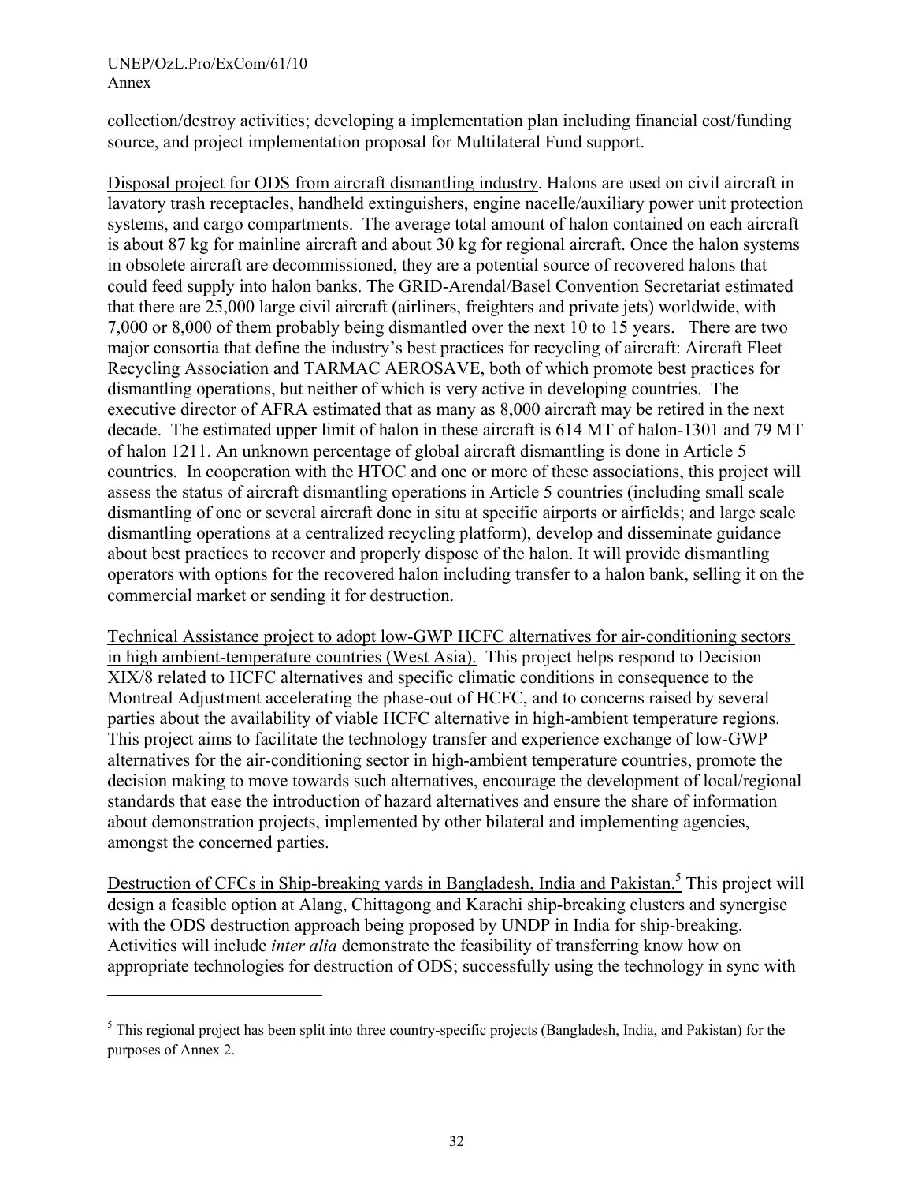collection/destroy activities; developing a implementation plan including financial cost/funding source, and project implementation proposal for Multilateral Fund support.

Disposal project for ODS from aircraft dismantling industry. Halons are used on civil aircraft in lavatory trash receptacles, handheld extinguishers, engine nacelle/auxiliary power unit protection systems, and cargo compartments. The average total amount of halon contained on each aircraft is about 87 kg for mainline aircraft and about 30 kg for regional aircraft. Once the halon systems in obsolete aircraft are decommissioned, they are a potential source of recovered halons that could feed supply into halon banks. The GRID-Arendal/Basel Convention Secretariat estimated that there are 25,000 large civil aircraft (airliners, freighters and private jets) worldwide, with 7,000 or 8,000 of them probably being dismantled over the next 10 to 15 years. There are two major consortia that define the industry's best practices for recycling of aircraft: Aircraft Fleet Recycling Association and TARMAC AEROSAVE, both of which promote best practices for dismantling operations, but neither of which is very active in developing countries. The executive director of AFRA estimated that as many as 8,000 aircraft may be retired in the next decade. The estimated upper limit of halon in these aircraft is 614 MT of halon-1301 and 79 MT of halon 1211. An unknown percentage of global aircraft dismantling is done in Article 5 countries. In cooperation with the HTOC and one or more of these associations, this project will assess the status of aircraft dismantling operations in Article 5 countries (including small scale dismantling of one or several aircraft done in situ at specific airports or airfields; and large scale dismantling operations at a centralized recycling platform), develop and disseminate guidance about best practices to recover and properly dispose of the halon. It will provide dismantling operators with options for the recovered halon including transfer to a halon bank, selling it on the commercial market or sending it for destruction.

Technical Assistance project to adopt low-GWP HCFC alternatives for air-conditioning sectors in high ambient-temperature countries (West Asia). This project helps respond to Decision XIX/8 related to HCFC alternatives and specific climatic conditions in consequence to the Montreal Adjustment accelerating the phase-out of HCFC, and to concerns raised by several parties about the availability of viable HCFC alternative in high-ambient temperature regions. This project aims to facilitate the technology transfer and experience exchange of low-GWP alternatives for the air-conditioning sector in high-ambient temperature countries, promote the decision making to move towards such alternatives, encourage the development of local/regional standards that ease the introduction of hazard alternatives and ensure the share of information about demonstration projects, implemented by other bilateral and implementing agencies, amongst the concerned parties.

Destruction of CFCs in Ship-breaking yards in Bangladesh, India and Pakistan.[5] This project will design a feasible option at Alang, Chittagong and Karachi ship-breaking clusters and synergise with the ODS destruction approach being proposed by UNDP in India for ship-breaking. Activities will include *inter alia* demonstrate the feasibility of transferring know how on appropriate technologies for destruction of ODS; successfully using the technology in sync with

---

[5] This regional project has been split into three country-specific projects (Bangladesh, India, and Pakistan) for the purposes of Annex 2.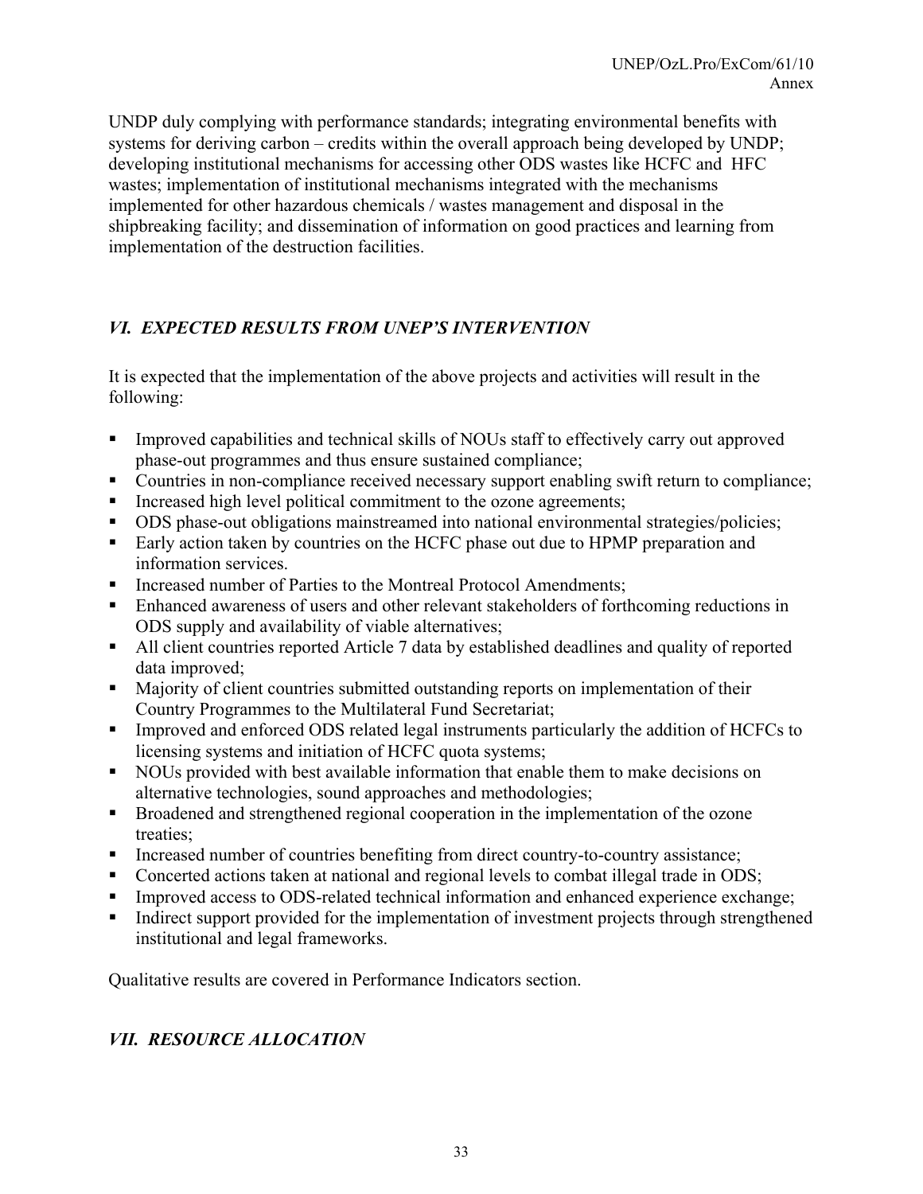UNDP duly complying with performance standards; integrating environmental benefits with systems for deriving carbon – credits within the overall approach being developed by UNDP; developing institutional mechanisms for accessing other ODS wastes like HCFC and HFC wastes; implementation of institutional mechanisms integrated with the mechanisms implemented for other hazardous chemicals / wastes management and disposal in the shipbreaking facility; and dissemination of information on good practices and learning from implementation of the destruction facilities.

## *VI. EXPECTED RESULTS FROM UNEP'S INTERVENTION*

It is expected that the implementation of the above projects and activities will result in the following:

- Improved capabilities and technical skills of NOUs staff to effectively carry out approved phase-out programmes and thus ensure sustained compliance;
- Countries in non-compliance received necessary support enabling swift return to compliance;
- Increased high level political commitment to the ozone agreements;
- ODS phase-out obligations mainstreamed into national environmental strategies/policies;
- Early action taken by countries on the HCFC phase out due to HPMP preparation and information services.
- Increased number of Parties to the Montreal Protocol Amendments;
- Enhanced awareness of users and other relevant stakeholders of forthcoming reductions in ODS supply and availability of viable alternatives;
- All client countries reported Article 7 data by established deadlines and quality of reported data improved;
- Majority of client countries submitted outstanding reports on implementation of their Country Programmes to the Multilateral Fund Secretariat;
- Improved and enforced ODS related legal instruments particularly the addition of HCFCs to licensing systems and initiation of HCFC quota systems;
- NOUs provided with best available information that enable them to make decisions on alternative technologies, sound approaches and methodologies;
- Broadened and strengthened regional cooperation in the implementation of the ozone treaties;
- Increased number of countries benefiting from direct country-to-country assistance;
- Concerted actions taken at national and regional levels to combat illegal trade in ODS;
- Improved access to ODS-related technical information and enhanced experience exchange;
- Indirect support provided for the implementation of investment projects through strengthened institutional and legal frameworks.

Qualitative results are covered in Performance Indicators section.

## *VII. RESOURCE ALLOCATION*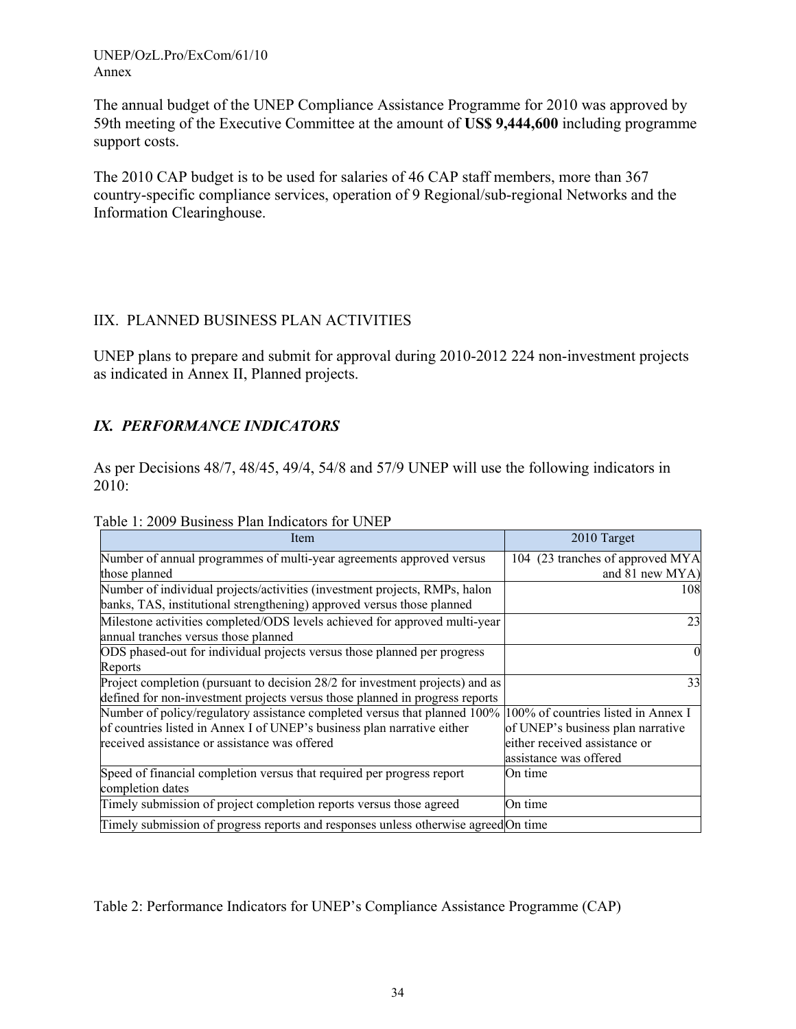The annual budget of the UNEP Compliance Assistance Programme for 2010 was approved by 59th meeting of the Executive Committee at the amount of **US$ 9,444,600** including programme support costs.

The 2010 CAP budget is to be used for salaries of 46 CAP staff members, more than 367 country-specific compliance services, operation of 9 Regional/sub-regional Networks and the Information Clearinghouse.

## IIX. PLANNED BUSINESS PLAN ACTIVITIES

UNEP plans to prepare and submit for approval during 2010-2012 224 non-investment projects as indicated in Annex II, Planned projects.

## *IX. PERFORMANCE INDICATORS*

As per Decisions 48/7, 48/45, 49/4, 54/8 and 57/9 UNEP will use the following indicators in 2010:

Table 1: 2009 Business Plan Indicators for UNEP

| Item | 2010 Target |
|---|---|
| Number of annual programmes of multi-year agreements approved versus those planned | 104 (23 tranches of approved MYA and 81 new MYA) |
| Number of individual projects/activities (investment projects, RMPs, halon banks, TAS, institutional strengthening) approved versus those planned | 108 |
| Milestone activities completed/ODS levels achieved for approved multi-year annual tranches versus those planned | 23 |
| ODS phased-out for individual projects versus those planned per progress Reports | 0 |
| Project completion (pursuant to decision 28/2 for investment projects) and as defined for non-investment projects versus those planned in progress reports | 33 |
| Number of policy/regulatory assistance completed versus that planned 100% of countries listed in Annex I of UNEP's business plan narrative either received assistance or assistance was offered | 100% of countries listed in Annex I of UNEP's business plan narrative either received assistance or assistance was offered |
| Speed of financial completion versus that required per progress report completion dates | On time |
| Timely submission of project completion reports versus those agreed | On time |
| Timely submission of progress reports and responses unless otherwise agreed | On time |

Table 2: Performance Indicators for UNEP's Compliance Assistance Programme (CAP)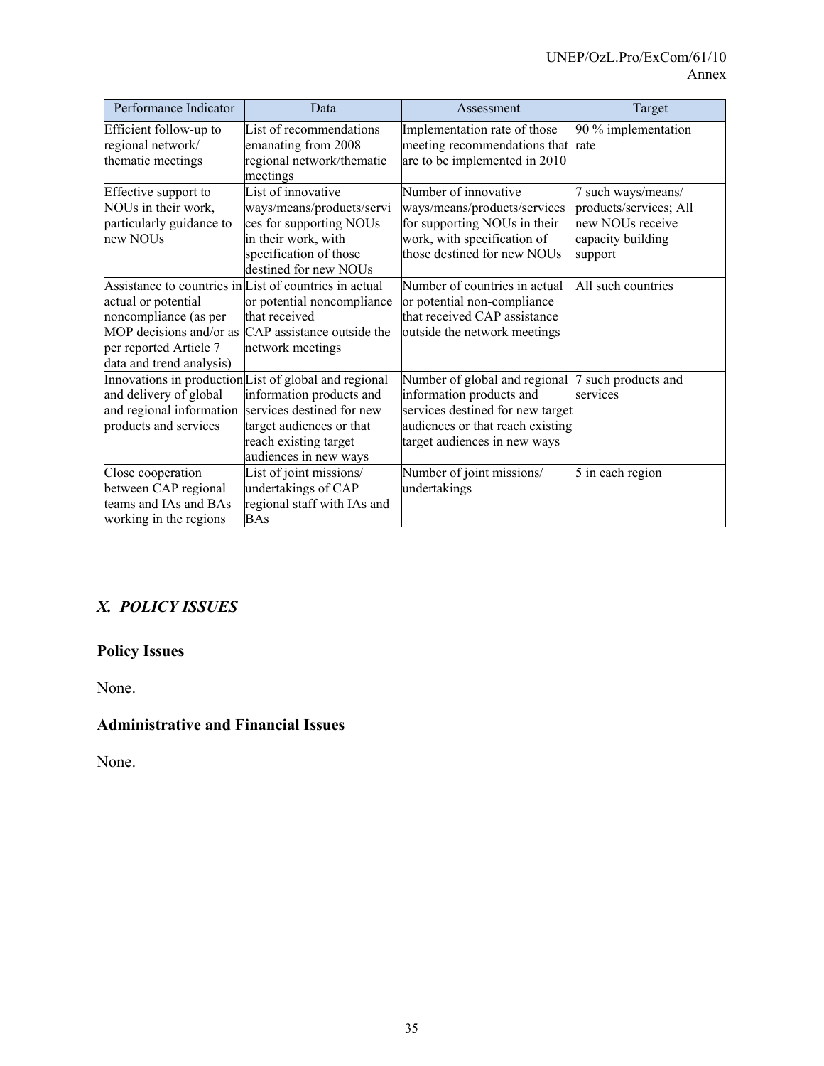| Performance Indicator | Data | Assessment | Target |
|---|---|---|---|
| Efficient follow-up to regional network/ thematic meetings | List of recommendations emanating from 2008 regional network/thematic meetings | Implementation rate of those meeting recommendations that are to be implemented in 2010 | 90 % implementation rate |
| Effective support to NOUs in their work, particularly guidance to new NOUs | List of innovative ways/means/products/services for supporting NOUs in their work, with specification of those destined for new NOUs | Number of innovative ways/means/products/services for supporting NOUs in their work, with specification of those destined for new NOUs | 7 such ways/means/ products/services; All new NOUs receive capacity building support |
| Assistance to countries in actual or potential noncompliance (as per MOP decisions and/or as per reported Article 7 data and trend analysis) | List of countries in actual or potential noncompliance that received CAP assistance outside the network meetings | Number of countries in actual or potential non-compliance that received CAP assistance outside the network meetings | All such countries |
| Innovations in production and delivery of global and regional information products and services | List of global and regional information products and services destined for new target audiences or that reach existing target audiences in new ways | Number of global and regional information products and services destined for new target audiences or that reach existing target audiences in new ways | 7 such products and services |
| Close cooperation between CAP regional teams and IAs and BAs working in the regions | List of joint missions/ undertakings of CAP regional staff with IAs and BAs | Number of joint missions/ undertakings | 5 in each region |

## *X. POLICY ISSUES*

### Policy Issues

None.

### Administrative and Financial Issues

None.